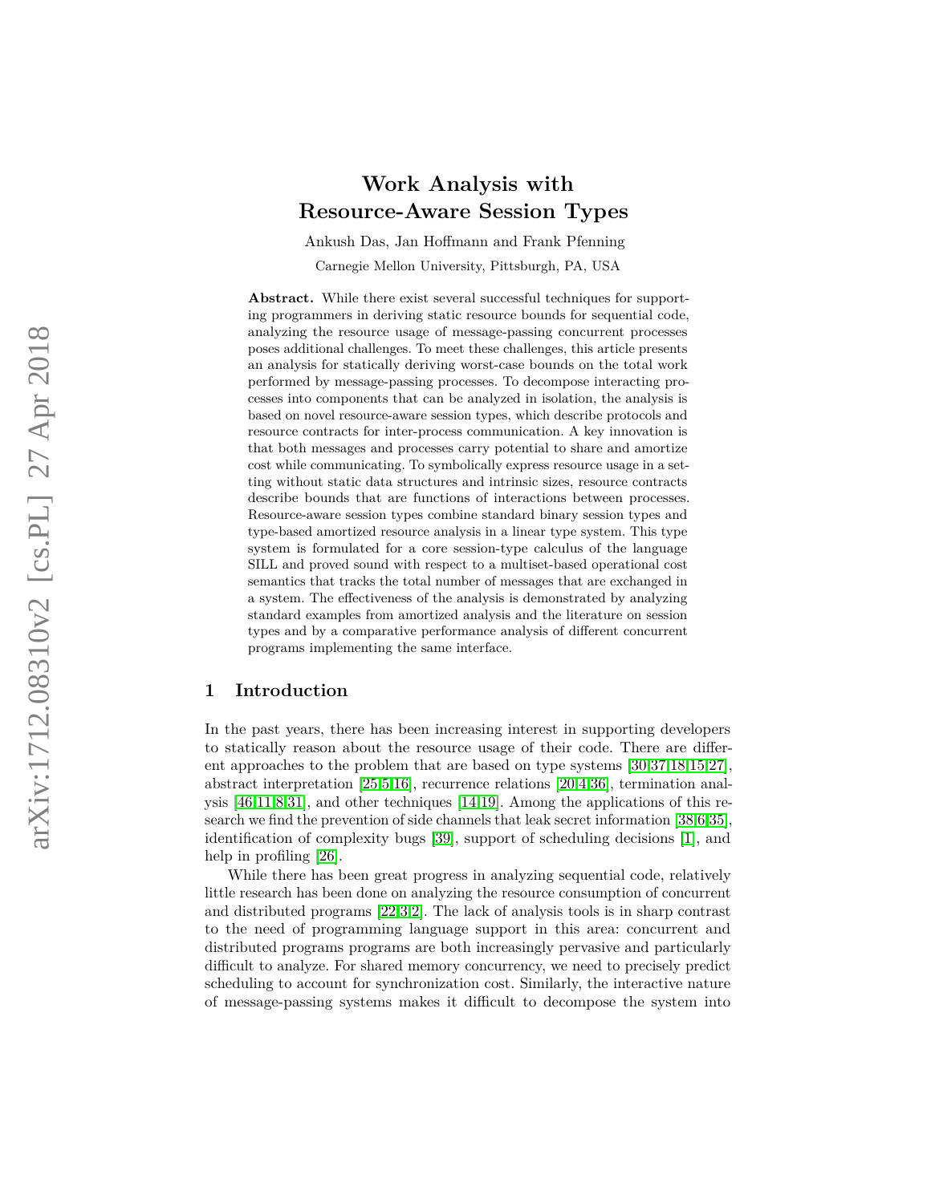# Work Analysis with Resource-Aware Session Types

Ankush Das, Jan Hoffmann and Frank Pfenning

Carnegie Mellon University, Pittsburgh, PA, USA

**Abstract.** While there exist several successful techniques for supporting programmers in deriving static resource bounds for sequential code, analyzing the resource usage of message-passing concurrent processes poses additional challenges. To meet these challenges, this article presents an analysis for statically deriving worst-case bounds on the total work performed by message-passing processes. To decompose interacting processes into components that can be analyzed in isolation, the analysis is based on novel resource-aware session types, which describe protocols and resource contracts for inter-process communication. A key innovation is that both messages and processes carry potential to share and amortize cost while communicating. To symbolically express resource usage in a setting without static data structures and intrinsic sizes, resource contracts describe bounds that are functions of interactions between processes. Resource-aware session types combine standard binary session types and type-based amortized resource analysis in a linear type system. This type system is formulated for a core session-type calculus of the language SILL and proved sound with respect to a multiset-based operational cost semantics that tracks the total number of messages that are exchanged in a system. The effectiveness of the analysis is demonstrated by analyzing standard examples from amortized analysis and the literature on session types and by a comparative performance analysis of different concurrent programs implementing the same interface.

## 1 Introduction

In the past years, there has been increasing interest in supporting developers to statically reason about the resource usage of their code. There are different approaches to the problem that are based on type systems [30,37,18,15,27], abstract interpretation [25,5,16], recurrence relations [20,4,36], termination analysis [46,11,8,31], and other techniques [14,19]. Among the applications of this research we find the prevention of side channels that leak secret information [38,6,35], identification of complexity bugs [39], support of scheduling decisions [1], and help in profiling [26].

While there has been great progress in analyzing sequential code, relatively little research has been done on analyzing the resource consumption of concurrent and distributed programs [22,3,2]. The lack of analysis tools is in sharp contrast to the need of programming language support in this area: concurrent and distributed programs programs are both increasingly pervasive and particularly difficult to analyze. For shared memory concurrency, we need to precisely predict scheduling to account for synchronization cost. Similarly, the interactive nature of message-passing systems makes it difficult to decompose the system into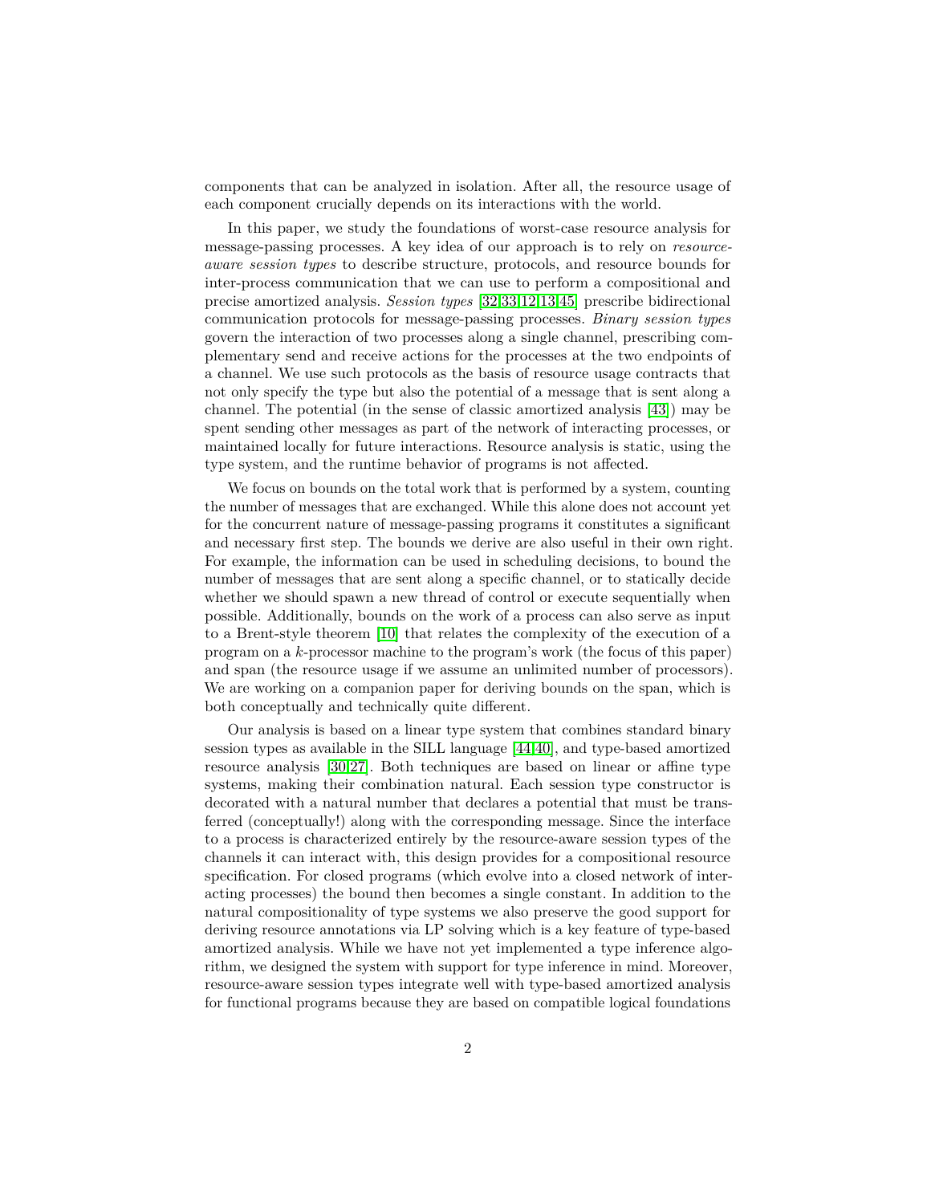components that can be analyzed in isolation. After all, the resource usage of each component crucially depends on its interactions with the world.

In this paper, we study the foundations of worst-case resource analysis for message-passing processes. A key idea of our approach is to rely on *resource-aware session types* to describe structure, protocols, and resource bounds for inter-process communication that we can use to perform a compositional and precise amortized analysis. *Session types* [32,33,12,13,45] prescribe bidirectional communication protocols for message-passing processes. *Binary session types* govern the interaction of two processes along a single channel, prescribing complementary send and receive actions for the processes at the two endpoints of a channel. We use such protocols as the basis of resource usage contracts that not only specify the type but also the potential of a message that is sent along a channel. The potential (in the sense of classic amortized analysis [43]) may be spent sending other messages as part of the network of interacting processes, or maintained locally for future interactions. Resource analysis is static, using the type system, and the runtime behavior of programs is not affected.

We focus on bounds on the total work that is performed by a system, counting the number of messages that are exchanged. While this alone does not account yet for the concurrent nature of message-passing programs it constitutes a significant and necessary first step. The bounds we derive are also useful in their own right. For example, the information can be used in scheduling decisions, to bound the number of messages that are sent along a specific channel, or to statically decide whether we should spawn a new thread of control or execute sequentially when possible. Additionally, bounds on the work of a process can also serve as input to a Brent-style theorem [10] that relates the complexity of the execution of a program on a $k$-processor machine to the program's work (the focus of this paper) and span (the resource usage if we assume an unlimited number of processors). We are working on a companion paper for deriving bounds on the span, which is both conceptually and technically quite different.

Our analysis is based on a linear type system that combines standard binary session types as available in the SILL language [44,40], and type-based amortized resource analysis [30,27]. Both techniques are based on linear or affine type systems, making their combination natural. Each session type constructor is decorated with a natural number that declares a potential that must be transferred (conceptually!) along with the corresponding message. Since the interface to a process is characterized entirely by the resource-aware session types of the channels it can interact with, this design provides for a compositional resource specification. For closed programs (which evolve into a closed network of interacting processes) the bound then becomes a single constant. In addition to the natural compositionality of type systems we also preserve the good support for deriving resource annotations via LP solving which is a key feature of type-based amortized analysis. While we have not yet implemented a type inference algorithm, we designed the system with support for type inference in mind. Moreover, resource-aware session types integrate well with type-based amortized analysis for functional programs because they are based on compatible logical foundations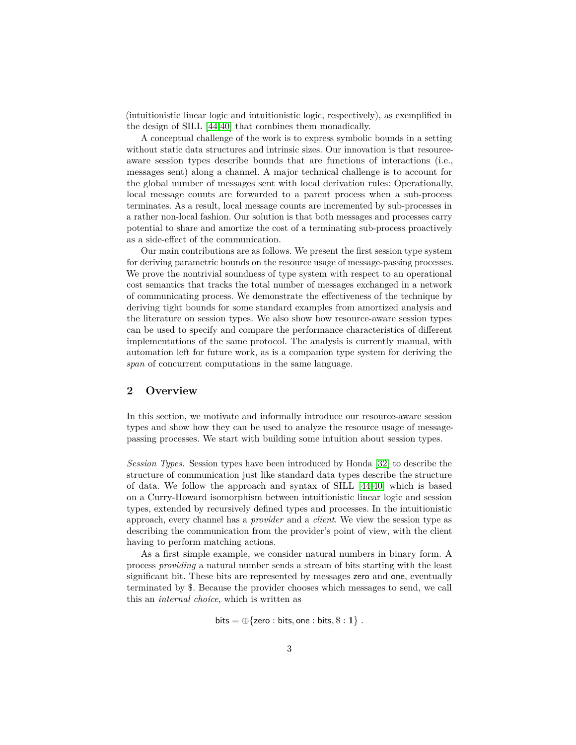(intuitionistic linear logic and intuitionistic logic, respectively), as exemplified in the design of SILL [44,40] that combines them monadically.

A conceptual challenge of the work is to express symbolic bounds in a setting without static data structures and intrinsic sizes. Our innovation is that resource-aware session types describe bounds that are functions of interactions (i.e., messages sent) along a channel. A major technical challenge is to account for the global number of messages sent with local derivation rules: Operationally, local message counts are forwarded to a parent process when a sub-process terminates. As a result, local message counts are incremented by sub-processes in a rather non-local fashion. Our solution is that both messages and processes carry potential to share and amortize the cost of a terminating sub-process proactively as a side-effect of the communication.

Our main contributions are as follows. We present the first session type system for deriving parametric bounds on the resource usage of message-passing processes. We prove the nontrivial soundness of type system with respect to an operational cost semantics that tracks the total number of messages exchanged in a network of communicating process. We demonstrate the effectiveness of the technique by deriving tight bounds for some standard examples from amortized analysis and the literature on session types. We also show how resource-aware session types can be used to specify and compare the performance characteristics of different implementations of the same protocol. The analysis is currently manual, with automation left for future work, as is a companion type system for deriving the *span* of concurrent computations in the same language.

## 2 Overview

In this section, we motivate and informally introduce our resource-aware session types and show how they can be used to analyze the resource usage of message-passing processes. We start with building some intuition about session types.

*Session Types.* Session types have been introduced by Honda [32] to describe the structure of communication just like standard data types describe the structure of data. We follow the approach and syntax of SILL [44,40] which is based on a Curry-Howard isomorphism between intuitionistic linear logic and session types, extended by recursively defined types and processes. In the intuitionistic approach, every channel has a *provider* and a *client*. We view the session type as describing the communication from the provider's point of view, with the client having to perform matching actions.

As a first simple example, we consider natural numbers in binary form. A process *providing* a natural number sends a stream of bits starting with the least significant bit. These bits are represented by messages zero and one, eventually terminated by \$. Because the provider chooses which messages to send, we call this an *internal choice*, which is written as

$$\mathsf{bits} = \oplus\{\mathsf{zero} : \mathsf{bits}, \mathsf{one} : \mathsf{bits}, \$ : \mathbf{1}\} \ .$$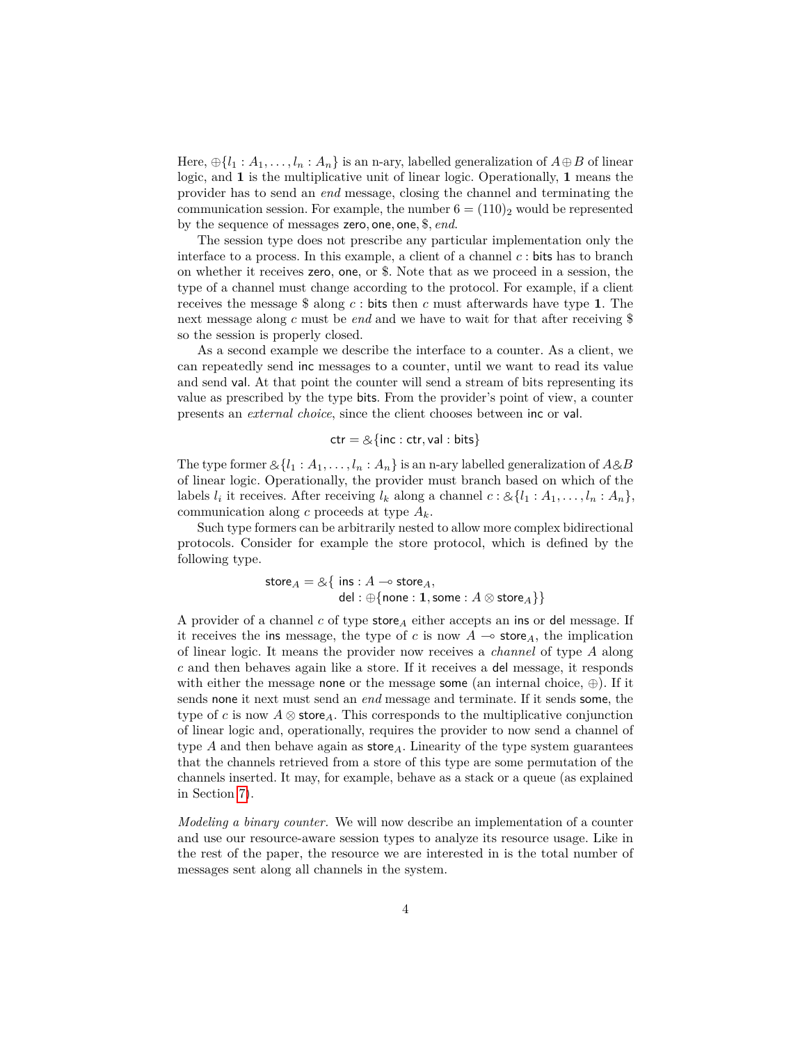Here, $\oplus\{l_1 : A_1, \ldots, l_n : A_n\}$ is an n-ary, labelled generalization of $A \oplus B$ of linear logic, and $\mathbf{1}$ is the multiplicative unit of linear logic. Operationally, $\mathbf{1}$ means the provider has to send an *end* message, closing the channel and terminating the communication session. For example, the number $6 = (110)_2$ would be represented by the sequence of messages $\mathsf{zero}, \mathsf{one}, \mathsf{one}, \$, \mathit{end}$.

The session type does not prescribe any particular implementation only the interface to a process. In this example, a client of a channel $c : \mathsf{bits}$ has to branch on whether it receives zero, one, or \$. Note that as we proceed in a session, the type of a channel must change according to the protocol. For example, if a client receives the message \$ along $c : \mathsf{bits}$ then $c$ must afterwards have type $\mathbf{1}$. The next message along $c$ must be *end* and we have to wait for that after receiving \$ so the session is properly closed.

As a second example we describe the interface to a counter. As a client, we can repeatedly send inc messages to a counter, until we want to read its value and send val. At that point the counter will send a stream of bits representing its value as prescribed by the type bits. From the provider's point of view, a counter presents an *external choice*, since the client chooses between inc or val.

$$\mathsf{ctr} = \&\{\mathsf{inc} : \mathsf{ctr}, \mathsf{val} : \mathsf{bits}\}$$

The type former $\&\{l_1 : A_1, \ldots, l_n : A_n\}$ is an n-ary labelled generalization of $A \& B$ of linear logic. Operationally, the provider must branch based on which of the labels $l_i$ it receives. After receiving $l_k$ along a channel $c : \&\{l_1 : A_1, \ldots, l_n : A_n\}$, communication along $c$ proceeds at type $A_k$.

Such type formers can be arbitrarily nested to allow more complex bidirectional protocols. Consider for example the store protocol, which is defined by the following type.

$$\begin{aligned}\mathsf{store}_A = \&\{\ & \mathsf{ins} : A \multimap \mathsf{store}_A, \\ & \mathsf{del} : \oplus\{\mathsf{none} : \mathbf{1}, \mathsf{some} : A \otimes \mathsf{store}_A\}\}\end{aligned}$$

A provider of a channel $c$ of type $\mathsf{store}_A$ either accepts an ins or del message. If it receives the ins message, the type of $c$ is now $A \multimap \mathsf{store}_A$, the implication of linear logic. It means the provider now receives a *channel* of type $A$ along $c$ and then behaves again like a store. If it receives a del message, it responds with either the message none or the message some (an internal choice, $\oplus$). If it sends none it next must send an *end* message and terminate. If it sends some, the type of $c$ is now $A \otimes \mathsf{store}_A$. This corresponds to the multiplicative conjunction of linear logic and, operationally, requires the provider to now send a channel of type $A$ and then behave again as $\mathsf{store}_A$. Linearity of the type system guarantees that the channels retrieved from a store of this type are some permutation of the channels inserted. It may, for example, behave as a stack or a queue (as explained in Section 7).

*Modeling a binary counter.* We will now describe an implementation of a counter and use our resource-aware session types to analyze its resource usage. Like in the rest of the paper, the resource we are interested in is the total number of messages sent along all channels in the system.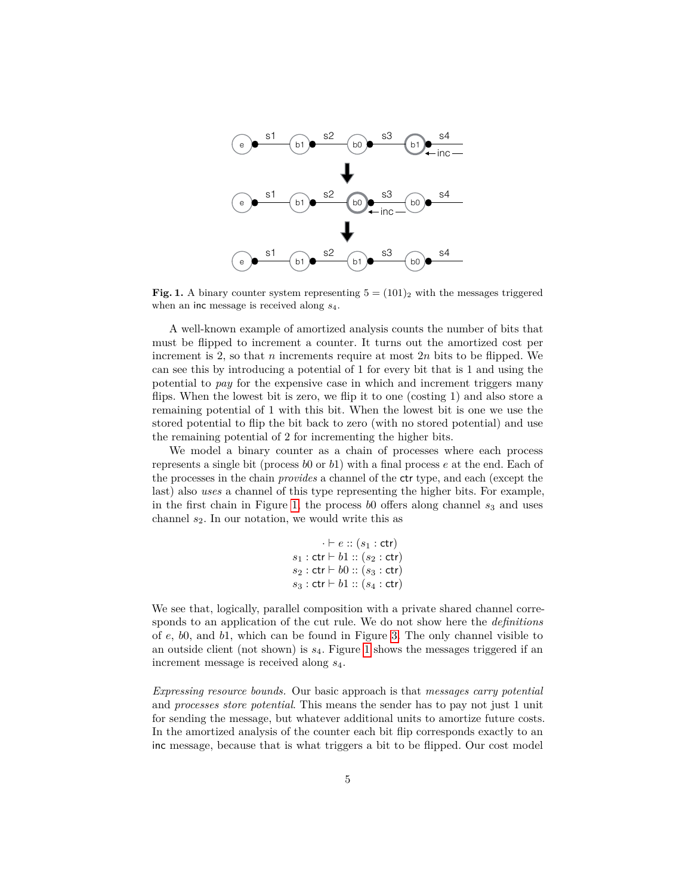**Fig. 1.** A binary counter system representing $5 = (101)_2$ with the messages triggered when an inc message is received along $s_4$.

A well-known example of amortized analysis counts the number of bits that must be flipped to increment a counter. It turns out the amortized cost per increment is 2, so that $n$ increments require at most $2n$ bits to be flipped. We can see this by introducing a potential of 1 for every bit that is 1 and using the potential to *pay* for the expensive case in which and increment triggers many flips. When the lowest bit is zero, we flip it to one (costing 1) and also store a remaining potential of 1 with this bit. When the lowest bit is one we use the stored potential to flip the bit back to zero (with no stored potential) and use the remaining potential of 2 for incrementing the higher bits.

We model a binary counter as a chain of processes where each process represents a single bit (process $b0$ or $b1$) with a final process $e$ at the end. Each of the processes in the chain *provides* a channel of the ctr type, and each (except the last) also *uses* a channel of this type representing the higher bits. For example, in the first chain in Figure 1, the process $b0$ offers along channel $s_3$ and uses channel $s_2$. In our notation, we would write this as

$$\begin{array}{r}
\cdot \vdash e :: (s_1 : \mathsf{ctr}) \\
s_1 : \mathsf{ctr} \vdash b1 :: (s_2 : \mathsf{ctr}) \\
s_2 : \mathsf{ctr} \vdash b0 :: (s_3 : \mathsf{ctr}) \\
s_3 : \mathsf{ctr} \vdash b1 :: (s_4 : \mathsf{ctr})
\end{array}$$

We see that, logically, parallel composition with a private shared channel corresponds to an application of the cut rule. We do not show here the *definitions* of $e$, $b0$, and $b1$, which can be found in Figure 3. The only channel visible to an outside client (not shown) is $s_4$. Figure 1 shows the messages triggered if an increment message is received along $s_4$.

*Expressing resource bounds.* Our basic approach is that *messages carry potential* and *processes store potential*. This means the sender has to pay not just 1 unit for sending the message, but whatever additional units to amortize future costs. In the amortized analysis of the counter each bit flip corresponds exactly to an inc message, because that is what triggers a bit to be flipped. Our cost model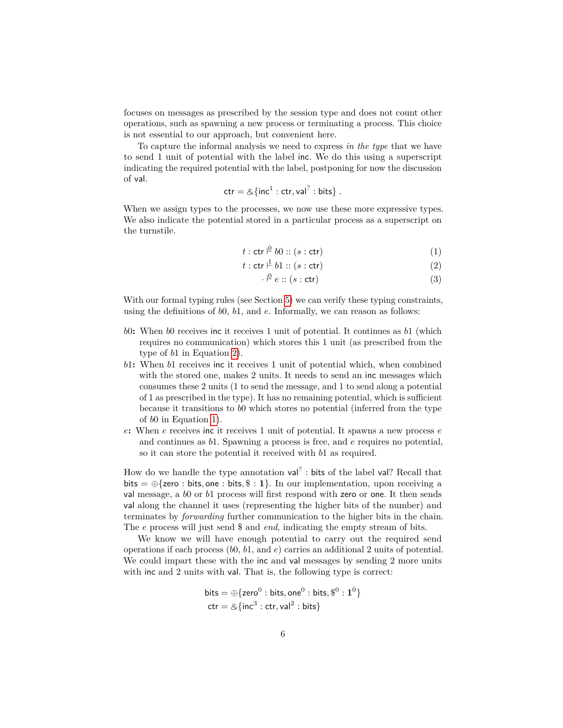focuses on messages as prescribed by the session type and does not count other operations, such as spawning a new process or terminating a process. This choice is not essential to our approach, but convenient here.

To capture the informal analysis we need to express *in the type* that we have to send 1 unit of potential with the label inc. We do this using a superscript indicating the required potential with the label, postponing for now the discussion of val.

$$\mathsf{ctr} = \&\{\mathsf{inc}^1 : \mathsf{ctr}, \mathsf{val}^? : \mathsf{bits}\}\ .$$

When we assign types to the processes, we now use these more expressive types. We also indicate the potential stored in a particular process as a superscript on the turnstile.

$$t : \mathsf{ctr} \overset{0}{\vdash} b0 :: (s : \mathsf{ctr}) \tag{1}$$

$$t : \mathsf{ctr} \overset{1}{\vdash} b1 :: (s : \mathsf{ctr}) \tag{2}$$

$$\cdot \overset{0}{\vdash} e :: (s : \mathsf{ctr}) \tag{3}$$

With our formal typing rules (see Section 5) we can verify these typing constraints, using the definitions of $b0$, $b1$, and $e$. Informally, we can reason as follows:

- **$b0$:** When $b0$ receives inc it receives 1 unit of potential. It continues as $b1$ (which requires no communication) which stores this 1 unit (as prescribed from the type of $b1$ in Equation 2).
- **$b1$:** When $b1$ receives inc it receives 1 unit of potential which, when combined with the stored one, makes 2 units. It needs to send an inc messages which consumes these 2 units (1 to send the message, and 1 to send along a potential of 1 as prescribed in the type). It has no remaining potential, which is sufficient because it transitions to $b0$ which stores no potential (inferred from the type of $b0$ in Equation 1).
- **$e$:** When $e$ receives inc it receives 1 unit of potential. It spawns a new process $e$ and continues as $b1$. Spawning a process is free, and $e$ requires no potential, so it can store the potential it received with $b1$ as required.

How do we handle the type annotation $\mathsf{val}^? : \mathsf{bits}$ of the label val? Recall that $\mathsf{bits} = \oplus\{\mathsf{zero} : \mathsf{bits}, \mathsf{one} : \mathsf{bits}, \$ : \mathbf{1}\}$. In our implementation, upon receiving a val message, a $b0$ or $b1$ process will first respond with zero or one. It then sends val along the channel it uses (representing the higher bits of the number) and terminates by *forwarding* further communication to the higher bits in the chain. The $e$ process will just send \$ and *end*, indicating the empty stream of bits.

We know we will have enough potential to carry out the required send operations if each process ($b0$, $b1$, and $e$) carries an additional 2 units of potential. We could impart these with the inc and val messages by sending 2 more units with inc and 2 units with val. That is, the following type is correct:

$$\mathsf{bits} = \oplus\{\mathsf{zero}^0 : \mathsf{bits}, \mathsf{one}^0 : \mathsf{bits}, \$^0 : \mathbf{1}^0\}$$

$$\mathsf{ctr} = \&\{\mathsf{inc}^3 : \mathsf{ctr}, \mathsf{val}^2 : \mathsf{bits}\}$$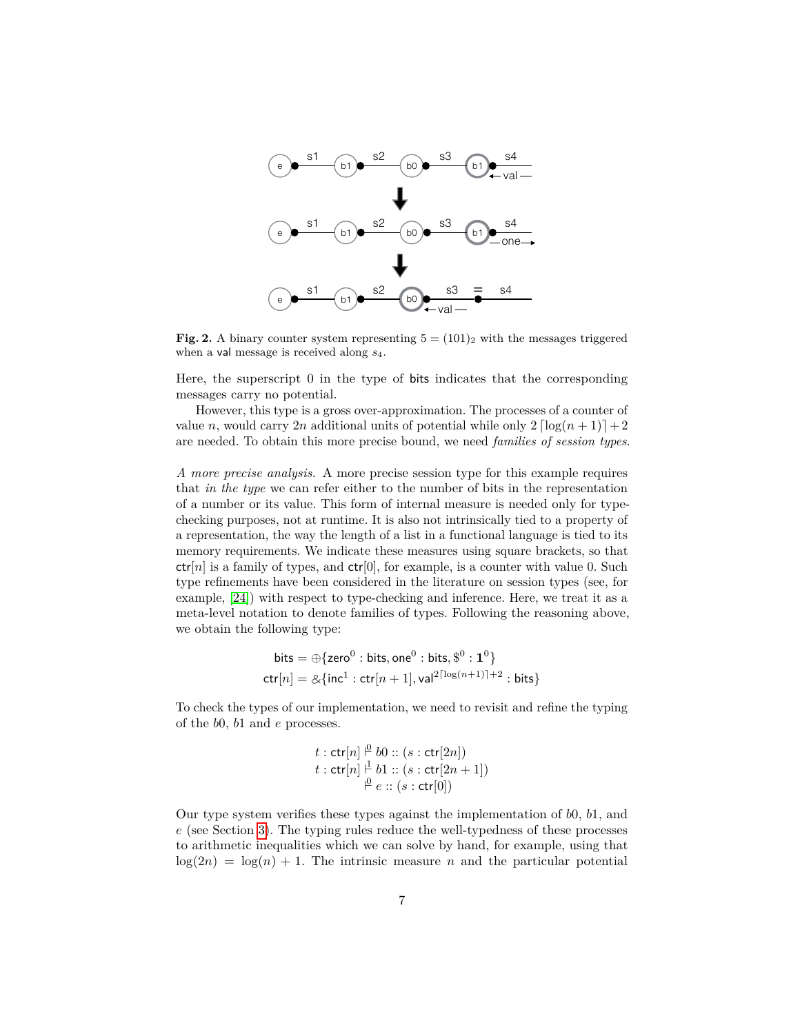**Fig. 2.** A binary counter system representing $5 = (101)_2$ with the messages triggered when a val message is received along $s_4$.

Here, the superscript 0 in the type of bits indicates that the corresponding messages carry no potential.

However, this type is a gross over-approximation. The processes of a counter of value $n$, would carry $2n$ additional units of potential while only $2\lceil \log(n+1) \rceil + 2$ are needed. To obtain this more precise bound, we need *families of session types*.

*A more precise analysis.* A more precise session type for this example requires that *in the type* we can refer either to the number of bits in the representation of a number or its value. This form of internal measure is needed only for type-checking purposes, not at runtime. It is also not intrinsically tied to a property of a representation, the way the length of a list in a functional language is tied to its memory requirements. We indicate these measures using square brackets, so that $\mathsf{ctr}[n]$ is a family of types, and $\mathsf{ctr}[0]$, for example, is a counter with value 0. Such type refinements have been considered in the literature on session types (see, for example, [24]) with respect to type-checking and inference. Here, we treat it as a meta-level notation to denote families of types. Following the reasoning above, we obtain the following type:

$$\mathsf{bits} = \oplus\{\mathsf{zero}^0 : \mathsf{bits}, \mathsf{one}^0 : \mathsf{bits}, \$^0 : \mathbf{1}^0\}$$
$$\mathsf{ctr}[n] = \&\{\mathsf{inc}^1 : \mathsf{ctr}[n+1], \mathsf{val}^{2\lceil \log(n+1) \rceil + 2} : \mathsf{bits}\}$$

To check the types of our implementation, we need to revisit and refine the typing of the $b0$, $b1$ and $e$ processes.

$$t : \mathsf{ctr}[n] \overset{0}{\vdash} b0 :: (s : \mathsf{ctr}[2n])$$
$$t : \mathsf{ctr}[n] \overset{1}{\vdash} b1 :: (s : \mathsf{ctr}[2n+1])$$
$$\overset{0}{\vdash} e :: (s : \mathsf{ctr}[0])$$

Our type system verifies these types against the implementation of $b0$, $b1$, and $e$ (see Section 3). The typing rules reduce the well-typedness of these processes to arithmetic inequalities which we can solve by hand, for example, using that $\log(2n) = \log(n) + 1$. The intrinsic measure $n$ and the particular potential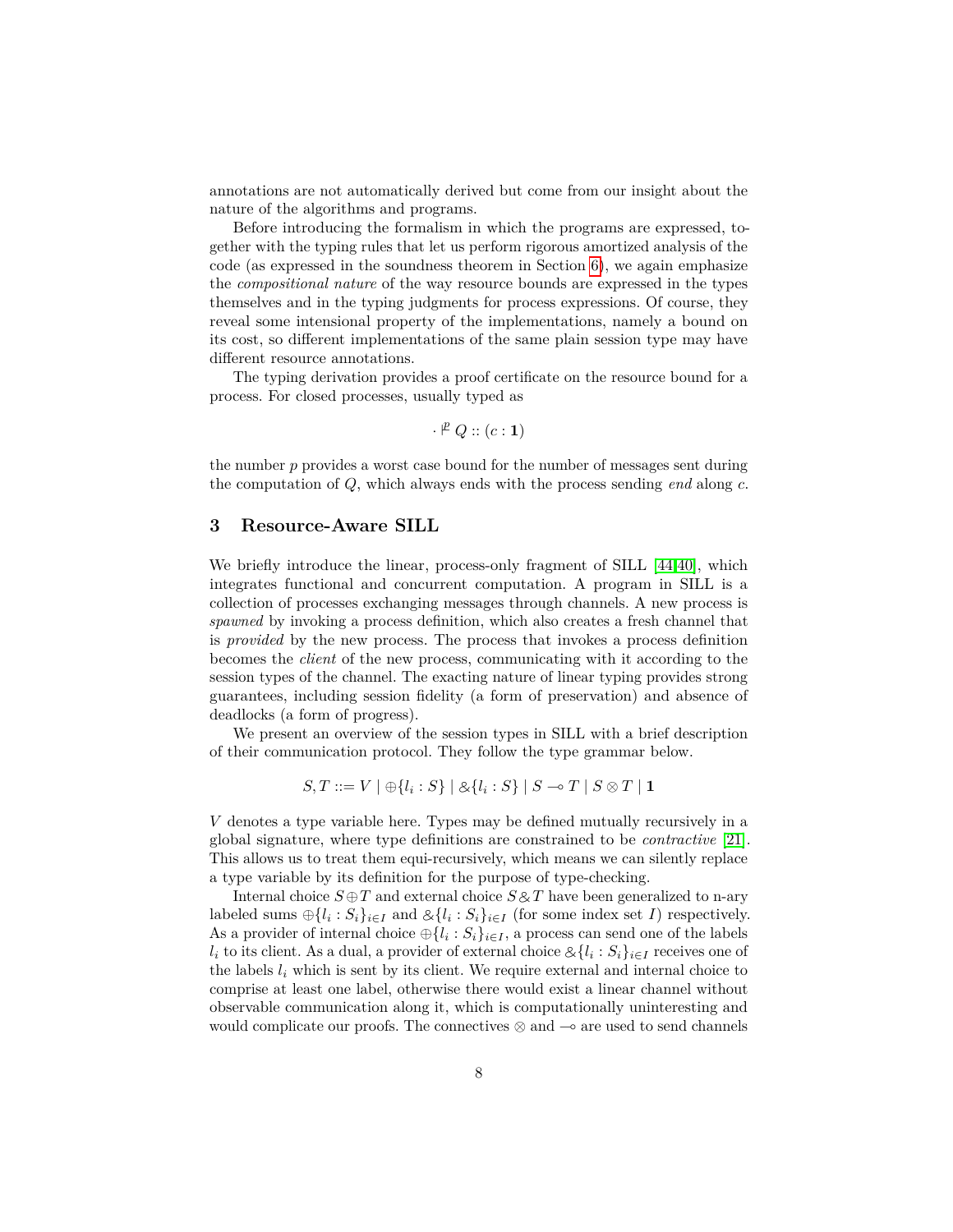annotations are not automatically derived but come from our insight about the nature of the algorithms and programs.

Before introducing the formalism in which the programs are expressed, together with the typing rules that let us perform rigorous amortized analysis of the code (as expressed in the soundness theorem in Section 6), we again emphasize the *compositional nature* of the way resource bounds are expressed in the types themselves and in the typing judgments for process expressions. Of course, they reveal some intensional property of the implementations, namely a bound on its cost, so different implementations of the same plain session type may have different resource annotations.

The typing derivation provides a proof certificate on the resource bound for a process. For closed processes, usually typed as

$$\cdot \vdash^{p} Q :: (c : \mathbf{1})$$

the number $p$ provides a worst case bound for the number of messages sent during the computation of $Q$, which always ends with the process sending *end* along $c$.

## 3 Resource-Aware SILL

We briefly introduce the linear, process-only fragment of SILL [44,40], which integrates functional and concurrent computation. A program in SILL is a collection of processes exchanging messages through channels. A new process is *spawned* by invoking a process definition, which also creates a fresh channel that is *provided* by the new process. The process that invokes a process definition becomes the *client* of the new process, communicating with it according to the session types of the channel. The exacting nature of linear typing provides strong guarantees, including session fidelity (a form of preservation) and absence of deadlocks (a form of progress).

We present an overview of the session types in SILL with a brief description of their communication protocol. They follow the type grammar below.

$$S, T ::= V \mid \oplus\{l_i : S\} \mid \&\{l_i : S\} \mid S \multimap T \mid S \otimes T \mid \mathbf{1}$$

$V$ denotes a type variable here. Types may be defined mutually recursively in a global signature, where type definitions are constrained to be *contractive* [21]. This allows us to treat them equi-recursively, which means we can silently replace a type variable by its definition for the purpose of type-checking.

Internal choice $S \oplus T$ and external choice $S \& T$ have been generalized to n-ary labeled sums $\oplus\{l_i : S_i\}_{i \in I}$ and $\&\{l_i : S_i\}_{i \in I}$ (for some index set $I$) respectively. As a provider of internal choice $\oplus\{l_i : S_i\}_{i \in I}$, a process can send one of the labels $l_i$ to its client. As a dual, a provider of external choice $\&\{l_i : S_i\}_{i \in I}$ receives one of the labels $l_i$ which is sent by its client. We require external and internal choice to comprise at least one label, otherwise there would exist a linear channel without observable communication along it, which is computationally uninteresting and would complicate our proofs. The connectives $\otimes$ and $\multimap$ are used to send channels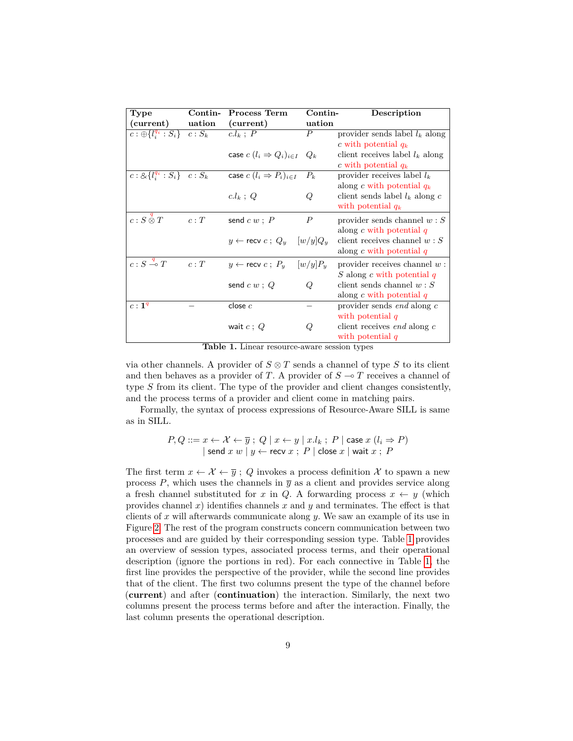| Type (current) | Continuation | Process Term (current) | Continuation | Description |
|---|---|---|---|---|
| $c : \oplus\{l_i^{q_i} : S_i\}$ | $c : S_k$ | $c.l_k \; ; \; P$ | $P$ | provider sends label $l_k$ along $c$ with potential $q_k$ |
| | | $\mathsf{case}\ c\ (l_i \Rightarrow Q_i)_{i \in I}$ | $Q_k$ | client receives label $l_k$ along $c$ with potential $q_k$ |
| $c : \&\{l_i^{q_i} : S_i\}$ | $c : S_k$ | $\mathsf{case}\ c\ (l_i \Rightarrow P_i)_{i \in I}$ | $P_k$ | provider receives label $l_k$ along $c$ with potential $q_k$ |
| | | $c.l_k \; ; \; Q$ | $Q$ | client sends label $l_k$ along $c$ with potential $q_k$ |
| $c : S \overset{q}{\otimes} T$ | $c : T$ | $\mathsf{send}\ c\ w \; ; \; P$ | $P$ | provider sends channel $w : S$ along $c$ with potential $q$ |
| | | $y \leftarrow \mathsf{recv}\ c \; ; \; Q_y$ | $[w/y]Q_y$ | client receives channel $w : S$ along $c$ with potential $q$ |
| $c : S \overset{q}{\multimap} T$ | $c : T$ | $y \leftarrow \mathsf{recv}\ c \; ; \; P_y$ | $[w/y]P_y$ | provider receives channel $w : S$ along $c$ with potential $q$ |
| | | $\mathsf{send}\ c\ w \; ; \; Q$ | $Q$ | client sends channel $w : S$ along $c$ with potential $q$ |
| $c : \mathbf{1}^q$ | $-$ | $\mathsf{close}\ c$ | $-$ | provider sends *end* along $c$ with potential $q$ |
| | | $\mathsf{wait}\ c \; ; \; Q$ | $Q$ | client receives *end* along $c$ with potential $q$ |

**Table 1.** Linear resource-aware session types

via other channels. A provider of $S \otimes T$ sends a channel of type $S$ to its client and then behaves as a provider of $T$. A provider of $S \multimap T$ receives a channel of type $S$ from its client. The type of the provider and client changes consistently, and the process terms of a provider and client come in matching pairs.

Formally, the syntax of process expressions of Resource-Aware SILL is same as in SILL.

$$
\begin{aligned}
P, Q ::= {} & x \leftarrow \mathcal{X} \leftarrow \overline{y} \; ; \; Q \mid x \leftarrow y \mid x.l_k \; ; \; P \mid \mathsf{case}\ x\ (l_i \Rightarrow P) \\
& \mid \mathsf{send}\ x\ w \mid y \leftarrow \mathsf{recv}\ x \; ; \; P \mid \mathsf{close}\ x \mid \mathsf{wait}\ x \; ; \; P
\end{aligned}
$$

The first term $x \leftarrow \mathcal{X} \leftarrow \overline{y} \; ; \; Q$ invokes a process definition $\mathcal{X}$ to spawn a new process $P$, which uses the channels in $\overline{y}$ as a client and provides service along a fresh channel substituted for $x$ in $Q$. A forwarding process $x \leftarrow y$ (which provides channel $x$) identifies channels $x$ and $y$ and terminates. The effect is that clients of $x$ will afterwards communicate along $y$. We saw an example of its use in Figure 2. The rest of the program constructs concern communication between two processes and are guided by their corresponding session type. Table 1 provides an overview of session types, associated process terms, and their operational description (ignore the portions in red). For each connective in Table 1, the first line provides the perspective of the provider, while the second line provides that of the client. The first two columns present the type of the channel before (**current**) and after (**continuation**) the interaction. Similarly, the next two columns present the process terms before and after the interaction. Finally, the last column presents the operational description.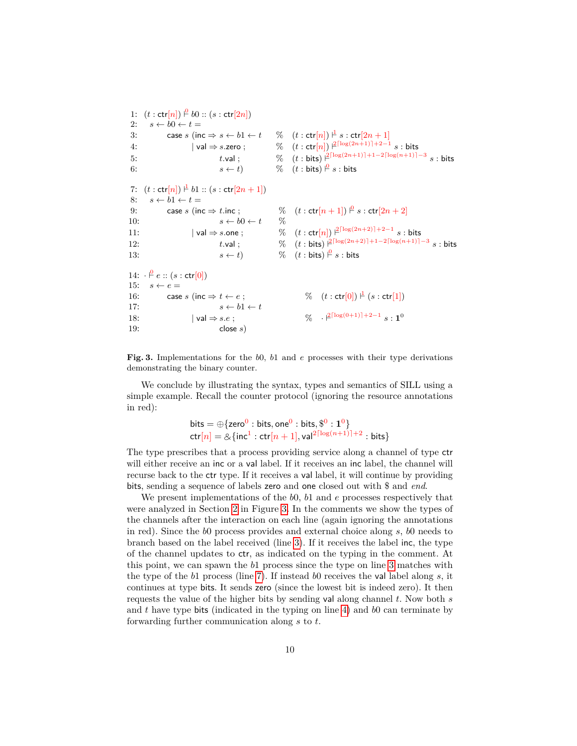```
1:  (t : ctr[n]) ⊢^0 b0 :: (s : ctr[2n])
2:    s ← b0 ← t =
3:        case s (inc ⇒ s ← b1 ← t      %  (t : ctr[n]) ⊢^1 s : ctr[2n + 1]
4:               | val ⇒ s.zero ;        %  (t : ctr[n]) ⊢^{2⌈log(2n+1)⌉+2−1} s : bits
5:                       t.val ;         %  (t : bits) ⊢^{2⌈log(2n+1)⌉+1−2⌈log(n+1)⌉−3} s : bits
6:                       s ← t)          %  (t : bits) ⊢^0 s : bits

7:  (t : ctr[n]) ⊢^1 b1 :: (s : ctr[2n + 1])
8:    s ← b1 ← t =
9:        case s (inc ⇒ t.inc ;          %  (t : ctr[n + 1]) ⊢^0 s : ctr[2n + 2]
10:                      s ← b0 ← t      %
11:              | val ⇒ s.one ;         %  (t : ctr[n]) ⊢^{2⌈log(2n+2)⌉+2−1} s : bits
12:                      t.val ;         %  (t : bits) ⊢^{2⌈log(2n+2)⌉+1−2⌈log(n+1)⌉−3} s : bits
13:                      s ← t)          %  (t : bits) ⊢^0 s : bits

14: · ⊢^0 e :: (s : ctr[0])
15:   s ← e =
16:       case s (inc ⇒ t ← e ;                 %  (t : ctr[0]) ⊢^1 (s : ctr[1])
17:                     s ← b1 ← t
18:             | val ⇒ s.e ;                   %  · ⊢^{2⌈log(0+1)⌉+2−1} s : 1^0
19:                     close s)
```

**Fig. 3.** Implementations for the $b0$, $b1$ and $e$ processes with their type derivations demonstrating the binary counter.

We conclude by illustrating the syntax, types and semantics of SILL using a simple example. Recall the counter protocol (ignoring the resource annotations in red):

$$\mathsf{bits} = \oplus\{\mathsf{zero}^0 : \mathsf{bits}, \mathsf{one}^0 : \mathsf{bits}, \$^0 : \mathbf{1}^0\}$$
$$\mathsf{ctr}[n] = \&\{\mathsf{inc}^1 : \mathsf{ctr}[n+1], \mathsf{val}^{2\lceil \log(n+1)\rceil+2} : \mathsf{bits}\}$$

The type prescribes that a process providing service along a channel of type ctr will either receive an inc or a val label. If it receives an inc label, the channel will recurse back to the ctr type. If it receives a val label, it will continue by providing bits, sending a sequence of labels zero and one closed out with \$ and *end*.

We present implementations of the $b0$, $b1$ and $e$ processes respectively that were analyzed in Section 2 in Figure 3. In the comments we show the types of the channels after the interaction on each line (again ignoring the annotations in red). Since the $b0$ process provides and external choice along $s$, $b0$ needs to branch based on the label received (line 3). If it receives the label inc, the type of the channel updates to ctr, as indicated on the typing in the comment. At this point, we can spawn the $b1$ process since the type on line 3 matches with the type of the $b1$ process (line 7). If instead $b0$ receives the val label along $s$, it continues at type bits. It sends zero (since the lowest bit is indeed zero). It then requests the value of the higher bits by sending val along channel $t$. Now both $s$ and $t$ have type bits (indicated in the typing on line 4) and $b0$ can terminate by forwarding further communication along $s$ to $t$.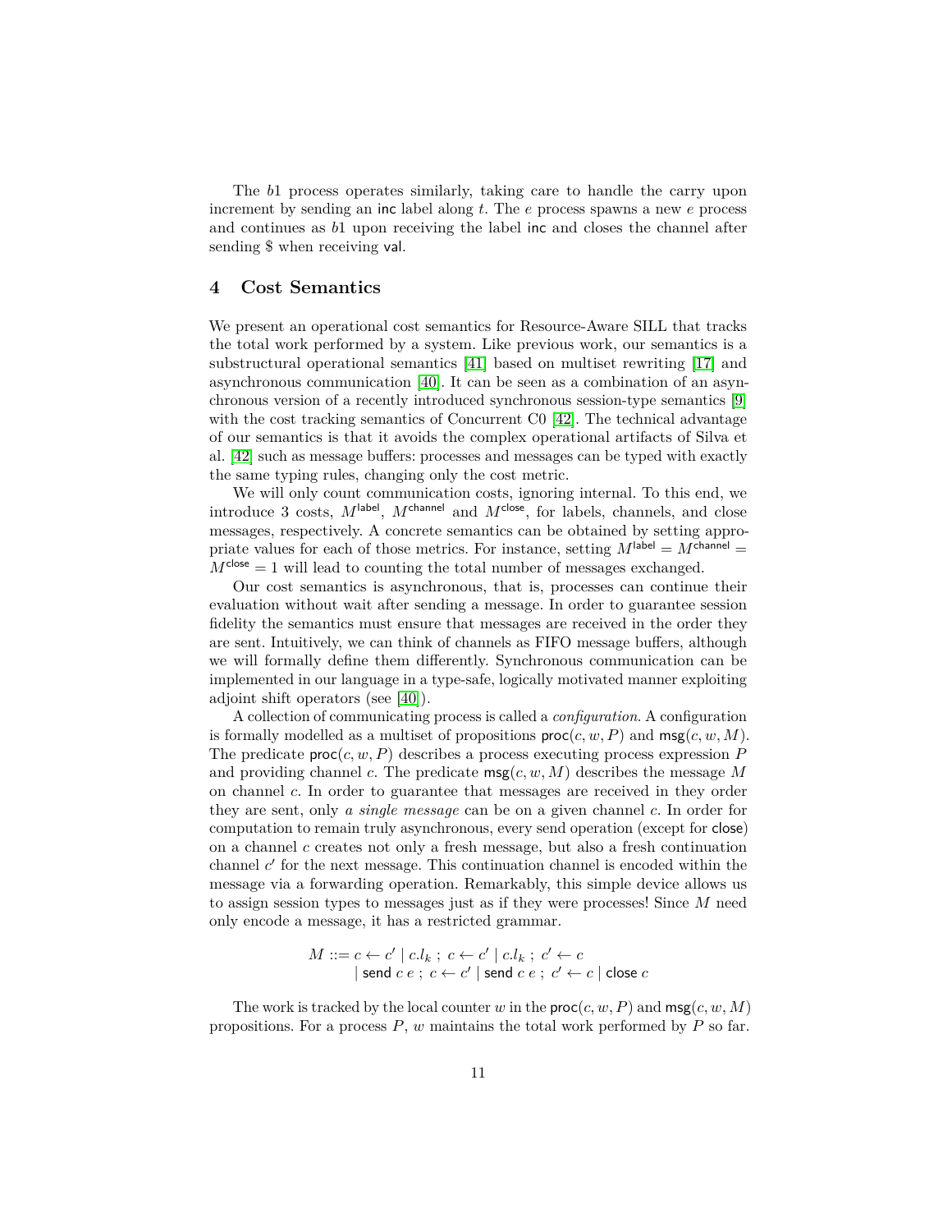The $b1$ process operates similarly, taking care to handle the carry upon increment by sending an $\mathsf{inc}$ label along $t$. The $e$ process spawns a new $e$ process and continues as $b1$ upon receiving the label $\mathsf{inc}$ and closes the channel after sending \$ when receiving $\mathsf{val}$.

## 4 Cost Semantics

We present an operational cost semantics for Resource-Aware SILL that tracks the total work performed by a system. Like previous work, our semantics is a substructural operational semantics [41] based on multiset rewriting [17] and asynchronous communication [40]. It can be seen as a combination of an asynchronous version of a recently introduced synchronous session-type semantics [9] with the cost tracking semantics of Concurrent C0 [42]. The technical advantage of our semantics is that it avoids the complex operational artifacts of Silva et al. [42] such as message buffers: processes and messages can be typed with exactly the same typing rules, changing only the cost metric.

We will only count communication costs, ignoring internal. To this end, we introduce 3 costs, $M^{\mathsf{label}}$, $M^{\mathsf{channel}}$ and $M^{\mathsf{close}}$, for labels, channels, and close messages, respectively. A concrete semantics can be obtained by setting appropriate values for each of those metrics. For instance, setting $M^{\mathsf{label}} = M^{\mathsf{channel}} = M^{\mathsf{close}} = 1$ will lead to counting the total number of messages exchanged.

Our cost semantics is asynchronous, that is, processes can continue their evaluation without wait after sending a message. In order to guarantee session fidelity the semantics must ensure that messages are received in the order they are sent. Intuitively, we can think of channels as FIFO message buffers, although we will formally define them differently. Synchronous communication can be implemented in our language in a type-safe, logically motivated manner exploiting adjoint shift operators (see [40]).

A collection of communicating process is called a *configuration*. A configuration is formally modelled as a multiset of propositions $\mathsf{proc}(c, w, P)$ and $\mathsf{msg}(c, w, M)$. The predicate $\mathsf{proc}(c, w, P)$ describes a process executing process expression $P$ and providing channel $c$. The predicate $\mathsf{msg}(c, w, M)$ describes the message $M$ on channel $c$. In order to guarantee that messages are received in they order they are sent, only *a single message* can be on a given channel $c$. In order for computation to remain truly asynchronous, every send operation (except for $\mathsf{close}$) on a channel $c$ creates not only a fresh message, but also a fresh continuation channel $c'$ for the next message. This continuation channel is encoded within the message via a forwarding operation. Remarkably, this simple device allows us to assign session types to messages just as if they were processes! Since $M$ need only encode a message, it has a restricted grammar.

$$
\begin{aligned}
M ::= &\; c \leftarrow c' \mid c.l_k \;;\; c \leftarrow c' \mid c.l_k \;;\; c' \leftarrow c \\
&\mid \mathsf{send}\; c\; e \;;\; c \leftarrow c' \mid \mathsf{send}\; c\; e \;;\; c' \leftarrow c \mid \mathsf{close}\; c
\end{aligned}
$$

The work is tracked by the local counter $w$ in the $\mathsf{proc}(c, w, P)$ and $\mathsf{msg}(c, w, M)$ propositions. For a process $P$, $w$ maintains the total work performed by $P$ so far.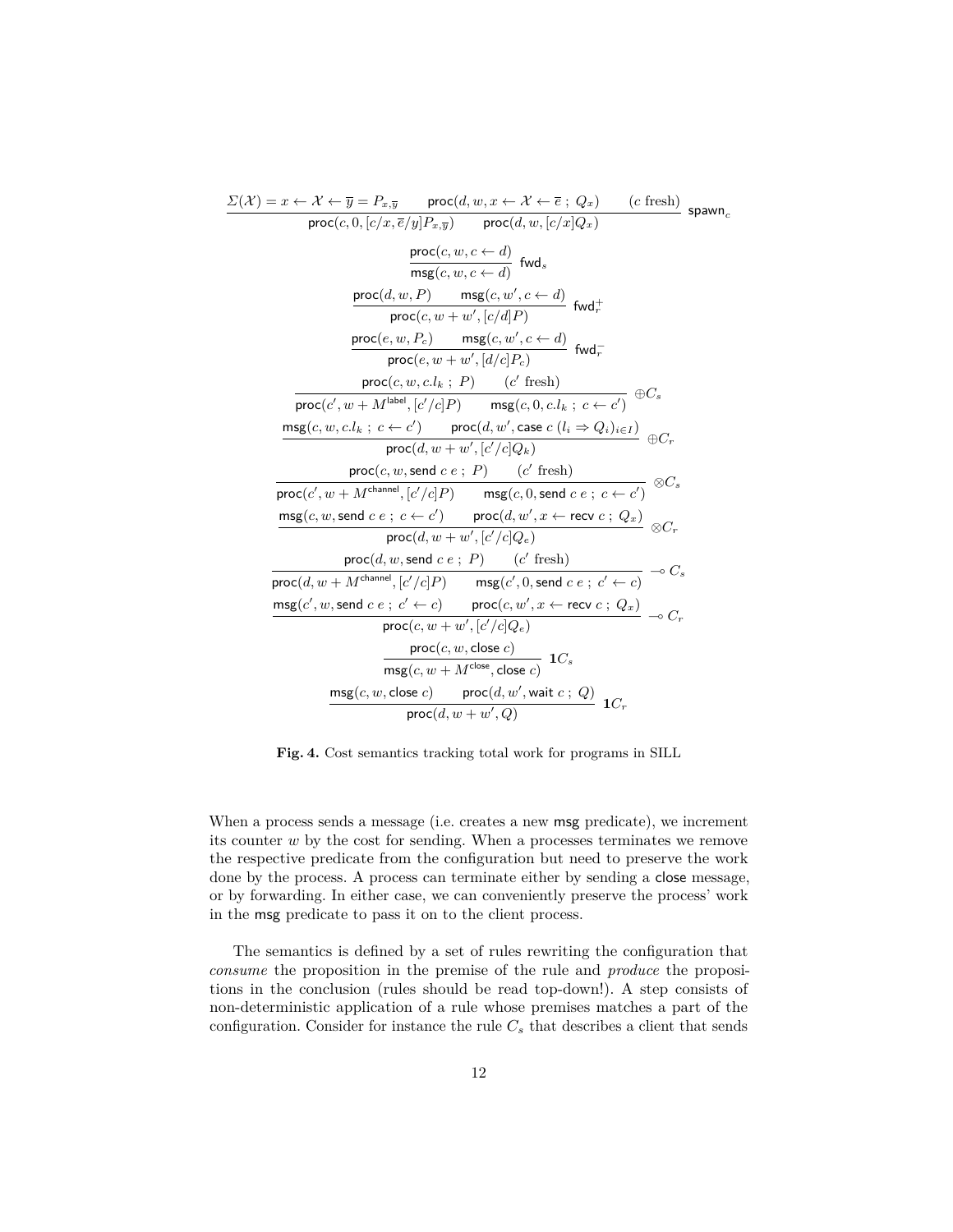$$\frac{\Sigma(\mathcal{X}) = x \leftarrow \mathcal{X} \leftarrow \overline{y} = P_{x,\overline{y}} \qquad \mathsf{proc}(d, w, x \leftarrow \mathcal{X} \leftarrow \overline{e} \ ; \ Q_x) \qquad (c \text{ fresh})}{\mathsf{proc}(c, 0, [c/x, \overline{e}/y]P_{x,\overline{y}}) \qquad \mathsf{proc}(d, w, [c/x]Q_x)} \ \mathsf{spawn}_c$$

$$\frac{\mathsf{proc}(c, w, c \leftarrow d)}{\mathsf{msg}(c, w, c \leftarrow d)} \ \mathsf{fwd}_s$$

$$\frac{\mathsf{proc}(d, w, P) \qquad \mathsf{msg}(c, w', c \leftarrow d)}{\mathsf{proc}(c, w + w', [c/d]P)} \ \mathsf{fwd}_r^+$$

$$\frac{\mathsf{proc}(e, w, P_c) \qquad \mathsf{msg}(c, w', c \leftarrow d)}{\mathsf{proc}(e, w + w', [d/c]P_c)} \ \mathsf{fwd}_r^-$$

$$\frac{\mathsf{proc}(c, w, c.l_k \ ; \ P) \qquad (c' \text{ fresh})}{\mathsf{proc}(c', w + M^{\mathsf{label}}, [c'/c]P) \qquad \mathsf{msg}(c, 0, c.l_k \ ; \ c \leftarrow c')} \ \oplus C_s$$

$$\frac{\mathsf{msg}(c, w, c.l_k \ ; \ c \leftarrow c') \qquad \mathsf{proc}(d, w', \mathsf{case}\ c\ (l_i \Rightarrow Q_i)_{i \in I})}{\mathsf{proc}(d, w + w', [c'/c]Q_k)} \ \oplus C_r$$

$$\frac{\mathsf{proc}(c, w, \mathsf{send}\ c\ e \ ; \ P) \qquad (c' \text{ fresh})}{\mathsf{proc}(c', w + M^{\mathsf{channel}}, [c'/c]P) \qquad \mathsf{msg}(c, 0, \mathsf{send}\ c\ e \ ; \ c \leftarrow c')} \ \otimes C_s$$

$$\frac{\mathsf{msg}(c, w, \mathsf{send}\ c\ e \ ; \ c \leftarrow c') \qquad \mathsf{proc}(d, w', x \leftarrow \mathsf{recv}\ c \ ; \ Q_x)}{\mathsf{proc}(d, w + w', [c'/c]Q_e)} \ \otimes C_r$$

$$\frac{\mathsf{proc}(d, w, \mathsf{send}\ c\ e \ ; \ P) \qquad (c' \text{ fresh})}{\mathsf{proc}(d, w + M^{\mathsf{channel}}, [c'/c]P) \qquad \mathsf{msg}(c', 0, \mathsf{send}\ c\ e \ ; \ c' \leftarrow c)} \ \multimap C_s$$

$$\frac{\mathsf{msg}(c', w, \mathsf{send}\ c\ e \ ; \ c' \leftarrow c) \qquad \mathsf{proc}(c, w', x \leftarrow \mathsf{recv}\ c \ ; \ Q_x)}{\mathsf{proc}(c, w + w', [c'/c]Q_e)} \ \multimap C_r$$

$$\frac{\mathsf{proc}(c, w, \mathsf{close}\ c)}{\mathsf{msg}(c, w + M^{\mathsf{close}}, \mathsf{close}\ c)} \ \mathbf{1}C_s$$

$$\frac{\mathsf{msg}(c, w, \mathsf{close}\ c) \qquad \mathsf{proc}(d, w', \mathsf{wait}\ c \ ; \ Q)}{\mathsf{proc}(d, w + w', Q)} \ \mathbf{1}C_r$$

**Fig. 4.** Cost semantics tracking total work for programs in SILL

When a process sends a message (i.e. creates a new msg predicate), we increment its counter $w$ by the cost for sending. When a processes terminates we remove the respective predicate from the configuration but need to preserve the work done by the process. A process can terminate either by sending a close message, or by forwarding. In either case, we can conveniently preserve the process' work in the msg predicate to pass it on to the client process.

The semantics is defined by a set of rules rewriting the configuration that *consume* the proposition in the premise of the rule and *produce* the propositions in the conclusion (rules should be read top-down!). A step consists of non-deterministic application of a rule whose premises matches a part of the configuration. Consider for instance the rule $C_s$ that describes a client that sends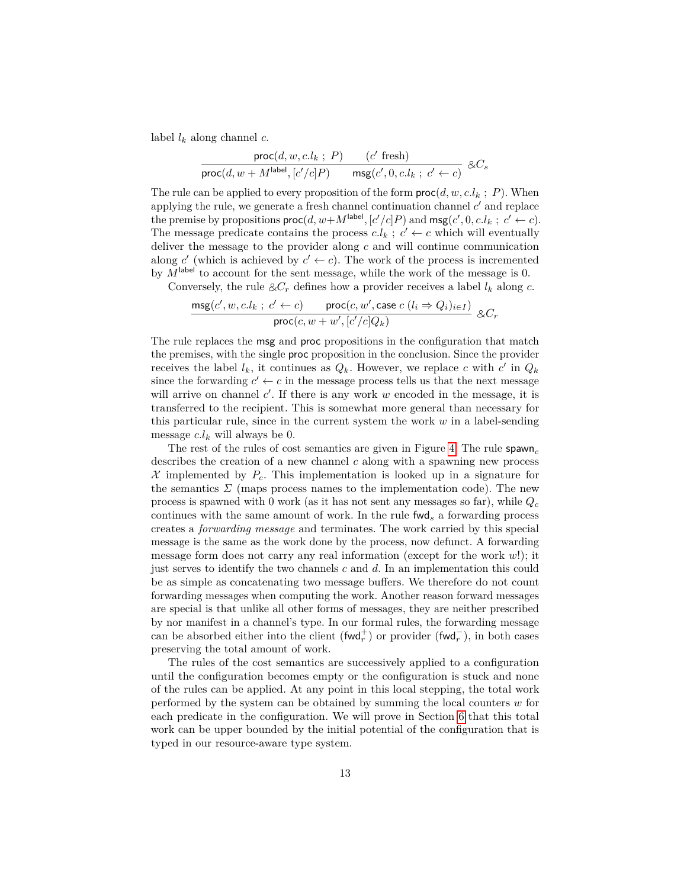label $l_k$ along channel $c$.

$$\frac{\mathsf{proc}(d, w, c.l_k \; ; \; P) \qquad (c' \text{ fresh})}{\mathsf{proc}(d, w + M^{\mathsf{label}}, [c'/c]P) \qquad \mathsf{msg}(c', 0, c.l_k \; ; \; c' \leftarrow c)} \; \&C_s$$

The rule can be applied to every proposition of the form $\mathsf{proc}(d, w, c.l_k \; ; \; P)$. When applying the rule, we generate a fresh channel continuation channel $c'$ and replace the premise by propositions $\mathsf{proc}(d, w{+}M^{\mathsf{label}}, [c'/c]P)$ and $\mathsf{msg}(c', 0, c.l_k \; ; \; c' \leftarrow c)$. The message predicate contains the process $c.l_k \; ; \; c' \leftarrow c$ which will eventually deliver the message to the provider along $c$ and will continue communication along $c'$ (which is achieved by $c' \leftarrow c$). The work of the process is incremented by $M^{\mathsf{label}}$ to account for the sent message, while the work of the message is 0.

Conversely, the rule $\&C_r$ defines how a provider receives a label $l_k$ along $c$.

$$\frac{\mathsf{msg}(c', w, c.l_k \; ; \; c' \leftarrow c) \qquad \mathsf{proc}(c, w', \mathsf{case}\ c\ (l_i \Rightarrow Q_i)_{i \in I})}{\mathsf{proc}(c, w + w', [c'/c]Q_k)} \; \&C_r$$

The rule replaces the $\mathsf{msg}$ and $\mathsf{proc}$ propositions in the configuration that match the premises, with the single $\mathsf{proc}$ proposition in the conclusion. Since the provider receives the label $l_k$, it continues as $Q_k$. However, we replace $c$ with $c'$ in $Q_k$ since the forwarding $c' \leftarrow c$ in the message process tells us that the next message will arrive on channel $c'$. If there is any work $w$ encoded in the message, it is transferred to the recipient. This is somewhat more general than necessary for this particular rule, since in the current system the work $w$ in a label-sending message $c.l_k$ will always be 0.

The rest of the rules of cost semantics are given in Figure 4. The rule $\mathsf{spawn}_c$ describes the creation of a new channel $c$ along with a spawning new process $\mathcal{X}$ implemented by $P_c$. This implementation is looked up in a signature for the semantics $\Sigma$ (maps process names to the implementation code). The new process is spawned with 0 work (as it has not sent any messages so far), while $Q_c$ continues with the same amount of work. In the rule $\mathsf{fwd}_s$ a forwarding process creates a *forwarding message* and terminates. The work carried by this special message is the same as the work done by the process, now defunct. A forwarding message form does not carry any real information (except for the work $w$!); it just serves to identify the two channels $c$ and $d$. In an implementation this could be as simple as concatenating two message buffers. We therefore do not count forwarding messages when computing the work. Another reason forward messages are special is that unlike all other forms of messages, they are neither prescribed by nor manifest in a channel's type. In our formal rules, the forwarding message can be absorbed either into the client ($\mathsf{fwd}_r^+$) or provider ($\mathsf{fwd}_r^-$), in both cases preserving the total amount of work.

The rules of the cost semantics are successively applied to a configuration until the configuration becomes empty or the configuration is stuck and none of the rules can be applied. At any point in this local stepping, the total work performed by the system can be obtained by summing the local counters $w$ for each predicate in the configuration. We will prove in Section 6 that this total work can be upper bounded by the initial potential of the configuration that is typed in our resource-aware type system.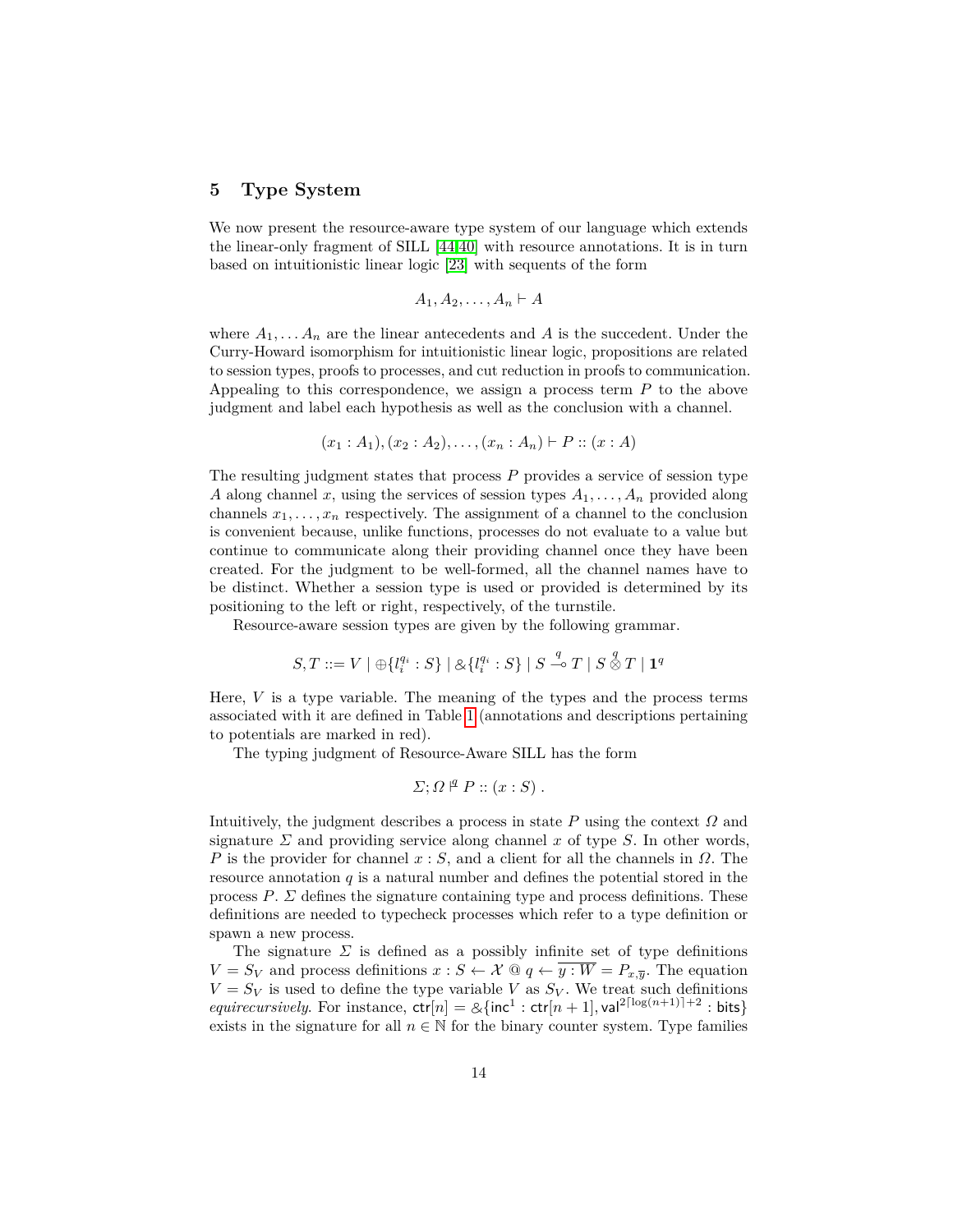## 5 Type System

We now present the resource-aware type system of our language which extends the linear-only fragment of SILL [44,40] with resource annotations. It is in turn based on intuitionistic linear logic [23] with sequents of the form

$$A_1, A_2, \ldots, A_n \vdash A$$

where $A_1, \ldots A_n$ are the linear antecedents and $A$ is the succedent. Under the Curry-Howard isomorphism for intuitionistic linear logic, propositions are related to session types, proofs to processes, and cut reduction in proofs to communication. Appealing to this correspondence, we assign a process term $P$ to the above judgment and label each hypothesis as well as the conclusion with a channel.

$$(x_1 : A_1), (x_2 : A_2), \ldots, (x_n : A_n) \vdash P :: (x : A)$$

The resulting judgment states that process $P$ provides a service of session type $A$ along channel $x$, using the services of session types $A_1, \ldots, A_n$ provided along channels $x_1, \ldots, x_n$ respectively. The assignment of a channel to the conclusion is convenient because, unlike functions, processes do not evaluate to a value but continue to communicate along their providing channel once they have been created. For the judgment to be well-formed, all the channel names have to be distinct. Whether a session type is used or provided is determined by its positioning to the left or right, respectively, of the turnstile.

Resource-aware session types are given by the following grammar.

$$S, T ::= V \mid \oplus\{l_i^{q_i} : S\} \mid \&\{l_i^{q_i} : S\} \mid S \overset{q}{\multimap} T \mid S \overset{q}{\otimes} T \mid \mathbf{1}^q$$

Here, $V$ is a type variable. The meaning of the types and the process terms associated with it are defined in Table 1 (annotations and descriptions pertaining to potentials are marked in red).

The typing judgment of Resource-Aware SILL has the form

$$\Sigma; \Omega \overset{q}{\vdash} P :: (x : S) \ .$$

Intuitively, the judgment describes a process in state $P$ using the context $\Omega$ and signature $\Sigma$ and providing service along channel $x$ of type $S$. In other words, $P$ is the provider for channel $x : S$, and a client for all the channels in $\Omega$. The resource annotation $q$ is a natural number and defines the potential stored in the process $P$. $\Sigma$ defines the signature containing type and process definitions. These definitions are needed to typecheck processes which refer to a type definition or spawn a new process.

The signature $\Sigma$ is defined as a possibly infinite set of type definitions $V = S_V$ and process definitions $x : S \leftarrow \mathcal{X} \ @ \ q \leftarrow \overline{y : W} = P_{x,\overline{y}}$. The equation $V = S_V$ is used to define the type variable $V$ as $S_V$. We treat such definitions *equirecursively*. For instance, $\mathsf{ctr}[n] = \&\{\mathsf{inc}^1 : \mathsf{ctr}[n+1], \mathsf{val}^{2\lceil \log(n+1) \rceil + 2} : \mathsf{bits}\}$ exists in the signature for all $n \in \mathbb{N}$ for the binary counter system. Type families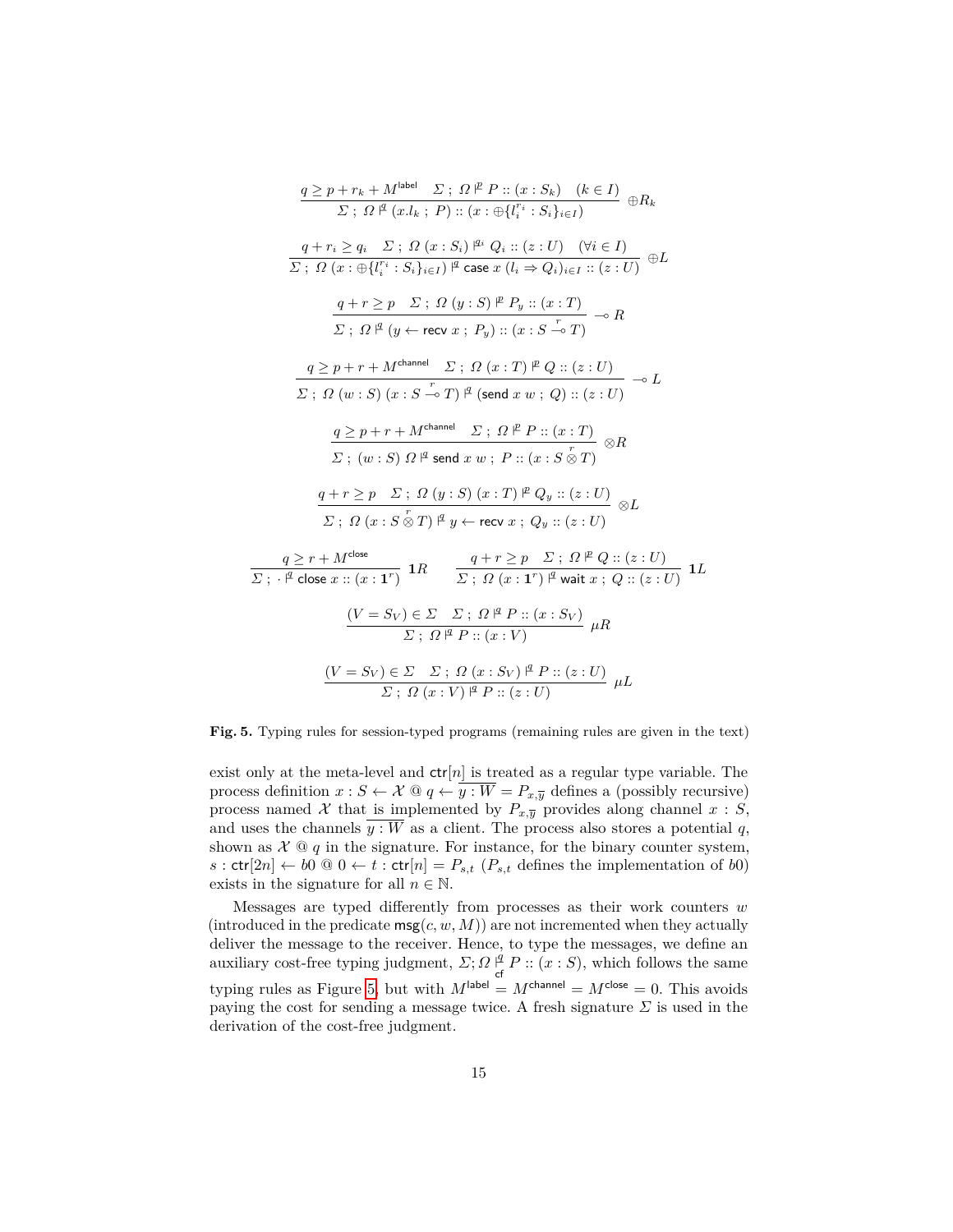$$\frac{q \geq p + r_k + M^{\mathsf{label}} \quad \Sigma \; ; \; \Omega \vdash^{p} P :: (x : S_k) \quad (k \in I)}{\Sigma \; ; \; \Omega \vdash^{q} (x.l_k \; ; \; P) :: (x : \oplus\{l_i^{r_i} : S_i\}_{i \in I})} \oplus R_k$$

$$\frac{q + r_i \geq q_i \quad \Sigma \; ; \; \Omega \; (x : S_i) \vdash^{q_i} Q_i :: (z : U) \quad (\forall i \in I)}{\Sigma \; ; \; \Omega \; (x : \oplus\{l_i^{r_i} : S_i\}_{i \in I}) \vdash^{q} \mathsf{case} \; x \; (l_i \Rightarrow Q_i)_{i \in I} :: (z : U)} \oplus L$$

$$\frac{q + r \geq p \quad \Sigma \; ; \; \Omega \; (y : S) \vdash^{p} P_y :: (x : T)}{\Sigma \; ; \; \Omega \vdash^{q} (y \leftarrow \mathsf{recv} \; x \; ; \; P_y) :: (x : S \overset{r}{\multimap} T)} \multimap R$$

$$\frac{q \geq p + r + M^{\mathsf{channel}} \quad \Sigma \; ; \; \Omega \; (x : T) \vdash^{p} Q :: (z : U)}{\Sigma \; ; \; \Omega \; (w : S) \; (x : S \overset{r}{\multimap} T) \vdash^{q} (\mathsf{send} \; x \; w \; ; \; Q) :: (z : U)} \multimap L$$

$$\frac{q \geq p + r + M^{\mathsf{channel}} \quad \Sigma \; ; \; \Omega \vdash^{p} P :: (x : T)}{\Sigma \; ; \; (w : S) \; \Omega \vdash^{q} \mathsf{send} \; x \; w \; ; \; P :: (x : S \overset{r}{\otimes} T)} \otimes R$$

$$\frac{q + r \geq p \quad \Sigma \; ; \; \Omega \; (y : S) \; (x : T) \vdash^{p} Q_y :: (z : U)}{\Sigma \; ; \; \Omega \; (x : S \overset{r}{\otimes} T) \vdash^{q} y \leftarrow \mathsf{recv} \; x \; ; \; Q_y :: (z : U)} \otimes L$$

$$\frac{q \geq r + M^{\mathsf{close}}}{\Sigma \; ; \; \cdot \vdash^{q} \mathsf{close} \; x :: (x : \mathbf{1}^r)} \mathbf{1}R \qquad \frac{q + r \geq p \quad \Sigma \; ; \; \Omega \vdash^{p} Q :: (z : U)}{\Sigma \; ; \; \Omega \; (x : \mathbf{1}^r) \vdash^{q} \mathsf{wait} \; x \; ; \; Q :: (z : U)} \mathbf{1}L$$

$$\frac{(V = S_V) \in \Sigma \quad \Sigma \; ; \; \Omega \vdash^{q} P :: (x : S_V)}{\Sigma \; ; \; \Omega \vdash^{q} P :: (x : V)} \mu R$$

$$\frac{(V = S_V) \in \Sigma \quad \Sigma \; ; \; \Omega \; (x : S_V) \vdash^{q} P :: (z : U)}{\Sigma \; ; \; \Omega \; (x : V) \vdash^{q} P :: (z : U)} \mu L$$

**Fig. 5.** Typing rules for session-typed programs (remaining rules are given in the text)

exist only at the meta-level and $\mathsf{ctr}[n]$ is treated as a regular type variable. The process definition $x : S \leftarrow \mathcal{X} \; @ \; q \leftarrow \overline{y : W} = P_{x,\overline{y}}$ defines a (possibly recursive) process named $\mathcal{X}$ that is implemented by $P_{x,\overline{y}}$ provides along channel $x : S$, and uses the channels $\overline{y : W}$ as a client. The process also stores a potential $q$, shown as $\mathcal{X} \; @ \; q$ in the signature. For instance, for the binary counter system, $s : \mathsf{ctr}[2n] \leftarrow b0 \; @ \; 0 \leftarrow t : \mathsf{ctr}[n] = P_{s,t}$ ($P_{s,t}$ defines the implementation of $b0$) exists in the signature for all $n \in \mathbb{N}$.

Messages are typed differently from processes as their work counters $w$ (introduced in the predicate $\mathsf{msg}(c, w, M)$) are not incremented when they actually deliver the message to the receiver. Hence, to type the messages, we define an auxiliary cost-free typing judgment, $\Sigma; \Omega \vdash^{q}_{\mathsf{cf}} P :: (x : S)$, which follows the same typing rules as Figure 5, but with $M^{\mathsf{label}} = M^{\mathsf{channel}} = M^{\mathsf{close}} = 0$. This avoids paying the cost for sending a message twice. A fresh signature $\Sigma$ is used in the derivation of the cost-free judgment.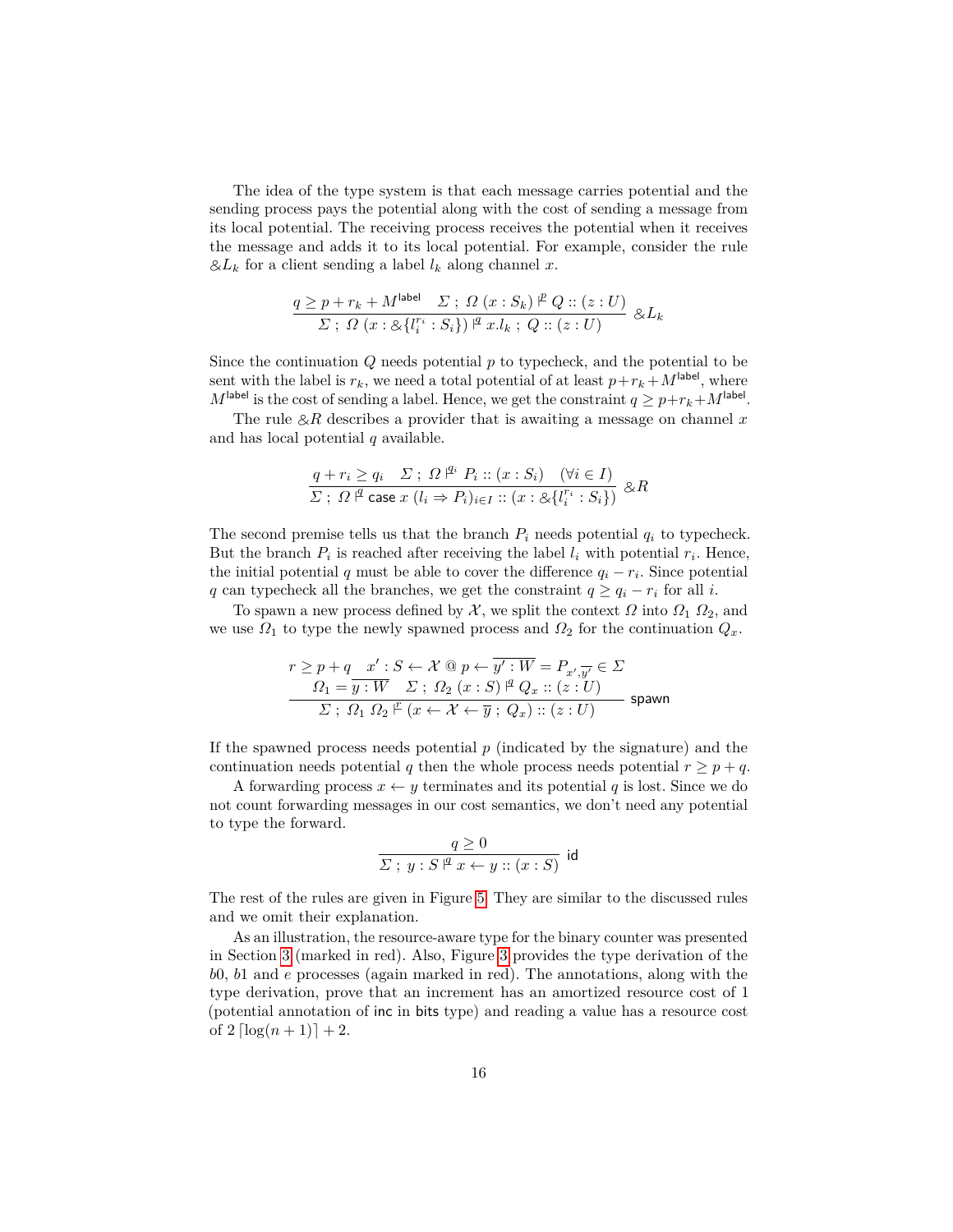The idea of the type system is that each message carries potential and the sending process pays the potential along with the cost of sending a message from its local potential. The receiving process receives the potential when it receives the message and adds it to its local potential. For example, consider the rule $\&L_k$ for a client sending a label $l_k$ along channel $x$.

$$\frac{q \geq p + r_k + M^{\mathsf{label}} \quad \Sigma \ ; \ \Omega \ (x : S_k) \overset{p}{\vdash} Q :: (z : U)}{\Sigma \ ; \ \Omega \ (x : \&\{l_i^{r_i} : S_i\}) \overset{q}{\vdash} x.l_k \ ; \ Q :: (z : U)} \ \&L_k$$

Since the continuation $Q$ needs potential $p$ to typecheck, and the potential to be sent with the label is $r_k$, we need a total potential of at least $p + r_k + M^{\mathsf{label}}$, where $M^{\mathsf{label}}$ is the cost of sending a label. Hence, we get the constraint $q \geq p + r_k + M^{\mathsf{label}}$.

The rule $\&R$ describes a provider that is awaiting a message on channel $x$ and has local potential $q$ available.

$$\frac{q + r_i \geq q_i \quad \Sigma \ ; \ \Omega \overset{q_i}{\vdash} P_i :: (x : S_i) \quad (\forall i \in I)}{\Sigma \ ; \ \Omega \overset{q}{\vdash} \mathsf{case} \ x \ (l_i \Rightarrow P_i)_{i \in I} :: (x : \&\{l_i^{r_i} : S_i\})} \ \&R$$

The second premise tells us that the branch $P_i$ needs potential $q_i$ to typecheck. But the branch $P_i$ is reached after receiving the label $l_i$ with potential $r_i$. Hence, the initial potential $q$ must be able to cover the difference $q_i - r_i$. Since potential $q$ can typecheck all the branches, we get the constraint $q \geq q_i - r_i$ for all $i$.

To spawn a new process defined by $\mathcal{X}$, we split the context $\Omega$ into $\Omega_1 \ \Omega_2$, and we use $\Omega_1$ to type the newly spawned process and $\Omega_2$ for the continuation $Q_x$.

$$\frac{\begin{array}{c} r \geq p + q \quad x' : S \leftarrow \mathcal{X} \ @ \ p \leftarrow \overline{y' : W} = P_{x', \overline{y'}} \in \Sigma \\ \Omega_1 = \overline{y : W} \quad \Sigma \ ; \ \Omega_2 \ (x : S) \overset{q}{\vdash} Q_x :: (z : U) \end{array}}{\Sigma \ ; \ \Omega_1 \ \Omega_2 \overset{r}{\vdash} (x \leftarrow \mathcal{X} \leftarrow \overline{y} \ ; \ Q_x) :: (z : U)} \ \mathsf{spawn}$$

If the spawned process needs potential $p$ (indicated by the signature) and the continuation needs potential $q$ then the whole process needs potential $r \geq p + q$.

A forwarding process $x \leftarrow y$ terminates and its potential $q$ is lost. Since we do not count forwarding messages in our cost semantics, we don't need any potential to type the forward.

$$\frac{q \geq 0}{\Sigma \ ; \ y : S \overset{q}{\vdash} x \leftarrow y :: (x : S)} \ \mathsf{id}$$

The rest of the rules are given in Figure 5. They are similar to the discussed rules and we omit their explanation.

As an illustration, the resource-aware type for the binary counter was presented in Section 3 (marked in red). Also, Figure 3 provides the type derivation of the $b0$, $b1$ and $e$ processes (again marked in red). The annotations, along with the type derivation, prove that an increment has an amortized resource cost of 1 (potential annotation of $\mathsf{inc}$ in $\mathsf{bits}$ type) and reading a value has a resource cost of $2 \lceil \log(n+1) \rceil + 2$.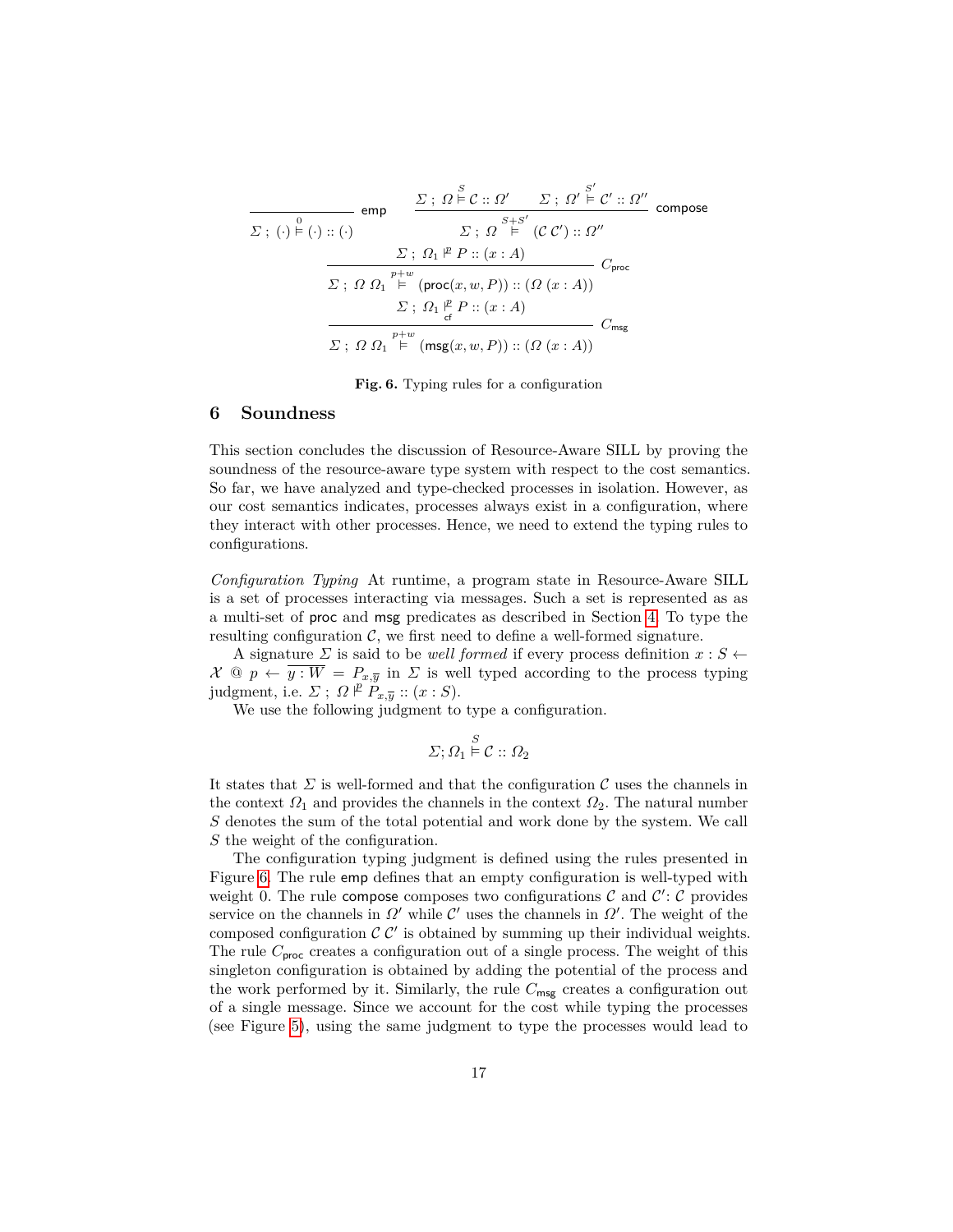$$\frac{}{\Sigma\ ;\ (\cdot) \overset{0}{\vDash} (\cdot) :: (\cdot)}\ \mathsf{emp} \qquad \frac{\Sigma\ ;\ \Omega \overset{S}{\vDash} \mathcal{C} :: \Omega' \qquad \Sigma\ ;\ \Omega' \overset{S'}{\vDash} \mathcal{C}' :: \Omega''}{\Sigma\ ;\ \Omega \overset{S+S'}{\vDash} (\mathcal{C}\ \mathcal{C}') :: \Omega''}\ \mathsf{compose}$$

$$\frac{\Sigma\ ;\ \Omega_1 \overset{p}{\Vdash} P :: (x : A)}{\Sigma\ ;\ \Omega\ \Omega_1 \overset{p+w}{\vDash} (\mathsf{proc}(x, w, P)) :: (\Omega\ (x : A))}\ C_{\mathsf{proc}}$$

$$\frac{\Sigma\ ;\ \Omega_1 \overset{p}{\underset{\mathsf{cf}}{\Vdash}} P :: (x : A)}{\Sigma\ ;\ \Omega\ \Omega_1 \overset{p+w}{\vDash} (\mathsf{msg}(x, w, P)) :: (\Omega\ (x : A))}\ C_{\mathsf{msg}}$$

**Fig. 6.** Typing rules for a configuration

## 6 Soundness

This section concludes the discussion of Resource-Aware SILL by proving the soundness of the resource-aware type system with respect to the cost semantics. So far, we have analyzed and type-checked processes in isolation. However, as our cost semantics indicates, processes always exist in a configuration, where they interact with other processes. Hence, we need to extend the typing rules to configurations.

*Configuration Typing* At runtime, a program state in Resource-Aware SILL is a set of processes interacting via messages. Such a set is represented as as a multi-set of proc and msg predicates as described in Section 4. To type the resulting configuration $\mathcal{C}$, we first need to define a well-formed signature.

A signature $\Sigma$ is said to be *well formed* if every process definition $x : S \leftarrow \mathcal{X} \ @\ p \leftarrow \overline{y : W} = P_{x,\overline{y}}$ in $\Sigma$ is well typed according to the process typing judgment, i.e. $\Sigma\ ;\ \Omega \overset{p}{\Vdash} P_{x,\overline{y}} :: (x : S)$.

We use the following judgment to type a configuration.

$$\Sigma; \Omega_1 \overset{S}{\vDash} \mathcal{C} :: \Omega_2$$

It states that $\Sigma$ is well-formed and that the configuration $\mathcal{C}$ uses the channels in the context $\Omega_1$ and provides the channels in the context $\Omega_2$. The natural number $S$ denotes the sum of the total potential and work done by the system. We call $S$ the weight of the configuration.

The configuration typing judgment is defined using the rules presented in Figure 6. The rule emp defines that an empty configuration is well-typed with weight 0. The rule compose composes two configurations $\mathcal{C}$ and $\mathcal{C}'$: $\mathcal{C}$ provides service on the channels in $\Omega'$ while $\mathcal{C}'$ uses the channels in $\Omega'$. The weight of the composed configuration $\mathcal{C}\ \mathcal{C}'$ is obtained by summing up their individual weights. The rule $C_{\mathsf{proc}}$ creates a configuration out of a single process. The weight of this singleton configuration is obtained by adding the potential of the process and the work performed by it. Similarly, the rule $C_{\mathsf{msg}}$ creates a configuration out of a single message. Since we account for the cost while typing the processes (see Figure 5), using the same judgment to type the processes would lead to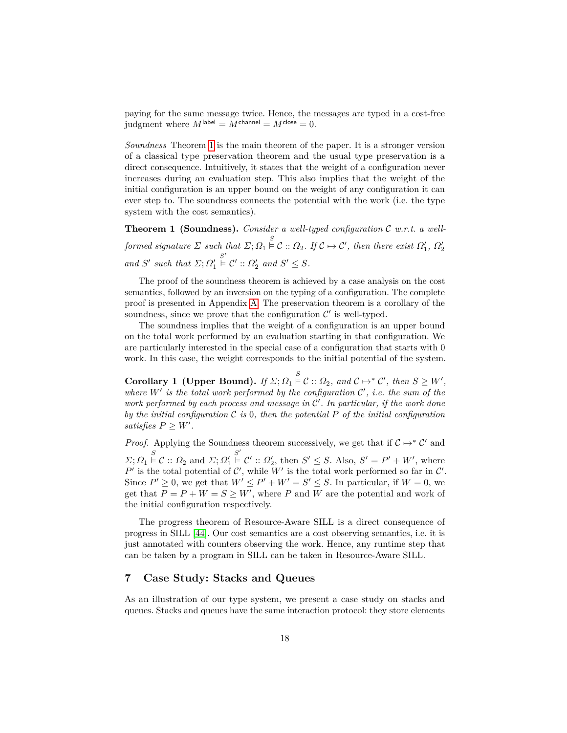paying for the same message twice. Hence, the messages are typed in a cost-free judgment where $M^{\mathsf{label}} = M^{\mathsf{channel}} = M^{\mathsf{close}} = 0$.

*Soundness* Theorem 1 is the main theorem of the paper. It is a stronger version of a classical type preservation theorem and the usual type preservation is a direct consequence. Intuitively, it states that the weight of a configuration never increases during an evaluation step. This also implies that the weight of the initial configuration is an upper bound on the weight of any configuration it can ever step to. The soundness connects the potential with the work (i.e. the type system with the cost semantics).

**Theorem 1 (Soundness).** *Consider a well-typed configuration $\mathcal{C}$ w.r.t. a well-formed signature $\Sigma$ such that $\Sigma; \Omega_1 \overset{S}{\vDash} \mathcal{C} :: \Omega_2$. If $\mathcal{C} \mapsto \mathcal{C}'$, then there exist $\Omega_1'$, $\Omega_2'$ and $S'$ such that $\Sigma; \Omega_1' \overset{S'}{\vDash} \mathcal{C}' :: \Omega_2'$ and $S' \leq S$.*

The proof of the soundness theorem is achieved by a case analysis on the cost semantics, followed by an inversion on the typing of a configuration. The complete proof is presented in Appendix A. The preservation theorem is a corollary of the soundness, since we prove that the configuration $\mathcal{C}'$ is well-typed.

The soundness implies that the weight of a configuration is an upper bound on the total work performed by an evaluation starting in that configuration. We are particularly interested in the special case of a configuration that starts with 0 work. In this case, the weight corresponds to the initial potential of the system.

**Corollary 1 (Upper Bound).** *If $\Sigma; \Omega_1 \overset{S}{\vDash} \mathcal{C} :: \Omega_2$, and $\mathcal{C} \mapsto^* \mathcal{C}'$, then $S \geq W'$, where $W'$ is the total work performed by the configuration $\mathcal{C}'$, i.e. the sum of the work performed by each process and message in $\mathcal{C}'$. In particular, if the work done by the initial configuration $\mathcal{C}$ is 0, then the potential $P$ of the initial configuration satisfies $P \geq W'$.*

*Proof.* Applying the Soundness theorem successively, we get that if $\mathcal{C} \mapsto^* \mathcal{C}'$ and $\Sigma; \Omega_1 \overset{S}{\vDash} \mathcal{C} :: \Omega_2$ and $\Sigma; \Omega_1' \overset{S'}{\vDash} \mathcal{C}' :: \Omega_2'$, then $S' \leq S$. Also, $S' = P' + W'$, where $P'$ is the total potential of $\mathcal{C}'$, while $W'$ is the total work performed so far in $\mathcal{C}'$. Since $P' \geq 0$, we get that $W' \leq P' + W' = S' \leq S$. In particular, if $W = 0$, we get that $P = P + W = S \geq W'$, where $P$ and $W$ are the potential and work of the initial configuration respectively.

The progress theorem of Resource-Aware SILL is a direct consequence of progress in SILL [44]. Our cost semantics are a cost observing semantics, i.e. it is just annotated with counters observing the work. Hence, any runtime step that can be taken by a program in SILL can be taken in Resource-Aware SILL.

## 7 Case Study: Stacks and Queues

As an illustration of our type system, we present a case study on stacks and queues. Stacks and queues have the same interaction protocol: they store elements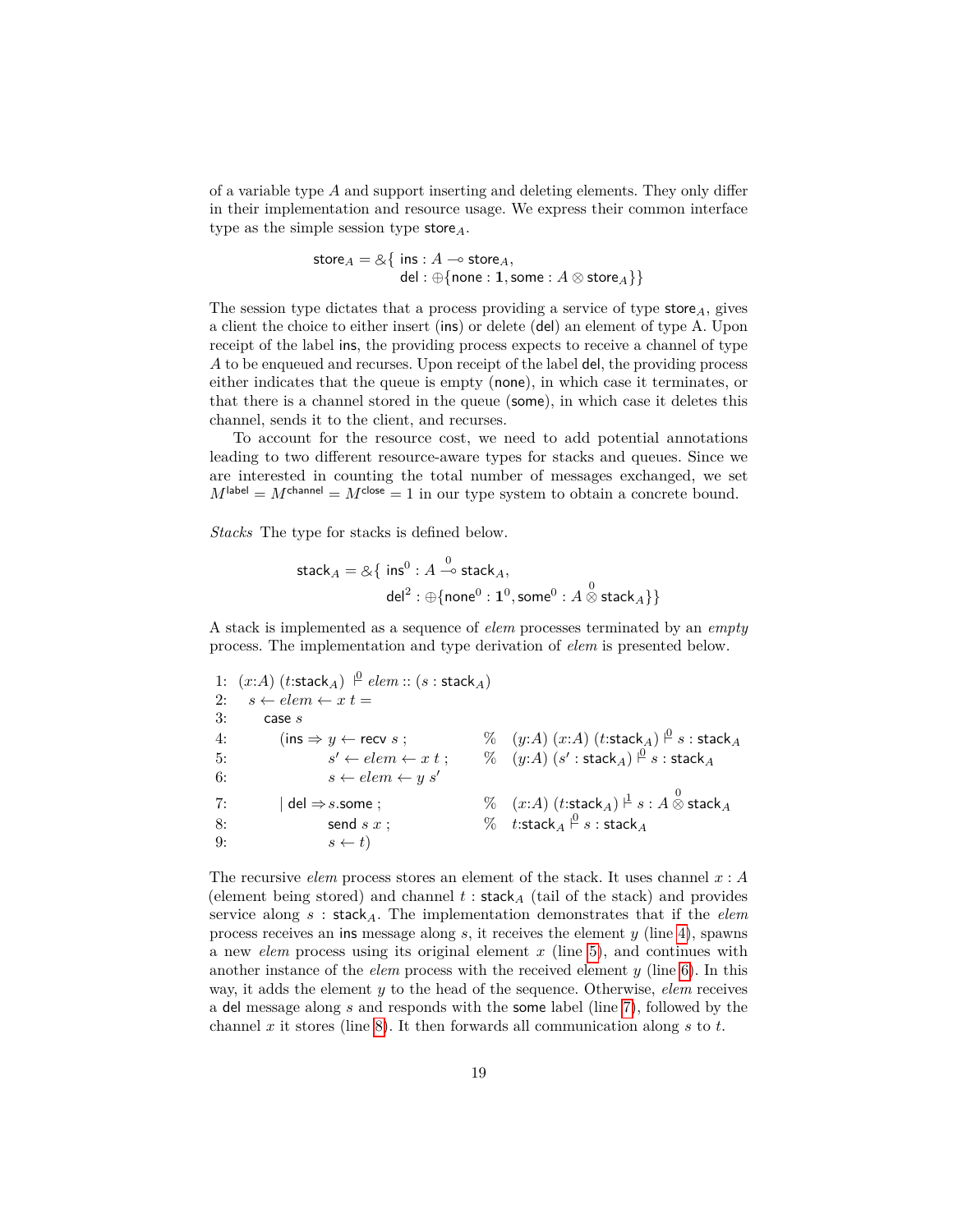of a variable type $A$ and support inserting and deleting elements. They only differ in their implementation and resource usage. We express their common interface type as the simple session type $\mathsf{store}_A$.

$$\mathsf{store}_A = \&\{\ \mathsf{ins} : A \multimap \mathsf{store}_A,\ \mathsf{del} : \oplus\{\mathsf{none} : \mathbf{1}, \mathsf{some} : A \otimes \mathsf{store}_A\}\}$$

The session type dictates that a process providing a service of type $\mathsf{store}_A$, gives a client the choice to either insert (ins) or delete (del) an element of type A. Upon receipt of the label ins, the providing process expects to receive a channel of type $A$ to be enqueued and recurses. Upon receipt of the label del, the providing process either indicates that the queue is empty (none), in which case it terminates, or that there is a channel stored in the queue (some), in which case it deletes this channel, sends it to the client, and recurses.

To account for the resource cost, we need to add potential annotations leading to two different resource-aware types for stacks and queues. Since we are interested in counting the total number of messages exchanged, we set $M^{\mathsf{label}} = M^{\mathsf{channel}} = M^{\mathsf{close}} = 1$ in our type system to obtain a concrete bound.

*Stacks* The type for stacks is defined below.

$$\mathsf{stack}_A = \&\{\ \mathsf{ins}^0 : A \overset{0}{\multimap} \mathsf{stack}_A,\ \mathsf{del}^2 : \oplus\{\mathsf{none}^0 : \mathbf{1}^0, \mathsf{some}^0 : A \overset{0}{\otimes} \mathsf{stack}_A\}\}$$

A stack is implemented as a sequence of *elem* processes terminated by an *empty* process. The implementation and type derivation of *elem* is presented below.

```
1: (x:A) (t:stack_A) ⊢^0 elem :: (s : stack_A)
2:   s ← elem ← x t =
3:     case s
4:       (ins ⇒ y ← recv s ;        %  (y:A) (x:A) (t:stack_A) ⊢^0 s : stack_A
5:              s' ← elem ← x t ;   %  (y:A) (s' : stack_A) ⊢^0 s : stack_A
6:              s ← elem ← y s'
7:       | del ⇒ s.some ;           %  (x:A) (t:stack_A) ⊢^1 s : A ⊗^0 stack_A
8:              send s x ;          %  t:stack_A ⊢^0 s : stack_A
9:              s ← t)
```

The recursive *elem* process stores an element of the stack. It uses channel $x : A$ (element being stored) and channel $t : \mathsf{stack}_A$ (tail of the stack) and provides service along $s : \mathsf{stack}_A$. The implementation demonstrates that if the *elem* process receives an ins message along $s$, it receives the element $y$ (line 4), spawns a new *elem* process using its original element $x$ (line 5), and continues with another instance of the *elem* process with the received element $y$ (line 6). In this way, it adds the element $y$ to the head of the sequence. Otherwise, *elem* receives a del message along $s$ and responds with the some label (line 7), followed by the channel $x$ it stores (line 8). It then forwards all communication along $s$ to $t$.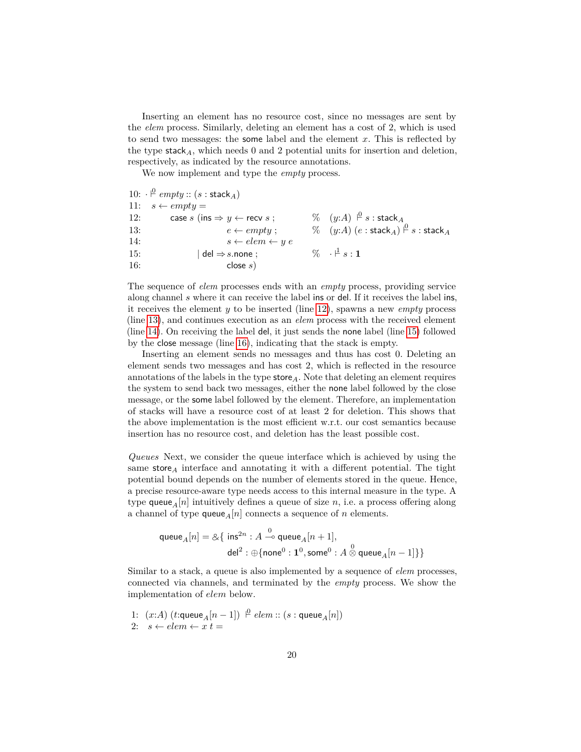Inserting an element has no resource cost, since no messages are sent by the *elem* process. Similarly, deleting an element has a cost of 2, which is used to send two messages: the some label and the element $x$. This is reflected by the type $\mathsf{stack}_A$, which needs 0 and 2 potential units for insertion and deletion, respectively, as indicated by the resource annotations.

We now implement and type the *empty* process.

```
10: · ⊢^0 empty :: (s : stack_A)
11:   s ← empty =
12:       case s (ins ⇒ y ← recv s ;         % (y:A) ⊢^0 s : stack_A
13:                    e ← empty ;            % (y:A) (e : stack_A) ⊢^0 s : stack_A
14:                    s ← elem ← y e
15:              | del ⇒ s.none ;             % · ⊢^1 s : 1
16:                    close s)
```

The sequence of *elem* processes ends with an *empty* process, providing service along channel $s$ where it can receive the label ins or del. If it receives the label ins, it receives the element $y$ to be inserted (line 12), spawns a new *empty* process (line 13), and continues execution as an *elem* process with the received element (line 14). On receiving the label del, it just sends the none label (line 15) followed by the close message (line 16), indicating that the stack is empty.

Inserting an element sends no messages and thus has cost 0. Deleting an element sends two messages and has cost 2, which is reflected in the resource annotations of the labels in the type $\mathsf{store}_A$. Note that deleting an element requires the system to send back two messages, either the none label followed by the close message, or the some label followed by the element. Therefore, an implementation of stacks will have a resource cost of at least 2 for deletion. This shows that the above implementation is the most efficient w.r.t. our cost semantics because insertion has no resource cost, and deletion has the least possible cost.

*Queues* Next, we consider the queue interface which is achieved by using the same $\mathsf{store}_A$ interface and annotating it with a different potential. The tight potential bound depends on the number of elements stored in the queue. Hence, a precise resource-aware type needs access to this internal measure in the type. A type $\mathsf{queue}_A[n]$ intuitively defines a queue of size $n$, i.e. a process offering along a channel of type $\mathsf{queue}_A[n]$ connects a sequence of $n$ elements.

$$\begin{aligned}\mathsf{queue}_A[n] = \&\{\ &\mathsf{ins}^{2n} : A \overset{0}{\multimap} \mathsf{queue}_A[n+1],\\ &\mathsf{del}^{2} : \oplus\{\mathsf{none}^0 : \mathbf{1}^0, \mathsf{some}^0 : A \overset{0}{\otimes} \mathsf{queue}_A[n-1]\}\}\end{aligned}$$

Similar to a stack, a queue is also implemented by a sequence of *elem* processes, connected via channels, and terminated by the *empty* process. We show the implementation of *elem* below.

```
1: (x:A) (t:queue_A[n − 1]) ⊢^0 elem :: (s : queue_A[n])
2:   s ← elem ← x t =
```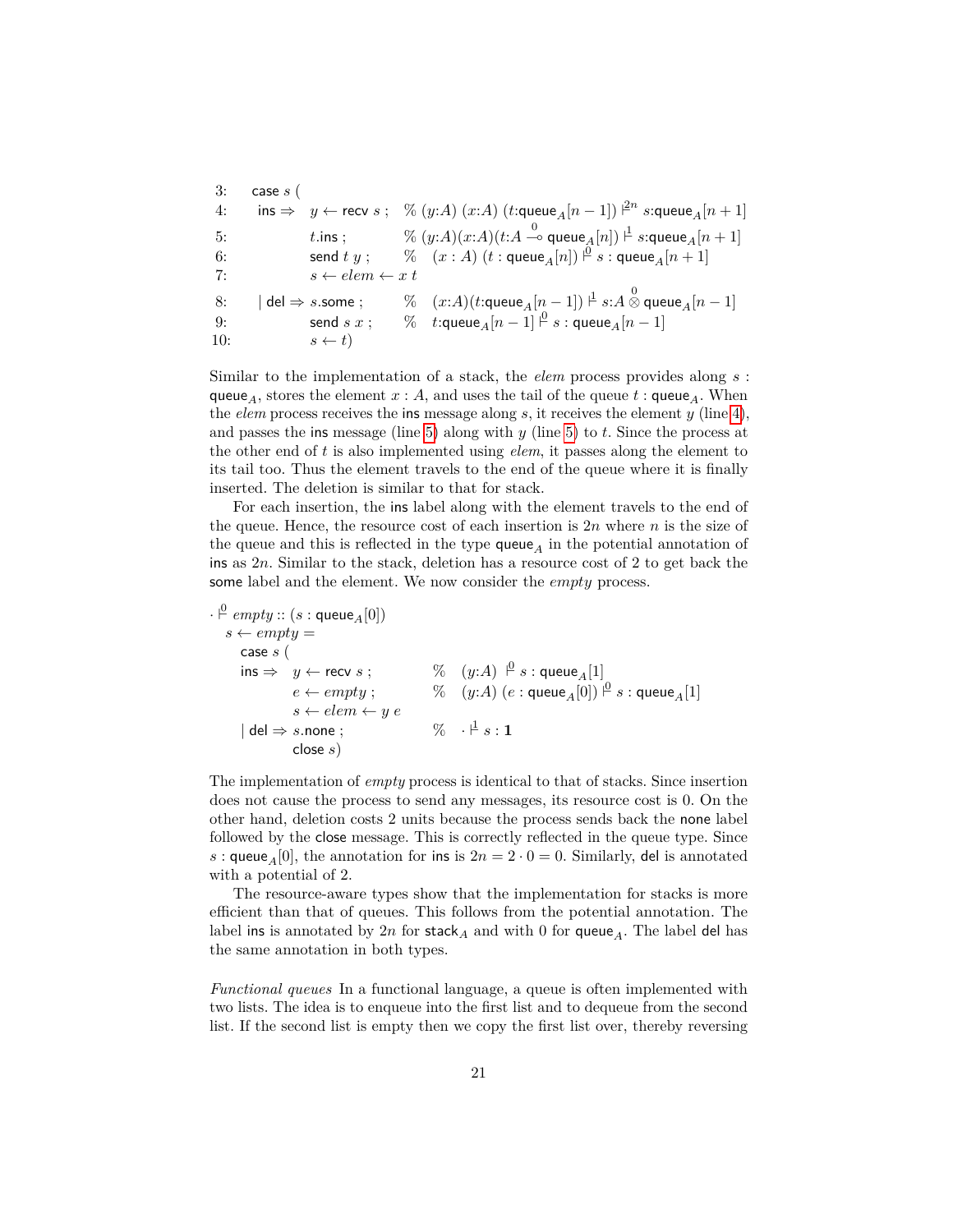```
3:   case s (
4:     ins ⇒  y ← recv s ;   % (y:A) (x:A) (t:queue_A[n − 1]) ⊢^{2n} s:queue_A[n + 1]
5:            t.ins ;         % (y:A)(x:A)(t:A ⊸^0 queue_A[n]) ⊢^1 s:queue_A[n + 1]
6:            send t y ;      %   (x : A) (t : queue_A[n]) ⊢^0 s : queue_A[n + 1]
7:            s ← elem ← x t
8:   | del ⇒ s.some ;         %   (x:A)(t:queue_A[n − 1]) ⊢^1 s:A ⊗^0 queue_A[n − 1]
9:            send s x ;      %   t:queue_A[n − 1] ⊢^0 s : queue_A[n − 1]
10:           s ← t)
```

Similar to the implementation of a stack, the *elem* process provides along $s$ : $\mathsf{queue}_A$, stores the element $x : A$, and uses the tail of the queue $t : \mathsf{queue}_A$. When the *elem* process receives the ins message along $s$, it receives the element $y$ (line 4), and passes the ins message (line 5) along with $y$ (line 5) to $t$. Since the process at the other end of $t$ is also implemented using *elem*, it passes along the element to its tail too. Thus the element travels to the end of the queue where it is finally inserted. The deletion is similar to that for stack.

For each insertion, the ins label along with the element travels to the end of the queue. Hence, the resource cost of each insertion is $2n$ where $n$ is the size of the queue and this is reflected in the type $\mathsf{queue}_A$ in the potential annotation of ins as $2n$. Similar to the stack, deletion has a resource cost of 2 to get back the some label and the element. We now consider the *empty* process.

```
· ⊢^0 empty :: (s : queue_A[0])
  s ← empty =
    case s (
    ins ⇒  y ← recv s ;        %   (y:A) ⊢^0 s : queue_A[1]
           e ← empty ;          %   (y:A) (e : queue_A[0]) ⊢^0 s : queue_A[1]
           s ← elem ← y e
    | del ⇒ s.none ;            %   · ⊢^1 s : 1
           close s)
```

The implementation of *empty* process is identical to that of stacks. Since insertion does not cause the process to send any messages, its resource cost is 0. On the other hand, deletion costs 2 units because the process sends back the none label followed by the close message. This is correctly reflected in the queue type. Since $s : \mathsf{queue}_A[0]$, the annotation for ins is $2n = 2 \cdot 0 = 0$. Similarly, del is annotated with a potential of 2.

The resource-aware types show that the implementation for stacks is more efficient than that of queues. This follows from the potential annotation. The label ins is annotated by $2n$ for $\mathsf{stack}_A$ and with 0 for $\mathsf{queue}_A$. The label del has the same annotation in both types.

*Functional queues* In a functional language, a queue is often implemented with two lists. The idea is to enqueue into the first list and to dequeue from the second list. If the second list is empty then we copy the first list over, thereby reversing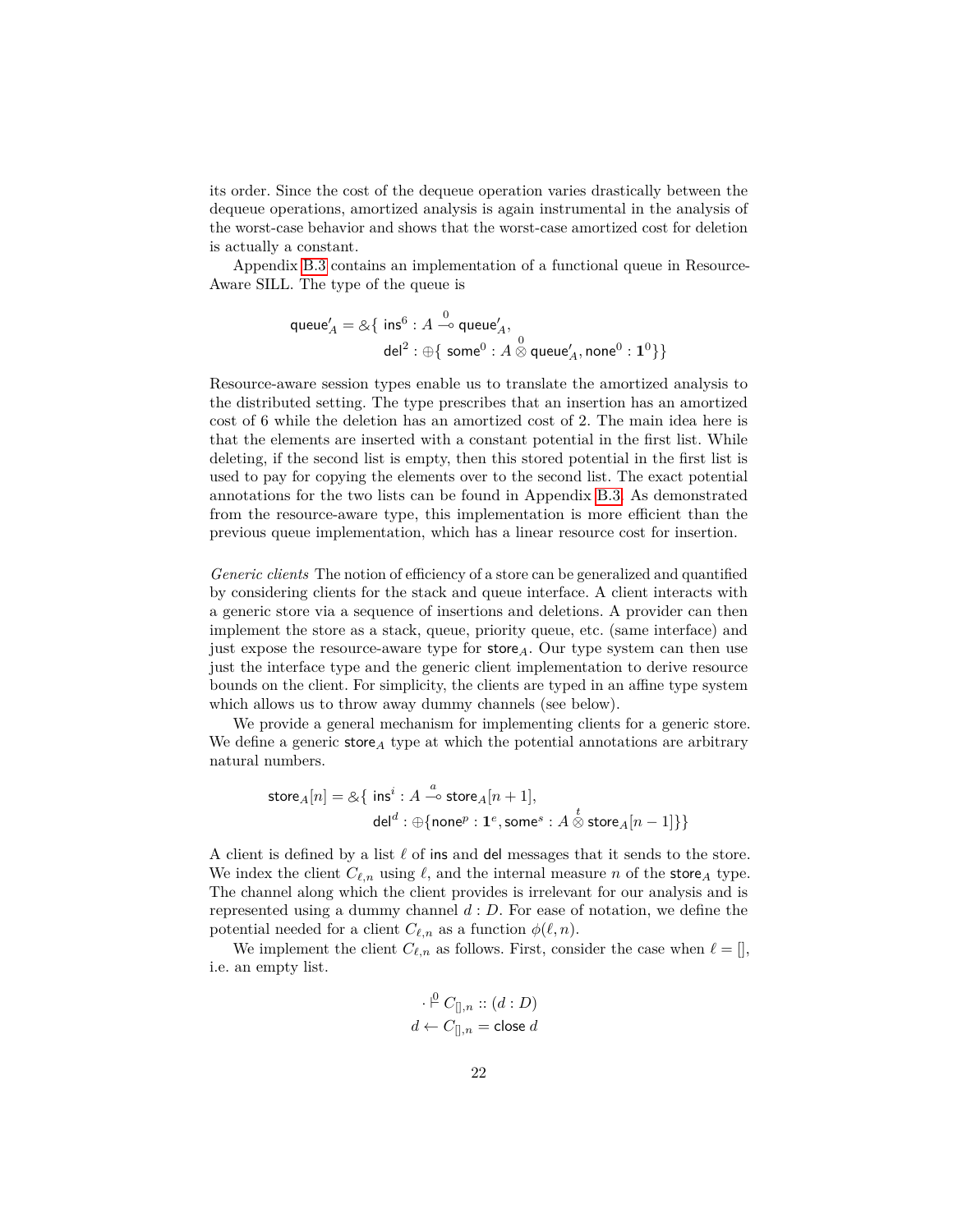its order. Since the cost of the dequeue operation varies drastically between the dequeue operations, amortized analysis is again instrumental in the analysis of the worst-case behavior and shows that the worst-case amortized cost for deletion is actually a constant.

Appendix B.3 contains an implementation of a functional queue in Resource-Aware SILL. The type of the queue is

$$\begin{aligned}\mathsf{queue}'_A = \&\{\ & \mathsf{ins}^6 : A \overset{0}{\multimap} \mathsf{queue}'_A, \\ & \mathsf{del}^2 : \oplus\{\ \mathsf{some}^0 : A \overset{0}{\otimes} \mathsf{queue}'_A, \mathsf{none}^0 : \mathbf{1}^0\}\}\end{aligned}$$

Resource-aware session types enable us to translate the amortized analysis to the distributed setting. The type prescribes that an insertion has an amortized cost of 6 while the deletion has an amortized cost of 2. The main idea here is that the elements are inserted with a constant potential in the first list. While deleting, if the second list is empty, then this stored potential in the first list is used to pay for copying the elements over to the second list. The exact potential annotations for the two lists can be found in Appendix B.3. As demonstrated from the resource-aware type, this implementation is more efficient than the previous queue implementation, which has a linear resource cost for insertion.

*Generic clients* The notion of efficiency of a store can be generalized and quantified by considering clients for the stack and queue interface. A client interacts with a generic store via a sequence of insertions and deletions. A provider can then implement the store as a stack, queue, priority queue, etc. (same interface) and just expose the resource-aware type for $\mathsf{store}_A$. Our type system can then use just the interface type and the generic client implementation to derive resource bounds on the client. For simplicity, the clients are typed in an affine type system which allows us to throw away dummy channels (see below).

We provide a general mechanism for implementing clients for a generic store. We define a generic $\mathsf{store}_A$ type at which the potential annotations are arbitrary natural numbers.

$$\begin{aligned}\mathsf{store}_A[n] = \&\{\ & \mathsf{ins}^i : A \overset{a}{\multimap} \mathsf{store}_A[n+1], \\ & \mathsf{del}^d : \oplus\{\mathsf{none}^p : \mathbf{1}^e, \mathsf{some}^s : A \overset{t}{\otimes} \mathsf{store}_A[n-1]\}\}\end{aligned}$$

A client is defined by a list $\ell$ of $\mathsf{ins}$ and $\mathsf{del}$ messages that it sends to the store. We index the client $C_{\ell,n}$ using $\ell$, and the internal measure $n$ of the $\mathsf{store}_A$ type. The channel along which the client provides is irrelevant for our analysis and is represented using a dummy channel $d : D$. For ease of notation, we define the potential needed for a client $C_{\ell,n}$ as a function $\phi(\ell, n)$.

We implement the client $C_{\ell,n}$ as follows. First, consider the case when $\ell = []$, i.e. an empty list.

$$\cdot \overset{0}{\vdash} C_{[],n} :: (d : D)$$
$$d \leftarrow C_{[],n} = \mathsf{close}\ d$$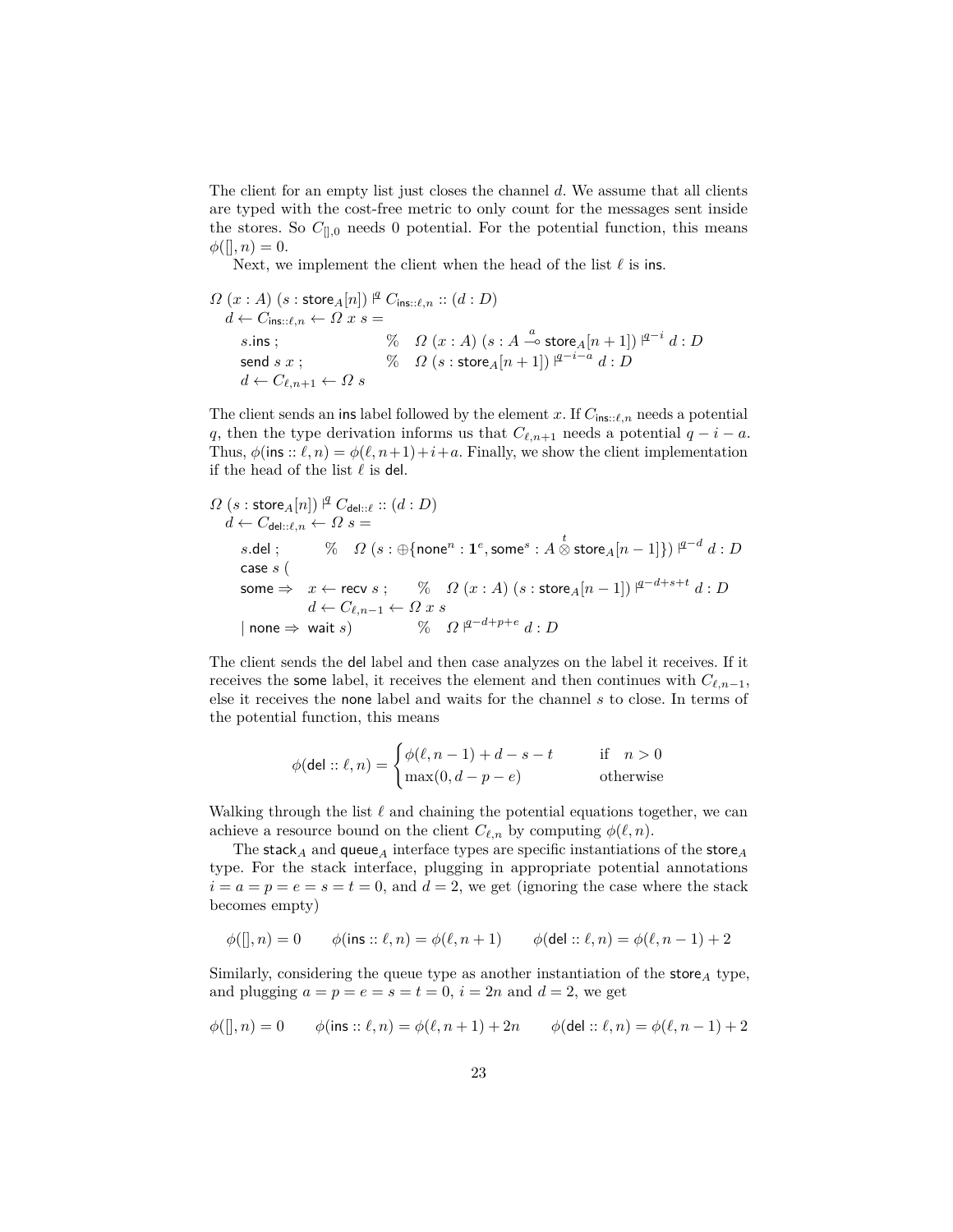The client for an empty list just closes the channel $d$. We assume that all clients are typed with the cost-free metric to only count for the messages sent inside the stores. So $C_{[],0}$ needs 0 potential. For the potential function, this means $\phi([], n) = 0$.

Next, we implement the client when the head of the list $\ell$ is $\mathsf{ins}$.

$$
\begin{array}{ll}
\multicolumn{2}{l}{\Omega\ (x : A)\ (s : \mathsf{store}_A[n]) \vdash^{q} C_{\mathsf{ins}::\ell,n} :: (d : D)} \\
\multicolumn{2}{l}{\quad d \leftarrow C_{\mathsf{ins}::\ell,n} \leftarrow \Omega\ x\ s =} \\
\quad\quad s.\mathsf{ins}\ ; & \%\quad \Omega\ (x : A)\ (s : A \overset{a}{\multimap} \mathsf{store}_A[n+1]) \vdash^{q-i} d : D \\
\quad\quad \mathsf{send}\ s\ x\ ; & \%\quad \Omega\ (s : \mathsf{store}_A[n+1]) \vdash^{q-i-a} d : D \\
\quad\quad d \leftarrow C_{\ell,n+1} \leftarrow \Omega\ s &
\end{array}
$$

The client sends an $\mathsf{ins}$ label followed by the element $x$. If $C_{\mathsf{ins}::\ell,n}$ needs a potential $q$, then the type derivation informs us that $C_{\ell,n+1}$ needs a potential $q - i - a$. Thus, $\phi(\mathsf{ins} :: \ell, n) = \phi(\ell, n+1) + i + a$. Finally, we show the client implementation if the head of the list $\ell$ is $\mathsf{del}$.

$$
\begin{array}{lll}
\multicolumn{3}{l}{\Omega\ (s : \mathsf{store}_A[n]) \vdash^{q} C_{\mathsf{del}::\ell} :: (d : D)} \\
\multicolumn{3}{l}{\quad d \leftarrow C_{\mathsf{del}::\ell,n} \leftarrow \Omega\ s =} \\
\quad\quad s.\mathsf{del}\ ; & & \%\quad \Omega\ (s : \oplus\{\mathsf{none}^n : \mathbf{1}^e, \mathsf{some}^s : A \overset{t}{\otimes} \mathsf{store}_A[n-1]\}) \vdash^{q-d} d : D \\
\quad\quad \mathsf{case}\ s\ ( & & \\
\quad\quad \mathsf{some} \Rightarrow & x \leftarrow \mathsf{recv}\ s\ ; & \%\quad \Omega\ (x : A)\ (s : \mathsf{store}_A[n-1]) \vdash^{q-d+s+t} d : D \\
 & d \leftarrow C_{\ell,n-1} \leftarrow \Omega\ x\ s & \\
\quad\quad \mid \mathsf{none} \Rightarrow & \mathsf{wait}\ s) & \%\quad \Omega \vdash^{q-d+p+e} d : D
\end{array}
$$

The client sends the $\mathsf{del}$ label and then case analyzes on the label it receives. If it receives the $\mathsf{some}$ label, it receives the element and then continues with $C_{\ell,n-1}$, else it receives the $\mathsf{none}$ label and waits for the channel $s$ to close. In terms of the potential function, this means

$$
\phi(\mathsf{del} :: \ell, n) = \begin{cases} \phi(\ell, n-1) + d - s - t & \text{if} \quad n > 0 \\ \max(0, d - p - e) & \text{otherwise} \end{cases}
$$

Walking through the list $\ell$ and chaining the potential equations together, we can achieve a resource bound on the client $C_{\ell,n}$ by computing $\phi(\ell, n)$.

The $\mathsf{stack}_A$ and $\mathsf{queue}_A$ interface types are specific instantiations of the $\mathsf{store}_A$ type. For the stack interface, plugging in appropriate potential annotations $i = a = p = e = s = t = 0$, and $d = 2$, we get (ignoring the case where the stack becomes empty)

$$
\phi([], n) = 0 \qquad \phi(\mathsf{ins} :: \ell, n) = \phi(\ell, n+1) \qquad \phi(\mathsf{del} :: \ell, n) = \phi(\ell, n-1) + 2
$$

Similarly, considering the queue type as another instantiation of the $\mathsf{store}_A$ type, and plugging $a = p = e = s = t = 0$, $i = 2n$ and $d = 2$, we get

$$
\phi([], n) = 0 \qquad \phi(\mathsf{ins} :: \ell, n) = \phi(\ell, n+1) + 2n \qquad \phi(\mathsf{del} :: \ell, n) = \phi(\ell, n-1) + 2
$$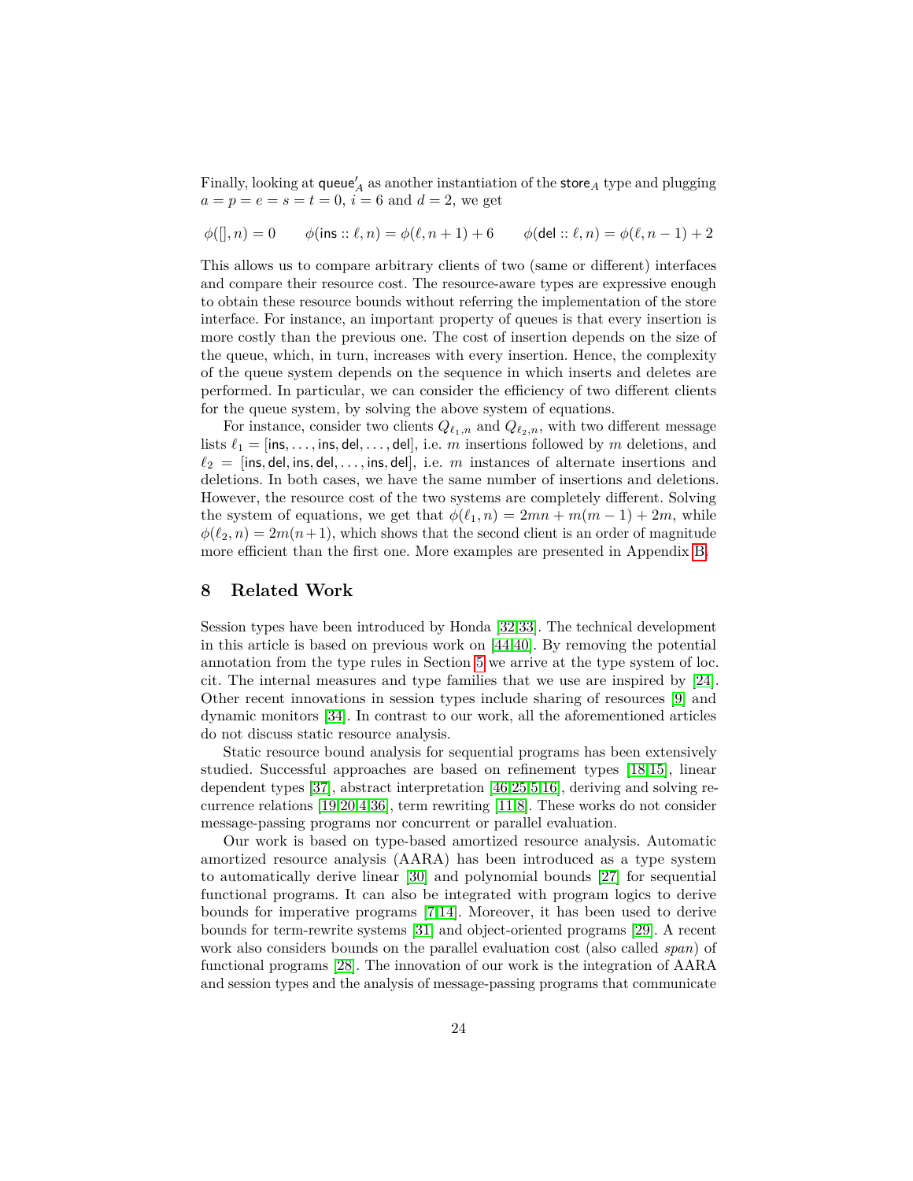Finally, looking at $\mathsf{queue}'_A$ as another instantiation of the $\mathsf{store}_A$ type and plugging $a = p = e = s = t = 0$, $i = 6$ and $d = 2$, we get

$$\phi([], n) = 0 \qquad \phi(\mathsf{ins} :: \ell, n) = \phi(\ell, n+1) + 6 \qquad \phi(\mathsf{del} :: \ell, n) = \phi(\ell, n-1) + 2$$

This allows us to compare arbitrary clients of two (same or different) interfaces and compare their resource cost. The resource-aware types are expressive enough to obtain these resource bounds without referring the implementation of the store interface. For instance, an important property of queues is that every insertion is more costly than the previous one. The cost of insertion depends on the size of the queue, which, in turn, increases with every insertion. Hence, the complexity of the queue system depends on the sequence in which inserts and deletes are performed. In particular, we can consider the efficiency of two different clients for the queue system, by solving the above system of equations.

For instance, consider two clients $Q_{\ell_1,n}$ and $Q_{\ell_2,n}$, with two different message lists $\ell_1 = [\mathsf{ins}, \ldots, \mathsf{ins}, \mathsf{del}, \ldots, \mathsf{del}]$, i.e. $m$ insertions followed by $m$ deletions, and $\ell_2 = [\mathsf{ins}, \mathsf{del}, \mathsf{ins}, \mathsf{del}, \ldots, \mathsf{ins}, \mathsf{del}]$, i.e. $m$ instances of alternate insertions and deletions. In both cases, we have the same number of insertions and deletions. However, the resource cost of the two systems are completely different. Solving the system of equations, we get that $\phi(\ell_1, n) = 2mn + m(m-1) + 2m$, while $\phi(\ell_2, n) = 2m(n+1)$, which shows that the second client is an order of magnitude more efficient than the first one. More examples are presented in Appendix B.

## 8 Related Work

Session types have been introduced by Honda [32,33]. The technical development in this article is based on previous work on [44,40]. By removing the potential annotation from the type rules in Section 5 we arrive at the type system of loc. cit. The internal measures and type families that we use are inspired by [24]. Other recent innovations in session types include sharing of resources [9] and dynamic monitors [34]. In contrast to our work, all the aforementioned articles do not discuss static resource analysis.

Static resource bound analysis for sequential programs has been extensively studied. Successful approaches are based on refinement types [18,15], linear dependent types [37], abstract interpretation [46,25,5,16], deriving and solving recurrence relations [19,20,4,36], term rewriting [11,8]. These works do not consider message-passing programs nor concurrent or parallel evaluation.

Our work is based on type-based amortized resource analysis. Automatic amortized resource analysis (AARA) has been introduced as a type system to automatically derive linear [30] and polynomial bounds [27] for sequential functional programs. It can also be integrated with program logics to derive bounds for imperative programs [7,14]. Moreover, it has been used to derive bounds for term-rewrite systems [31] and object-oriented programs [29]. A recent work also considers bounds on the parallel evaluation cost (also called *span*) of functional programs [28]. The innovation of our work is the integration of AARA and session types and the analysis of message-passing programs that communicate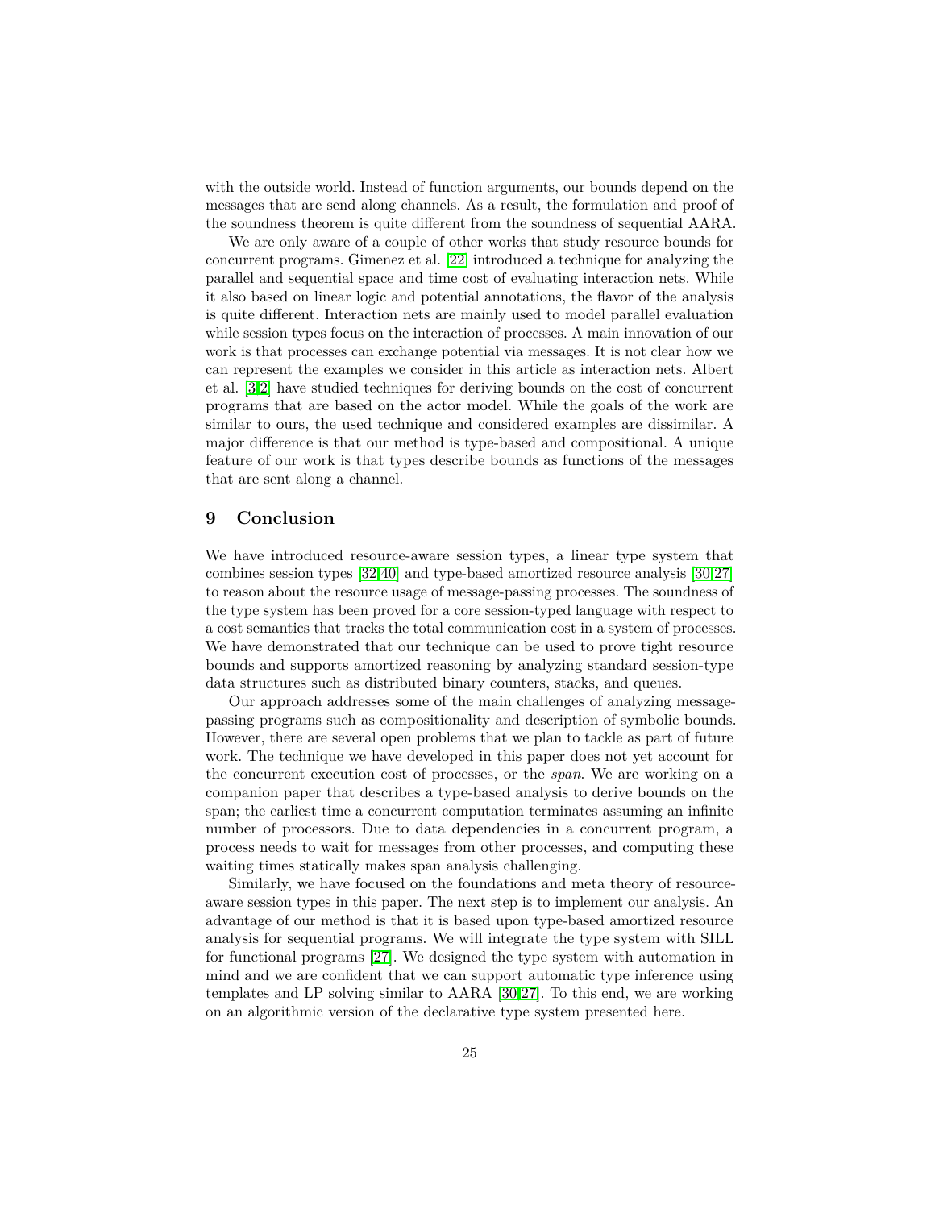with the outside world. Instead of function arguments, our bounds depend on the messages that are send along channels. As a result, the formulation and proof of the soundness theorem is quite different from the soundness of sequential AARA.

We are only aware of a couple of other works that study resource bounds for concurrent programs. Gimenez et al. [22] introduced a technique for analyzing the parallel and sequential space and time cost of evaluating interaction nets. While it also based on linear logic and potential annotations, the flavor of the analysis is quite different. Interaction nets are mainly used to model parallel evaluation while session types focus on the interaction of processes. A main innovation of our work is that processes can exchange potential via messages. It is not clear how we can represent the examples we consider in this article as interaction nets. Albert et al. [3,2] have studied techniques for deriving bounds on the cost of concurrent programs that are based on the actor model. While the goals of the work are similar to ours, the used technique and considered examples are dissimilar. A major difference is that our method is type-based and compositional. A unique feature of our work is that types describe bounds as functions of the messages that are sent along a channel.

# 9 Conclusion

We have introduced resource-aware session types, a linear type system that combines session types [32,40] and type-based amortized resource analysis [30,27] to reason about the resource usage of message-passing processes. The soundness of the type system has been proved for a core session-typed language with respect to a cost semantics that tracks the total communication cost in a system of processes. We have demonstrated that our technique can be used to prove tight resource bounds and supports amortized reasoning by analyzing standard session-type data structures such as distributed binary counters, stacks, and queues.

Our approach addresses some of the main challenges of analyzing message-passing programs such as compositionality and description of symbolic bounds. However, there are several open problems that we plan to tackle as part of future work. The technique we have developed in this paper does not yet account for the concurrent execution cost of processes, or the *span*. We are working on a companion paper that describes a type-based analysis to derive bounds on the span; the earliest time a concurrent computation terminates assuming an infinite number of processors. Due to data dependencies in a concurrent program, a process needs to wait for messages from other processes, and computing these waiting times statically makes span analysis challenging.

Similarly, we have focused on the foundations and meta theory of resource-aware session types in this paper. The next step is to implement our analysis. An advantage of our method is that it is based upon type-based amortized resource analysis for sequential programs. We will integrate the type system with SILL for functional programs [27]. We designed the type system with automation in mind and we are confident that we can support automatic type inference using templates and LP solving similar to AARA [30,27]. To this end, we are working on an algorithmic version of the declarative type system presented here.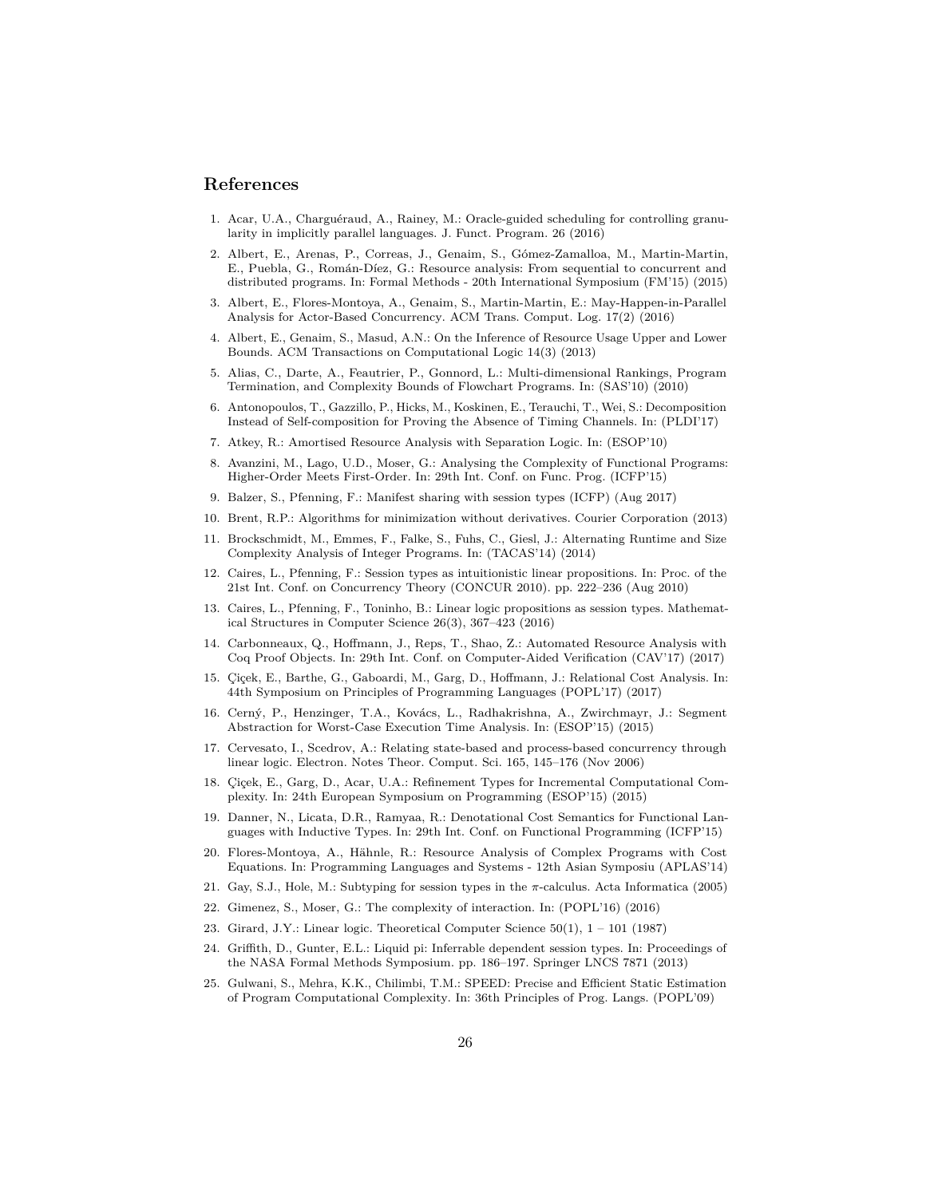## References

1. Acar, U.A., Charguéraud, A., Rainey, M.: Oracle-guided scheduling for controlling granularity in implicitly parallel languages. J. Funct. Program. 26 (2016)
2. Albert, E., Arenas, P., Correas, J., Genaim, S., Gómez-Zamalloa, M., Martin-Martin, E., Puebla, G., Román-Díez, G.: Resource analysis: From sequential to concurrent and distributed programs. In: Formal Methods - 20th International Symposium (FM'15) (2015)
3. Albert, E., Flores-Montoya, A., Genaim, S., Martin-Martin, E.: May-Happen-in-Parallel Analysis for Actor-Based Concurrency. ACM Trans. Comput. Log. 17(2) (2016)
4. Albert, E., Genaim, S., Masud, A.N.: On the Inference of Resource Usage Upper and Lower Bounds. ACM Transactions on Computational Logic 14(3) (2013)
5. Alias, C., Darte, A., Feautrier, P., Gonnord, L.: Multi-dimensional Rankings, Program Termination, and Complexity Bounds of Flowchart Programs. In: (SAS'10) (2010)
6. Antonopoulos, T., Gazzillo, P., Hicks, M., Koskinen, E., Terauchi, T., Wei, S.: Decomposition Instead of Self-composition for Proving the Absence of Timing Channels. In: (PLDI'17)
7. Atkey, R.: Amortised Resource Analysis with Separation Logic. In: (ESOP'10)
8. Avanzini, M., Lago, U.D., Moser, G.: Analysing the Complexity of Functional Programs: Higher-Order Meets First-Order. In: 29th Int. Conf. on Func. Prog. (ICFP'15)
9. Balzer, S., Pfenning, F.: Manifest sharing with session types (ICFP) (Aug 2017)
10. Brent, R.P.: Algorithms for minimization without derivatives. Courier Corporation (2013)
11. Brockschmidt, M., Emmes, F., Falke, S., Fuhs, C., Giesl, J.: Alternating Runtime and Size Complexity Analysis of Integer Programs. In: (TACAS'14) (2014)
12. Caires, L., Pfenning, F.: Session types as intuitionistic linear propositions. In: Proc. of the 21st Int. Conf. on Concurrency Theory (CONCUR 2010). pp. 222–236 (Aug 2010)
13. Caires, L., Pfenning, F., Toninho, B.: Linear logic propositions as session types. Mathematical Structures in Computer Science 26(3), 367–423 (2016)
14. Carbonneaux, Q., Hoffmann, J., Reps, T., Shao, Z.: Automated Resource Analysis with Coq Proof Objects. In: 29th Int. Conf. on Computer-Aided Verification (CAV'17) (2017)
15. Çiçek, E., Barthe, G., Gaboardi, M., Garg, D., Hoffmann, J.: Relational Cost Analysis. In: 44th Symposium on Principles of Programming Languages (POPL'17) (2017)
16. Cerný, P., Henzinger, T.A., Kovács, L., Radhakrishna, A., Zwirchmayr, J.: Segment Abstraction for Worst-Case Execution Time Analysis. In: (ESOP'15) (2015)
17. Cervesato, I., Scedrov, A.: Relating state-based and process-based concurrency through linear logic. Electron. Notes Theor. Comput. Sci. 165, 145–176 (Nov 2006)
18. Çiçek, E., Garg, D., Acar, U.A.: Refinement Types for Incremental Computational Complexity. In: 24th European Symposium on Programming (ESOP'15) (2015)
19. Danner, N., Licata, D.R., Ramyaa, R.: Denotational Cost Semantics for Functional Languages with Inductive Types. In: 29th Int. Conf. on Functional Programming (ICFP'15)
20. Flores-Montoya, A., Hähnle, R.: Resource Analysis of Complex Programs with Cost Equations. In: Programming Languages and Systems - 12th Asian Symposiu (APLAS'14)
21. Gay, S.J., Hole, M.: Subtyping for session types in the $\pi$-calculus. Acta Informatica (2005)
22. Gimenez, S., Moser, G.: The complexity of interaction. In: (POPL'16) (2016)
23. Girard, J.Y.: Linear logic. Theoretical Computer Science 50(1), 1 – 101 (1987)
24. Griffith, D., Gunter, E.L.: Liquid pi: Inferrable dependent session types. In: Proceedings of the NASA Formal Methods Symposium. pp. 186–197. Springer LNCS 7871 (2013)
25. Gulwani, S., Mehra, K.K., Chilimbi, T.M.: SPEED: Precise and Efficient Static Estimation of Program Computational Complexity. In: 36th Principles of Prog. Langs. (POPL'09)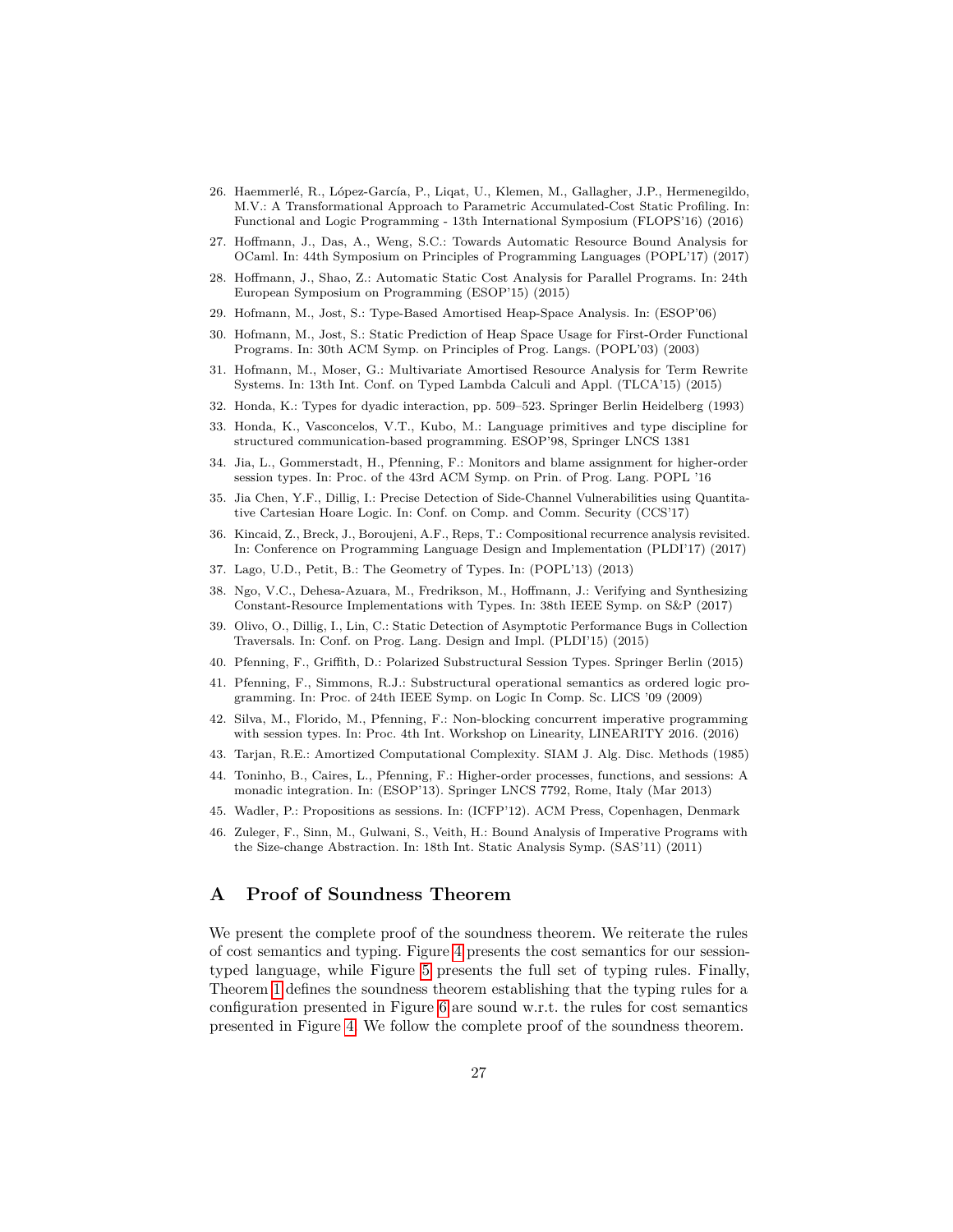26. Haemmerlé, R., López-García, P., Liqat, U., Klemen, M., Gallagher, J.P., Hermenegildo, M.V.: A Transformational Approach to Parametric Accumulated-Cost Static Profiling. In: Functional and Logic Programming - 13th International Symposium (FLOPS'16) (2016)
27. Hoffmann, J., Das, A., Weng, S.C.: Towards Automatic Resource Bound Analysis for OCaml. In: 44th Symposium on Principles of Programming Languages (POPL'17) (2017)
28. Hoffmann, J., Shao, Z.: Automatic Static Cost Analysis for Parallel Programs. In: 24th European Symposium on Programming (ESOP'15) (2015)
29. Hofmann, M., Jost, S.: Type-Based Amortised Heap-Space Analysis. In: (ESOP'06)
30. Hofmann, M., Jost, S.: Static Prediction of Heap Space Usage for First-Order Functional Programs. In: 30th ACM Symp. on Principles of Prog. Langs. (POPL'03) (2003)
31. Hofmann, M., Moser, G.: Multivariate Amortised Resource Analysis for Term Rewrite Systems. In: 13th Int. Conf. on Typed Lambda Calculi and Appl. (TLCA'15) (2015)
32. Honda, K.: Types for dyadic interaction, pp. 509–523. Springer Berlin Heidelberg (1993)
33. Honda, K., Vasconcelos, V.T., Kubo, M.: Language primitives and type discipline for structured communication-based programming. ESOP'98, Springer LNCS 1381
34. Jia, L., Gommerstadt, H., Pfenning, F.: Monitors and blame assignment for higher-order session types. In: Proc. of the 43rd ACM Symp. on Prin. of Prog. Lang. POPL '16
35. Jia Chen, Y.F., Dillig, I.: Precise Detection of Side-Channel Vulnerabilities using Quantitative Cartesian Hoare Logic. In: Conf. on Comp. and Comm. Security (CCS'17)
36. Kincaid, Z., Breck, J., Boroujeni, A.F., Reps, T.: Compositional recurrence analysis revisited. In: Conference on Programming Language Design and Implementation (PLDI'17) (2017)
37. Lago, U.D., Petit, B.: The Geometry of Types. In: (POPL'13) (2013)
38. Ngo, V.C., Dehesa-Azuara, M., Fredrikson, M., Hoffmann, J.: Verifying and Synthesizing Constant-Resource Implementations with Types. In: 38th IEEE Symp. on S&P (2017)
39. Olivo, O., Dillig, I., Lin, C.: Static Detection of Asymptotic Performance Bugs in Collection Traversals. In: Conf. on Prog. Lang. Design and Impl. (PLDI'15) (2015)
40. Pfenning, F., Griffith, D.: Polarized Substructural Session Types. Springer Berlin (2015)
41. Pfenning, F., Simmons, R.J.: Substructural operational semantics as ordered logic programming. In: Proc. of 24th IEEE Symp. on Logic In Comp. Sc. LICS '09 (2009)
42. Silva, M., Florido, M., Pfenning, F.: Non-blocking concurrent imperative programming with session types. In: Proc. 4th Int. Workshop on Linearity, LINEARITY 2016. (2016)
43. Tarjan, R.E.: Amortized Computational Complexity. SIAM J. Alg. Disc. Methods (1985)
44. Toninho, B., Caires, L., Pfenning, F.: Higher-order processes, functions, and sessions: A monadic integration. In: (ESOP'13). Springer LNCS 7792, Rome, Italy (Mar 2013)
45. Wadler, P.: Propositions as sessions. In: (ICFP'12). ACM Press, Copenhagen, Denmark
46. Zuleger, F., Sinn, M., Gulwani, S., Veith, H.: Bound Analysis of Imperative Programs with the Size-change Abstraction. In: 18th Int. Static Analysis Symp. (SAS'11) (2011)

# A Proof of Soundness Theorem

We present the complete proof of the soundness theorem. We reiterate the rules of cost semantics and typing. Figure 4 presents the cost semantics for our session-typed language, while Figure 5 presents the full set of typing rules. Finally, Theorem 1 defines the soundness theorem establishing that the typing rules for a configuration presented in Figure 6 are sound w.r.t. the rules for cost semantics presented in Figure 4. We follow the complete proof of the soundness theorem.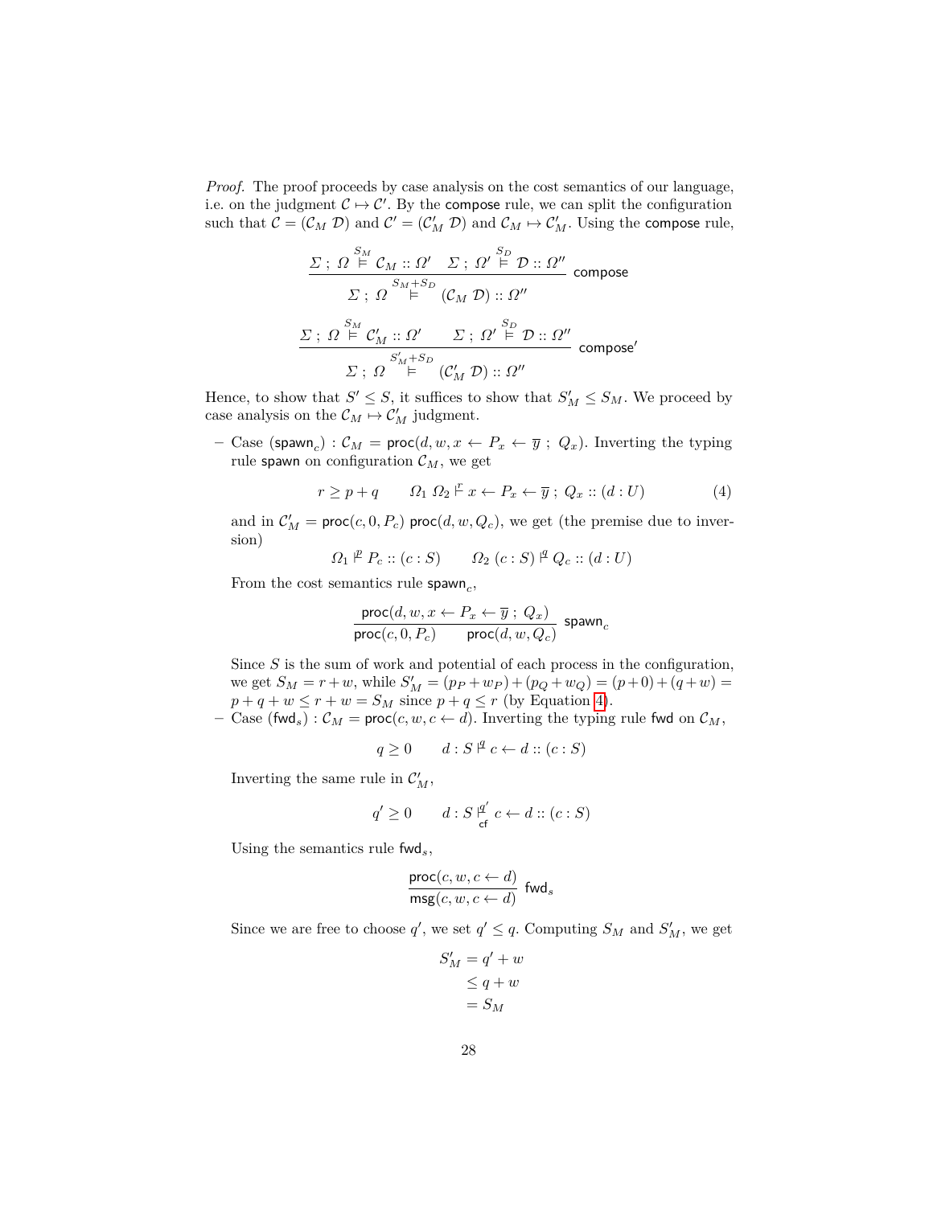*Proof.* The proof proceeds by case analysis on the cost semantics of our language, i.e. on the judgment $\mathcal{C} \mapsto \mathcal{C}'$. By the compose rule, we can split the configuration such that $\mathcal{C} = (\mathcal{C}_M\ \mathcal{D})$ and $\mathcal{C}' = (\mathcal{C}'_M\ \mathcal{D})$ and $\mathcal{C}_M \mapsto \mathcal{C}'_M$. Using the compose rule,

$$\frac{\Sigma\ ;\ \Omega \overset{S_M}{\vDash} \mathcal{C}_M :: \Omega' \quad \Sigma\ ;\ \Omega' \overset{S_D}{\vDash} \mathcal{D} :: \Omega''}{\Sigma\ ;\ \Omega \overset{S_M+S_D}{\vDash} (\mathcal{C}_M\ \mathcal{D}) :: \Omega''}\ \mathsf{compose}$$

$$\frac{\Sigma\ ;\ \Omega \overset{S_M}{\vDash} \mathcal{C}'_M :: \Omega' \qquad \Sigma\ ;\ \Omega' \overset{S_D}{\vDash} \mathcal{D} :: \Omega''}{\Sigma\ ;\ \Omega \overset{S'_M+S_D}{\vDash} (\mathcal{C}'_M\ \mathcal{D}) :: \Omega''}\ \mathsf{compose}'$$

Hence, to show that $S' \le S$, it suffices to show that $S'_M \le S_M$. We proceed by case analysis on the $\mathcal{C}_M \mapsto \mathcal{C}'_M$ judgment.

– Case ($\mathsf{spawn}_c$) : $\mathcal{C}_M = \mathsf{proc}(d, w, x \leftarrow P_x \leftarrow \overline{y}\ ;\ Q_x)$. Inverting the typing rule spawn on configuration $\mathcal{C}_M$, we get

$$r \ge p + q \qquad \Omega_1\ \Omega_2 \overset{r}{\vdash} x \leftarrow P_x \leftarrow \overline{y}\ ;\ Q_x :: (d : U) \tag{4}$$

and in $\mathcal{C}'_M = \mathsf{proc}(c, 0, P_c)\ \mathsf{proc}(d, w, Q_c)$, we get (the premise due to inversion)

$$\Omega_1 \overset{p}{\vdash} P_c :: (c : S) \qquad \Omega_2\ (c : S) \overset{q}{\vdash} Q_c :: (d : U)$$

From the cost semantics rule $\mathsf{spawn}_c$,

$$\frac{\mathsf{proc}(d, w, x \leftarrow P_x \leftarrow \overline{y}\ ;\ Q_x)}{\mathsf{proc}(c, 0, P_c) \qquad \mathsf{proc}(d, w, Q_c)}\ \mathsf{spawn}_c$$

Since $S$ is the sum of work and potential of each process in the configuration, we get $S_M = r + w$, while $S'_M = (p_P + w_P) + (p_Q + w_Q) = (p + 0) + (q + w) = p + q + w \le r + w = S_M$ since $p + q \le r$ (by Equation 4).

– Case ($\mathsf{fwd}_s$) : $\mathcal{C}_M = \mathsf{proc}(c, w, c \leftarrow d)$. Inverting the typing rule fwd on $\mathcal{C}_M$,

$$q \ge 0 \qquad d : S \overset{q}{\vdash} c \leftarrow d :: (c : S)$$

Inverting the same rule in $\mathcal{C}'_M$,

$$q' \ge 0 \qquad d : S \overset{q'}{\underset{\mathsf{cf}}{\vdash}} c \leftarrow d :: (c : S)$$

Using the semantics rule $\mathsf{fwd}_s$,

$$\frac{\mathsf{proc}(c, w, c \leftarrow d)}{\mathsf{msg}(c, w, c \leftarrow d)}\ \mathsf{fwd}_s$$

Since we are free to choose $q'$, we set $q' \le q$. Computing $S_M$ and $S'_M$, we get

$$\begin{aligned} S'_M &= q' + w \\ &\le q + w \\ &= S_M \end{aligned}$$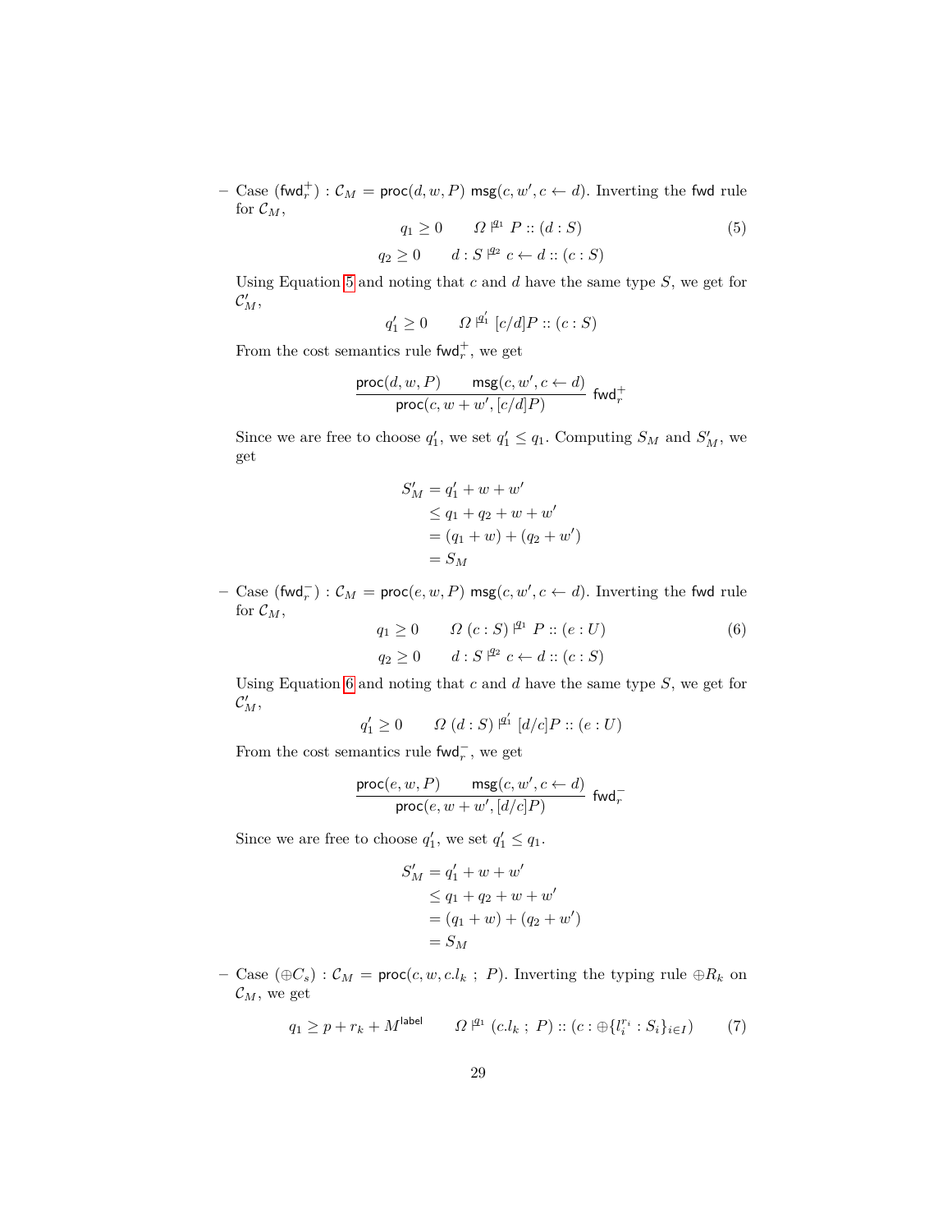- Case $(\mathsf{fwd}_r^+) : \mathcal{C}_M = \mathsf{proc}(d, w, P)\ \mathsf{msg}(c, w', c \leftarrow d)$. Inverting the $\mathsf{fwd}$ rule for $\mathcal{C}_M$,

$$q_1 \geq 0 \qquad \Omega \stackrel{q_1}{\Vdash} P :: (d : S) \tag{5}$$

$$q_2 \geq 0 \qquad d : S \stackrel{q_2}{\Vdash} c \leftarrow d :: (c : S)$$

  Using Equation 5 and noting that $c$ and $d$ have the same type $S$, we get for $\mathcal{C}'_M$,

$$q'_1 \geq 0 \qquad \Omega \stackrel{q'_1}{\Vdash} [c/d]P :: (c : S)$$

  From the cost semantics rule $\mathsf{fwd}_r^+$, we get

$$\frac{\mathsf{proc}(d, w, P) \qquad \mathsf{msg}(c, w', c \leftarrow d)}{\mathsf{proc}(c, w + w', [c/d]P)}\ \mathsf{fwd}_r^+$$

  Since we are free to choose $q'_1$, we set $q'_1 \leq q_1$. Computing $S_M$ and $S'_M$, we get

$$\begin{aligned} S'_M &= q'_1 + w + w' \\ &\leq q_1 + q_2 + w + w' \\ &= (q_1 + w) + (q_2 + w') \\ &= S_M \end{aligned}$$

- Case $(\mathsf{fwd}_r^-) : \mathcal{C}_M = \mathsf{proc}(e, w, P)\ \mathsf{msg}(c, w', c \leftarrow d)$. Inverting the $\mathsf{fwd}$ rule for $\mathcal{C}_M$,

$$q_1 \geq 0 \qquad \Omega\ (c : S) \stackrel{q_1}{\Vdash} P :: (e : U) \tag{6}$$

$$q_2 \geq 0 \qquad d : S \stackrel{q_2}{\Vdash} c \leftarrow d :: (c : S)$$

  Using Equation 6 and noting that $c$ and $d$ have the same type $S$, we get for $\mathcal{C}'_M$,

$$q'_1 \geq 0 \qquad \Omega\ (d : S) \stackrel{q'_1}{\Vdash} [d/c]P :: (e : U)$$

  From the cost semantics rule $\mathsf{fwd}_r^-$, we get

$$\frac{\mathsf{proc}(e, w, P) \qquad \mathsf{msg}(c, w', c \leftarrow d)}{\mathsf{proc}(e, w + w', [d/c]P)}\ \mathsf{fwd}_r^-$$

  Since we are free to choose $q'_1$, we set $q'_1 \leq q_1$.

$$\begin{aligned} S'_M &= q'_1 + w + w' \\ &\leq q_1 + q_2 + w + w' \\ &= (q_1 + w) + (q_2 + w') \\ &= S_M \end{aligned}$$

- Case $(\oplus C_s) : \mathcal{C}_M = \mathsf{proc}(c, w, c.l_k\ ;\ P)$. Inverting the typing rule $\oplus R_k$ on $\mathcal{C}_M$, we get

$$q_1 \geq p + r_k + M^{\mathsf{label}} \qquad \Omega \stackrel{q_1}{\Vdash} (c.l_k\ ;\ P) :: (c : \oplus\{l_i^{r_i} : S_i\}_{i \in I}) \tag{7}$$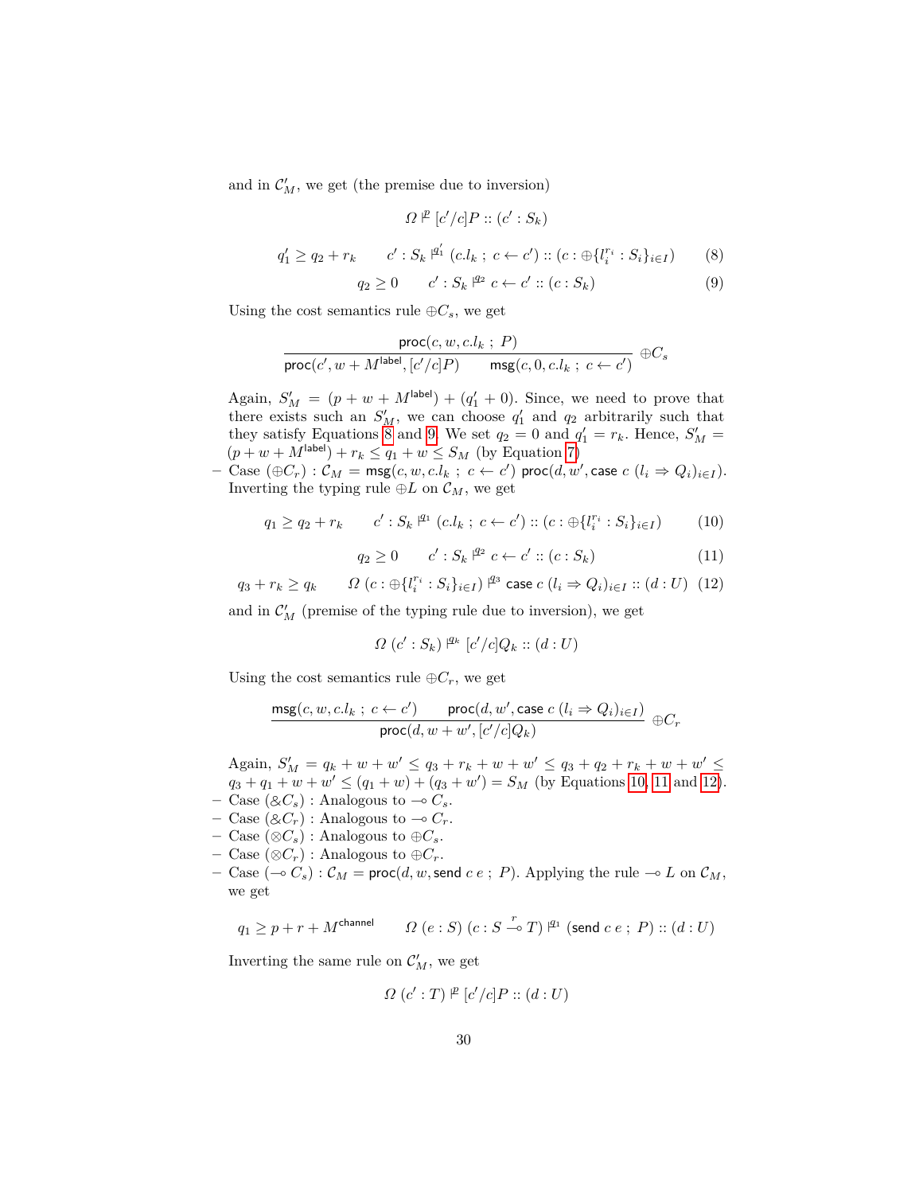and in $\mathcal{C}'_M$, we get (the premise due to inversion)

$$\Omega \vDash^{p} [c'/c]P :: (c' : S_k)$$

$$q'_1 \geq q_2 + r_k \qquad c' : S_k \vDash^{q'_1} (c.l_k \ ; \ c \leftarrow c') :: (c : \oplus\{l_i^{r_i} : S_i\}_{i \in I}) \tag{8}$$

$$q_2 \geq 0 \qquad c' : S_k \vDash^{q_2} c \leftarrow c' :: (c : S_k) \tag{9}$$

Using the cost semantics rule $\oplus C_s$, we get

$$\frac{\mathsf{proc}(c, w, c.l_k \ ; \ P)}{\mathsf{proc}(c', w + M^{\mathsf{label}}, [c'/c]P) \qquad \mathsf{msg}(c, 0, c.l_k \ ; \ c \leftarrow c')} \ \oplus C_s$$

Again, $S'_M = (p + w + M^{\mathsf{label}}) + (q'_1 + 0)$. Since, we need to prove that there exists such an $S'_M$, we can choose $q'_1$ and $q_2$ arbitrarily such that they satisfy Equations 8 and 9. We set $q_2 = 0$ and $q'_1 = r_k$. Hence, $S'_M = (p + w + M^{\mathsf{label}}) + r_k \leq q_1 + w \leq S_M$ (by Equation 7)

- Case $(\oplus C_r)$ : $\mathcal{C}_M = \mathsf{msg}(c, w, c.l_k \ ; \ c \leftarrow c') \ \mathsf{proc}(d, w', \mathsf{case} \ c \ (l_i \Rightarrow Q_i)_{i \in I})$. Inverting the typing rule $\oplus L$ on $\mathcal{C}_M$, we get

$$q_1 \geq q_2 + r_k \qquad c' : S_k \vDash^{q_1} (c.l_k \ ; \ c \leftarrow c') :: (c : \oplus\{l_i^{r_i} : S_i\}_{i \in I}) \tag{10}$$

$$q_2 \geq 0 \qquad c' : S_k \vDash^{q_2} c \leftarrow c' :: (c : S_k) \tag{11}$$

$$q_3 + r_k \geq q_k \qquad \Omega \ (c : \oplus\{l_i^{r_i} : S_i\}_{i \in I}) \vDash^{q_3} \mathsf{case} \ c \ (l_i \Rightarrow Q_i)_{i \in I} :: (d : U) \tag{12}$$

and in $\mathcal{C}'_M$ (premise of the typing rule due to inversion), we get

$$\Omega \ (c' : S_k) \vDash^{q_k} [c'/c]Q_k :: (d : U)$$

Using the cost semantics rule $\oplus C_r$, we get

$$\frac{\mathsf{msg}(c, w, c.l_k \ ; \ c \leftarrow c') \qquad \mathsf{proc}(d, w', \mathsf{case} \ c \ (l_i \Rightarrow Q_i)_{i \in I})}{\mathsf{proc}(d, w + w', [c'/c]Q_k)} \ \oplus C_r$$

Again, $S'_M = q_k + w + w' \leq q_3 + r_k + w + w' \leq q_3 + q_2 + r_k + w + w' \leq q_3 + q_1 + w + w' \leq (q_1 + w) + (q_3 + w') = S_M$ (by Equations 10, 11 and 12).

- Case $(\& C_s)$ : Analogous to $\multimap C_s$.
- Case $(\& C_r)$ : Analogous to $\multimap C_r$.
- Case $(\otimes C_s)$ : Analogous to $\oplus C_s$.
- Case $(\otimes C_r)$ : Analogous to $\oplus C_r$.
- Case $(\multimap C_s)$ : $\mathcal{C}_M = \mathsf{proc}(d, w, \mathsf{send} \ c \ e \ ; \ P)$. Applying the rule $\multimap L$ on $\mathcal{C}_M$, we get

$$q_1 \geq p + r + M^{\mathsf{channel}} \qquad \Omega \ (e : S) \ (c : S \overset{r}{\multimap} T) \vDash^{q_1} (\mathsf{send} \ c \ e \ ; \ P) :: (d : U)$$

Inverting the same rule on $\mathcal{C}'_M$, we get

$$\Omega \ (c' : T) \vDash^{p} [c'/c]P :: (d : U)$$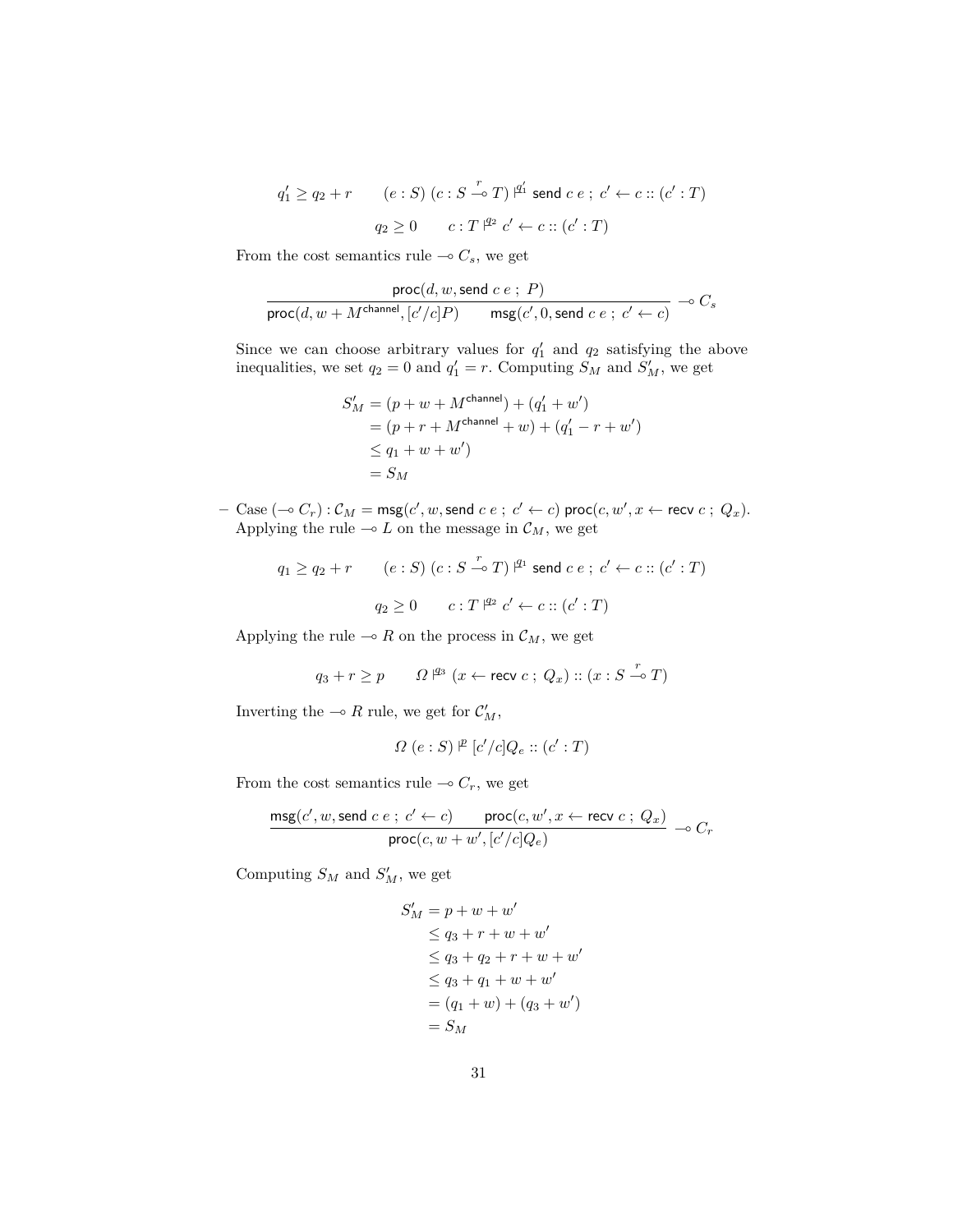$$q_1' \geq q_2 + r \qquad (e : S)\ (c : S \overset{r}{\multimap} T) \vDash^{q_1'} \mathsf{send}\ c\ e\ ;\ c' \leftarrow c :: (c' : T)$$

$$q_2 \geq 0 \qquad c : T \vDash^{q_2} c' \leftarrow c :: (c' : T)$$

From the cost semantics rule $\multimap C_s$, we get

$$\frac{\mathsf{proc}(d, w, \mathsf{send}\ c\ e\ ;\ P)}{\mathsf{proc}(d, w + M^{\mathsf{channel}}, [c'/c]P) \qquad \mathsf{msg}(c', 0, \mathsf{send}\ c\ e\ ;\ c' \leftarrow c)} \multimap C_s$$

Since we can choose arbitrary values for $q_1'$ and $q_2$ satisfying the above inequalities, we set $q_2 = 0$ and $q_1' = r$. Computing $S_M$ and $S_M'$, we get

$$\begin{aligned}
S_M' &= (p + w + M^{\mathsf{channel}}) + (q_1' + w') \\
&= (p + r + M^{\mathsf{channel}} + w) + (q_1' - r + w') \\
&\leq q_1 + w + w') \\
&= S_M
\end{aligned}$$

– Case $(\multimap C_r) : \mathcal{C}_M = \mathsf{msg}(c', w, \mathsf{send}\ c\ e\ ;\ c' \leftarrow c)\ \mathsf{proc}(c, w', x \leftarrow \mathsf{recv}\ c\ ;\ Q_x)$. Applying the rule $\multimap L$ on the message in $\mathcal{C}_M$, we get

$$q_1 \geq q_2 + r \qquad (e : S)\ (c : S \overset{r}{\multimap} T) \vDash^{q_1} \mathsf{send}\ c\ e\ ;\ c' \leftarrow c :: (c' : T)$$

$$q_2 \geq 0 \qquad c : T \vDash^{q_2} c' \leftarrow c :: (c' : T)$$

Applying the rule $\multimap R$ on the process in $\mathcal{C}_M$, we get

$$q_3 + r \geq p \qquad \Omega \vDash^{q_3} (x \leftarrow \mathsf{recv}\ c\ ;\ Q_x) :: (x : S \overset{r}{\multimap} T)$$

Inverting the $\multimap R$ rule, we get for $\mathcal{C}_M'$,

$$\Omega\ (e : S) \vDash^{p} [c'/c]Q_e :: (c' : T)$$

From the cost semantics rule $\multimap C_r$, we get

$$\frac{\mathsf{msg}(c', w, \mathsf{send}\ c\ e\ ;\ c' \leftarrow c) \qquad \mathsf{proc}(c, w', x \leftarrow \mathsf{recv}\ c\ ;\ Q_x)}{\mathsf{proc}(c, w + w', [c'/c]Q_e)} \multimap C_r$$

Computing $S_M$ and $S_M'$, we get

$$\begin{aligned}
S_M' &= p + w + w' \\
&\leq q_3 + r + w + w' \\
&\leq q_3 + q_2 + r + w + w' \\
&\leq q_3 + q_1 + w + w' \\
&= (q_1 + w) + (q_3 + w') \\
&= S_M
\end{aligned}$$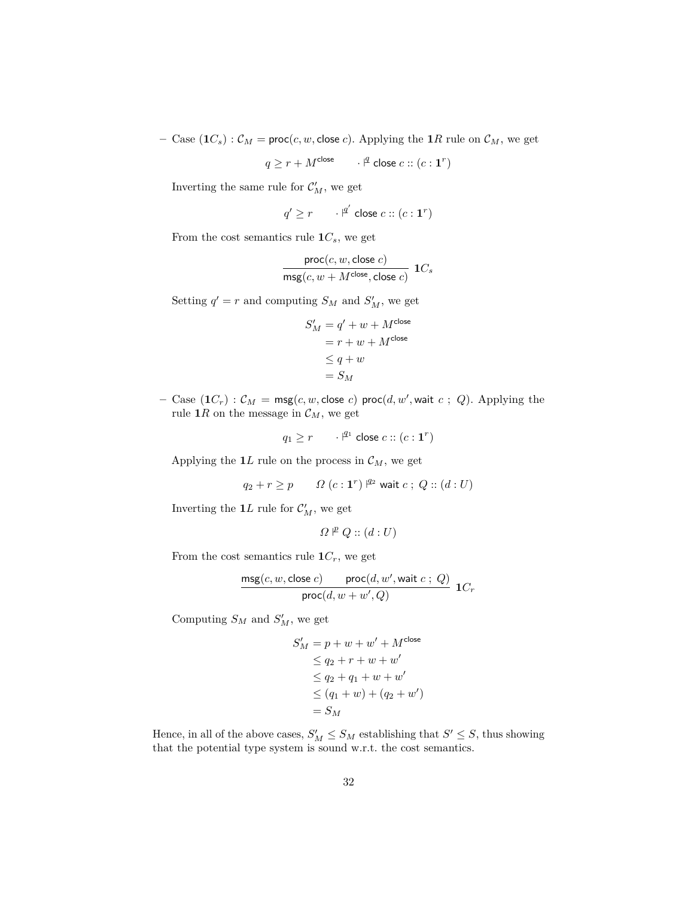– Case $(\mathbf{1}C_s)$ : $\mathcal{C}_M = \mathsf{proc}(c, w, \mathsf{close}\ c)$. Applying the $\mathbf{1}R$ rule on $\mathcal{C}_M$, we get

$$q \geq r + M^{\mathsf{close}} \qquad \cdot \vDash^{q} \mathsf{close}\ c :: (c : \mathbf{1}^r)$$

Inverting the same rule for $\mathcal{C}'_M$, we get

$$q' \geq r \qquad \cdot \vDash^{q'} \mathsf{close}\ c :: (c : \mathbf{1}^r)$$

From the cost semantics rule $\mathbf{1}C_s$, we get

$$\frac{\mathsf{proc}(c, w, \mathsf{close}\ c)}{\mathsf{msg}(c, w + M^{\mathsf{close}}, \mathsf{close}\ c)}\ \mathbf{1}C_s$$

Setting $q' = r$ and computing $S_M$ and $S'_M$, we get

$$\begin{aligned} S'_M &= q' + w + M^{\mathsf{close}} \\ &= r + w + M^{\mathsf{close}} \\ &\leq q + w \\ &= S_M \end{aligned}$$

– Case $(\mathbf{1}C_r)$ : $\mathcal{C}_M = \mathsf{msg}(c, w, \mathsf{close}\ c)\ \mathsf{proc}(d, w', \mathsf{wait}\ c\ ;\ Q)$. Applying the rule $\mathbf{1}R$ on the message in $\mathcal{C}_M$, we get

$$q_1 \geq r \qquad \cdot \vDash^{q_1} \mathsf{close}\ c :: (c : \mathbf{1}^r)$$

Applying the $\mathbf{1}L$ rule on the process in $\mathcal{C}_M$, we get

$$q_2 + r \geq p \qquad \Omega\ (c : \mathbf{1}^r) \vDash^{q_2} \mathsf{wait}\ c\ ;\ Q :: (d : U)$$

Inverting the $\mathbf{1}L$ rule for $\mathcal{C}'_M$, we get

$$\Omega \vDash^{p} Q :: (d : U)$$

From the cost semantics rule $\mathbf{1}C_r$, we get

$$\frac{\mathsf{msg}(c, w, \mathsf{close}\ c) \qquad \mathsf{proc}(d, w', \mathsf{wait}\ c\ ;\ Q)}{\mathsf{proc}(d, w + w', Q)}\ \mathbf{1}C_r$$

Computing $S_M$ and $S'_M$, we get

$$\begin{aligned} S'_M &= p + w + w' + M^{\mathsf{close}} \\ &\leq q_2 + r + w + w' \\ &\leq q_2 + q_1 + w + w' \\ &\leq (q_1 + w) + (q_2 + w') \\ &= S_M \end{aligned}$$

Hence, in all of the above cases, $S'_M \leq S_M$ establishing that $S' \leq S$, thus showing that the potential type system is sound w.r.t. the cost semantics.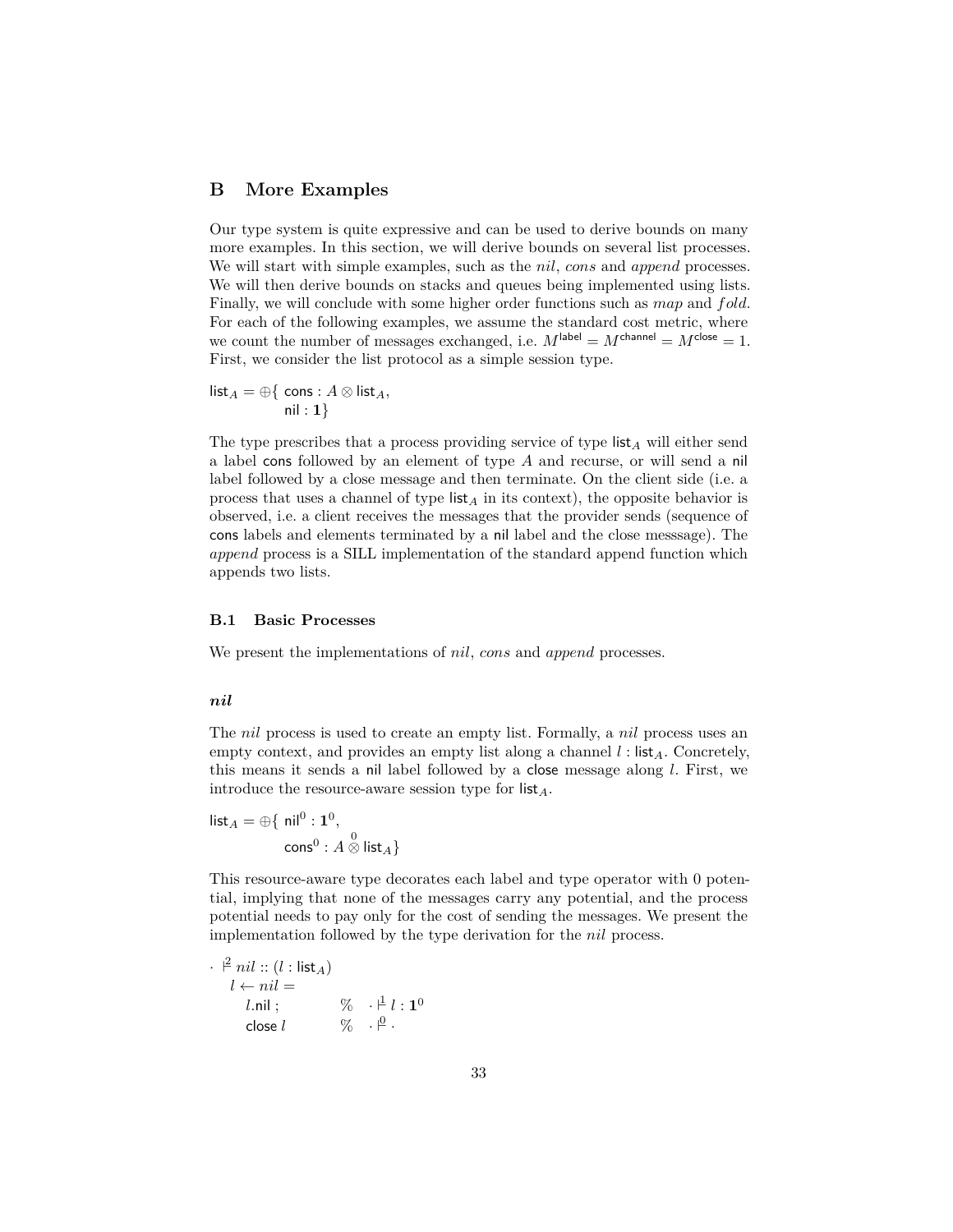## B More Examples

Our type system is quite expressive and can be used to derive bounds on many more examples. In this section, we will derive bounds on several list processes. We will start with simple examples, such as the *nil*, *cons* and *append* processes. We will then derive bounds on stacks and queues being implemented using lists. Finally, we will conclude with some higher order functions such as *map* and *fold*. For each of the following examples, we assume the standard cost metric, where we count the number of messages exchanged, i.e. $M^{\mathsf{label}} = M^{\mathsf{channel}} = M^{\mathsf{close}} = 1$. First, we consider the list protocol as a simple session type.

$$\begin{aligned}\mathsf{list}_A = \oplus\{\ & \mathsf{cons} : A \otimes \mathsf{list}_A, \\ & \mathsf{nil} : \mathbf{1}\}\end{aligned}$$

The type prescribes that a process providing service of type $\mathsf{list}_A$ will either send a label $\mathsf{cons}$ followed by an element of type $A$ and recurse, or will send a $\mathsf{nil}$ label followed by a close message and then terminate. On the client side (i.e. a process that uses a channel of type $\mathsf{list}_A$ in its context), the opposite behavior is observed, i.e. a client receives the messages that the provider sends (sequence of $\mathsf{cons}$ labels and elements terminated by a $\mathsf{nil}$ label and the close messsage). The *append* process is a SILL implementation of the standard append function which appends two lists.

### B.1 Basic Processes

We present the implementations of *nil*, *cons* and *append* processes.

#### *nil*

The *nil* process is used to create an empty list. Formally, a *nil* process uses an empty context, and provides an empty list along a channel $l : \mathsf{list}_A$. Concretely, this means it sends a $\mathsf{nil}$ label followed by a $\mathsf{close}$ message along $l$. First, we introduce the resource-aware session type for $\mathsf{list}_A$.

$$\begin{aligned}\mathsf{list}_A = \oplus\{\ & \mathsf{nil}^0 : \mathbf{1}^0, \\ & \mathsf{cons}^0 : A \overset{0}{\otimes} \mathsf{list}_A\}\end{aligned}$$

This resource-aware type decorates each label and type operator with 0 potential, implying that none of the messages carry any potential, and the process potential needs to pay only for the cost of sending the messages. We present the implementation followed by the type derivation for the *nil* process.

$$\begin{array}{lll}\cdot \overset{2}{\vDash} \mathit{nil} :: (l : \mathsf{list}_A) & & \\ \quad l \leftarrow \mathit{nil} = & & \\ \qquad l.\mathsf{nil}\ ; & \% & \cdot \overset{1}{\vDash} l : \mathbf{1}^0 \\ \qquad \mathsf{close}\ l & \% & \cdot \overset{0}{\vDash} \cdot \end{array}$$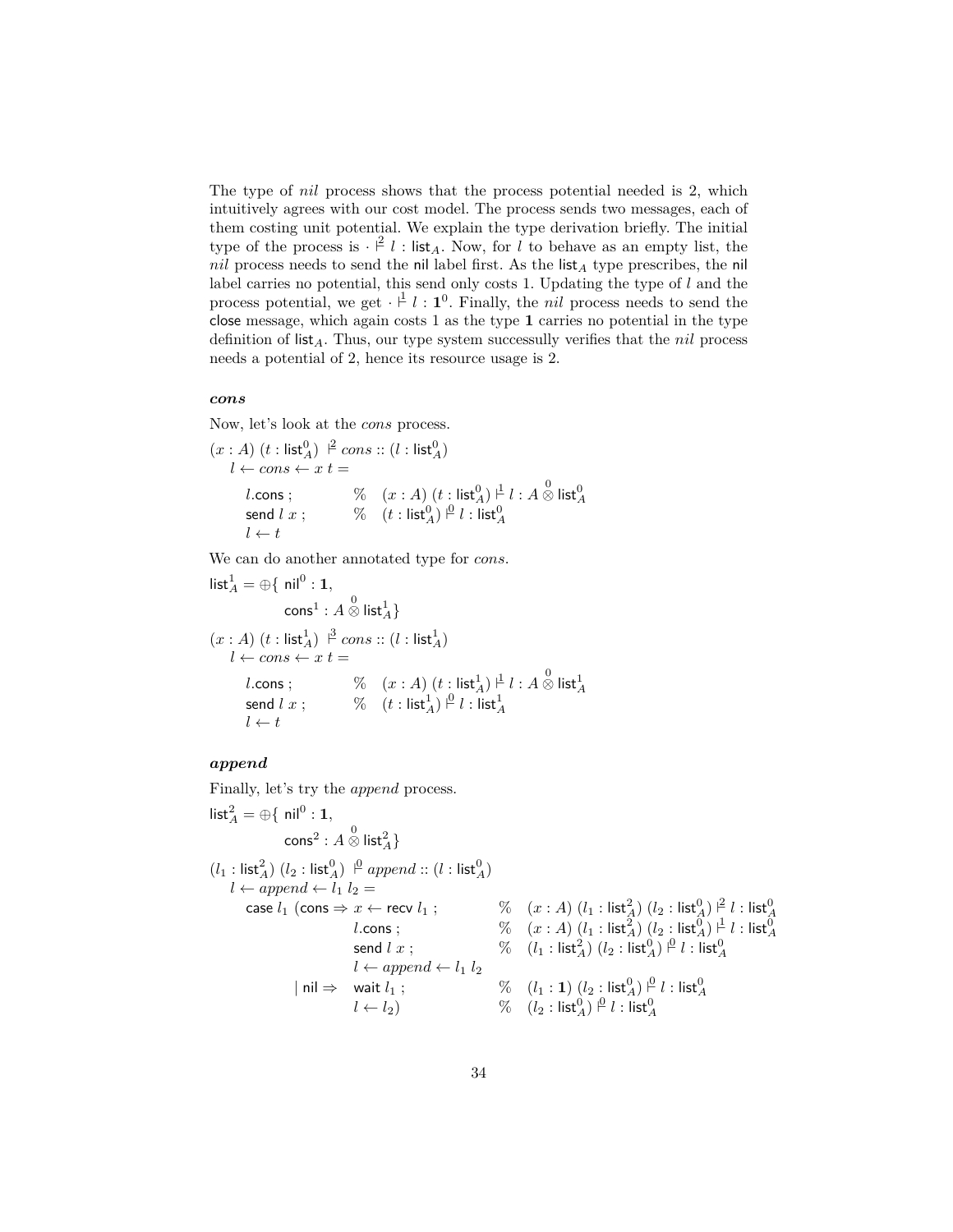The type of *nil* process shows that the process potential needed is 2, which intuitively agrees with our cost model. The process sends two messages, each of them costing unit potential. We explain the type derivation briefly. The initial type of the process is $\cdot \overset{2}{\vDash} l : \mathsf{list}_A$. Now, for $l$ to behave as an empty list, the *nil* process needs to send the $\mathsf{nil}$ label first. As the $\mathsf{list}_A$ type prescribes, the $\mathsf{nil}$ label carries no potential, this send only costs 1. Updating the type of $l$ and the process potential, we get $\cdot \overset{1}{\vDash} l : \mathbf{1}^0$. Finally, the *nil* process needs to send the $\mathsf{close}$ message, which again costs 1 as the type $\mathbf{1}$ carries no potential in the type definition of $\mathsf{list}_A$. Thus, our type system successully verifies that the *nil* process needs a potential of 2, hence its resource usage is 2.

#### *cons*

Now, let's look at the *cons* process.

```
(x : A) (t : list⁰_A) ⊨² cons :: (l : list⁰_A)
  l ← cons ← x t =
     l.cons ;        %  (x : A) (t : list⁰_A) ⊨¹ l : A ⊗⁰ list⁰_A
     send l x ;      %  (t : list⁰_A) ⊨⁰ l : list⁰_A
     l ← t
```

$$(x : A)\ (t : \mathsf{list}_A^0)\ \overset{2}{\vDash} cons :: (l : \mathsf{list}_A^0)$$
$$\begin{array}{ll}
l \leftarrow cons \leftarrow x\ t = & \\
\quad l.\mathsf{cons}\ ; & \%\quad (x : A)\ (t : \mathsf{list}_A^0) \overset{1}{\vDash} l : A \overset{0}{\otimes} \mathsf{list}_A^0 \\
\quad \mathsf{send}\ l\ x\ ; & \%\quad (t : \mathsf{list}_A^0) \overset{0}{\vDash} l : \mathsf{list}_A^0 \\
\quad l \leftarrow t &
\end{array}$$

We can do another annotated type for *cons*.

$$\mathsf{list}_A^1 = \oplus\{\ \mathsf{nil}^0 : \mathbf{1},\ \ \mathsf{cons}^1 : A \overset{0}{\otimes} \mathsf{list}_A^1\}$$

$$(x : A)\ (t : \mathsf{list}_A^1)\ \overset{3}{\vDash} cons :: (l : \mathsf{list}_A^1)$$
$$\begin{array}{ll}
l \leftarrow cons \leftarrow x\ t = & \\
\quad l.\mathsf{cons}\ ; & \%\quad (x : A)\ (t : \mathsf{list}_A^1) \overset{1}{\vDash} l : A \overset{0}{\otimes} \mathsf{list}_A^1 \\
\quad \mathsf{send}\ l\ x\ ; & \%\quad (t : \mathsf{list}_A^1) \overset{0}{\vDash} l : \mathsf{list}_A^1 \\
\quad l \leftarrow t &
\end{array}$$

#### *append*

Finally, let's try the *append* process.

$$\mathsf{list}_A^2 = \oplus\{\ \mathsf{nil}^0 : \mathbf{1},\ \ \mathsf{cons}^2 : A \overset{0}{\otimes} \mathsf{list}_A^2\}$$

$$(l_1 : \mathsf{list}_A^2)\ (l_2 : \mathsf{list}_A^0)\ \overset{0}{\vDash} append :: (l : \mathsf{list}_A^0)$$
$$\begin{array}{lll}
l \leftarrow append \leftarrow l_1\ l_2 = & & \\
\quad \mathsf{case}\ l_1\ (\mathsf{cons} \Rightarrow & x \leftarrow \mathsf{recv}\ l_1\ ; & \%\quad (x : A)\ (l_1 : \mathsf{list}_A^2)\ (l_2 : \mathsf{list}_A^0) \overset{2}{\vDash} l : \mathsf{list}_A^0 \\
 & l.\mathsf{cons}\ ; & \%\quad (x : A)\ (l_1 : \mathsf{list}_A^2)\ (l_2 : \mathsf{list}_A^0) \overset{1}{\vDash} l : \mathsf{list}_A^0 \\
 & \mathsf{send}\ l\ x\ ; & \%\quad (l_1 : \mathsf{list}_A^2)\ (l_2 : \mathsf{list}_A^0) \overset{0}{\vDash} l : \mathsf{list}_A^0 \\
 & l \leftarrow append \leftarrow l_1\ l_2 & \\
\quad\quad\quad\quad \mid \mathsf{nil} \Rightarrow & \mathsf{wait}\ l_1\ ; & \%\quad (l_1 : \mathbf{1})\ (l_2 : \mathsf{list}_A^0) \overset{0}{\vDash} l : \mathsf{list}_A^0 \\
 & l \leftarrow l_2) & \%\quad (l_2 : \mathsf{list}_A^0) \overset{0}{\vDash} l : \mathsf{list}_A^0
\end{array}$$

The type of *nil* process shows that the process potential needed is 2, which intuitively agrees with our cost model. The process sends two messages, each of them costing unit potential. We explain the type derivation briefly. The initial type of the process is $\cdot \overset{2}{\vDash} l : \mathsf{list}_A$. Now, for $l$ to behave as an empty list, the *nil* process needs to send the $\mathsf{nil}$ label first. As the $\mathsf{list}_A$ type prescribes, the $\mathsf{nil}$ label carries no potential, this send only costs 1. Updating the type of $l$ and the process potential, we get $\cdot \overset{1}{\vDash} l : \mathbf{1}^0$. Finally, the *nil* process needs to send the $\mathsf{close}$ message, which again costs 1 as the type $\mathbf{1}$ carries no potential in the type definition of $\mathsf{list}_A$. Thus, our type system successully verifies that the *nil* process needs a potential of 2, hence its resource usage is 2.

#### *cons*

Now, let's look at the *cons* process.

$$(x : A)\ (t : \mathsf{list}_A^0)\ \overset{2}{\vDash} cons :: (l : \mathsf{list}_A^0)$$
$$\begin{array}{ll}
l \leftarrow cons \leftarrow x\ t = & \\
\quad l.\mathsf{cons}\ ; & \%\quad (x : A)\ (t : \mathsf{list}_A^0) \overset{1}{\vDash} l : A \overset{0}{\otimes} \mathsf{list}_A^0 \\
\quad \mathsf{send}\ l\ x\ ; & \%\quad (t : \mathsf{list}_A^0) \overset{0}{\vDash} l : \mathsf{list}_A^0 \\
\quad l \leftarrow t &
\end{array}$$

We can do another annotated type for *cons*.

$$\mathsf{list}_A^1 = \oplus\{\ \mathsf{nil}^0 : \mathbf{1},\ \ \mathsf{cons}^1 : A \overset{0}{\otimes} \mathsf{list}_A^1\}$$

$$(x : A)\ (t : \mathsf{list}_A^1)\ \overset{3}{\vDash} cons :: (l : \mathsf{list}_A^1)$$
$$\begin{array}{ll}
l \leftarrow cons \leftarrow x\ t = & \\
\quad l.\mathsf{cons}\ ; & \%\quad (x : A)\ (t : \mathsf{list}_A^1) \overset{1}{\vDash} l : A \overset{0}{\otimes} \mathsf{list}_A^1 \\
\quad \mathsf{send}\ l\ x\ ; & \%\quad (t : \mathsf{list}_A^1) \overset{0}{\vDash} l : \mathsf{list}_A^1 \\
\quad l \leftarrow t &
\end{array}$$

#### *append*

Finally, let's try the *append* process.

$$\mathsf{list}_A^2 = \oplus\{\ \mathsf{nil}^0 : \mathbf{1},\ \ \mathsf{cons}^2 : A \overset{0}{\otimes} \mathsf{list}_A^2\}$$

$$(l_1 : \mathsf{list}_A^2)\ (l_2 : \mathsf{list}_A^0)\ \overset{0}{\vDash} append :: (l : \mathsf{list}_A^0)$$
$$\begin{array}{lll}
l \leftarrow append \leftarrow l_1\ l_2 = & & \\
\quad \mathsf{case}\ l_1\ (\mathsf{cons} \Rightarrow & x \leftarrow \mathsf{recv}\ l_1\ ; & \%\quad (x : A)\ (l_1 : \mathsf{list}_A^2)\ (l_2 : \mathsf{list}_A^0) \overset{2}{\vDash} l : \mathsf{list}_A^0 \\
 & l.\mathsf{cons}\ ; & \%\quad (x : A)\ (l_1 : \mathsf{list}_A^2)\ (l_2 : \mathsf{list}_A^0) \overset{1}{\vDash} l : \mathsf{list}_A^0 \\
 & \mathsf{send}\ l\ x\ ; & \%\quad (l_1 : \mathsf{list}_A^2)\ (l_2 : \mathsf{list}_A^0) \overset{0}{\vDash} l : \mathsf{list}_A^0 \\
 & l \leftarrow append \leftarrow l_1\ l_2 & \\
\quad\quad\quad\quad \mid \mathsf{nil} \Rightarrow & \mathsf{wait}\ l_1\ ; & \%\quad (l_1 : \mathbf{1})\ (l_2 : \mathsf{list}_A^0) \overset{0}{\vDash} l : \mathsf{list}_A^0 \\
 & l \leftarrow l_2) & \%\quad (l_2 : \mathsf{list}_A^0) \overset{0}{\vDash} l : \mathsf{list}_A^0
\end{array}$$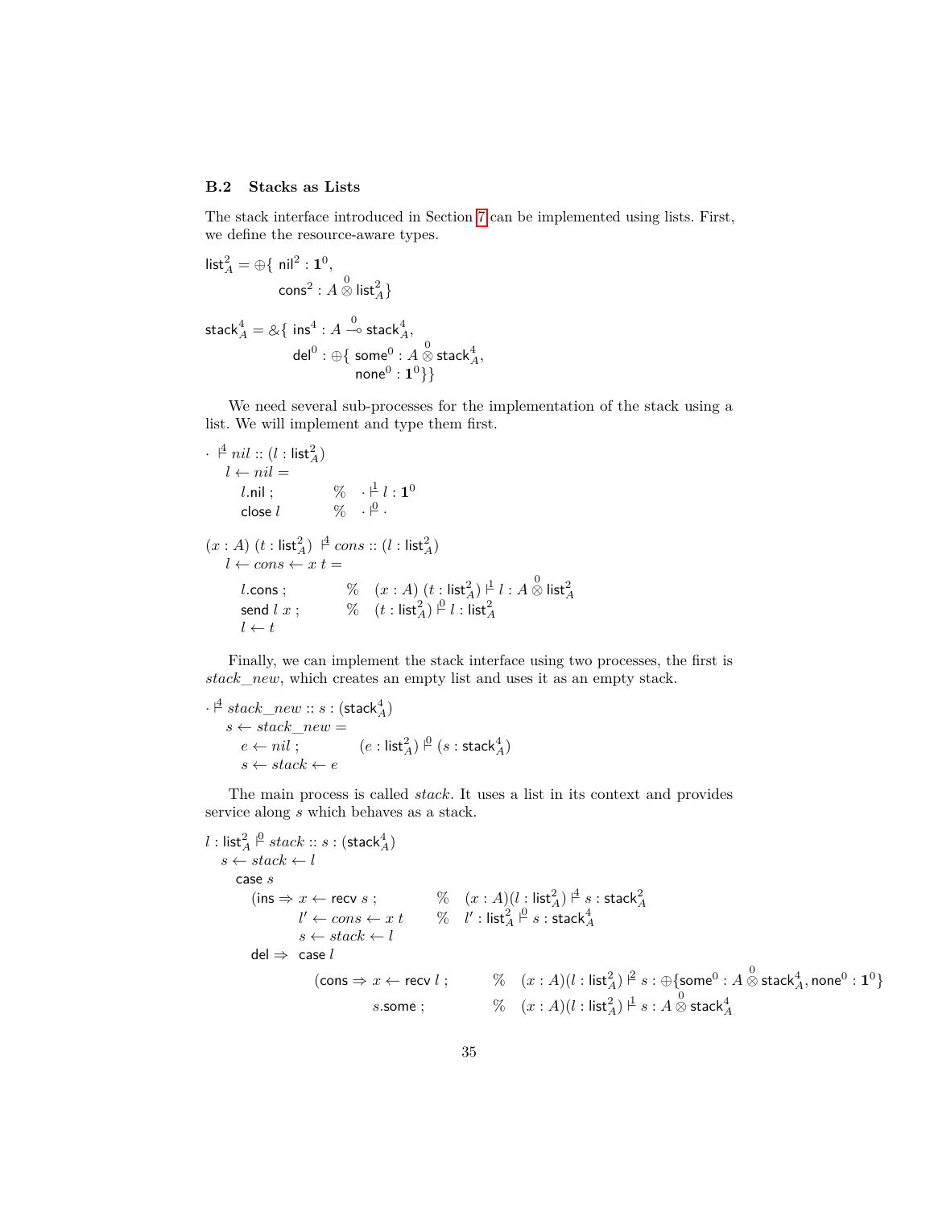### B.2 Stacks as Lists

The stack interface introduced in Section 7 can be implemented using lists. First, we define the resource-aware types.

$$\mathsf{list}_A^2 = \oplus\{\ \mathsf{nil}^2 : \mathbf{1}^0,\ \mathsf{cons}^2 : A \overset{0}{\otimes} \mathsf{list}_A^2\}$$

$$\mathsf{stack}_A^4 = \&\{\ \mathsf{ins}^4 : A \overset{0}{\multimap} \mathsf{stack}_A^4,\ \mathsf{del}^0 : \oplus\{\ \mathsf{some}^0 : A \overset{0}{\otimes} \mathsf{stack}_A^4,\ \mathsf{none}^0 : \mathbf{1}^0\}\}$$

We need several sub-processes for the implementation of the stack using a list. We will implement and type them first.

$\cdot \ \vdash^{4}\ nil :: (l : \mathsf{list}_A^2)$

```
l ← nil =
    l.nil ;          %  · ⊢¹ l : 1⁰
    close l          %  · ⊢⁰ ·
```

$(x : A)\ (t : \mathsf{list}_A^2)\ \vdash^{4}\ cons :: (l : \mathsf{list}_A^2)$

```
l ← cons ← x t =
    l.cons ;         %  (x : A) (t : list²_A) ⊢¹ l : A ⊗⁰ list²_A
    send l x ;       %  (t : list²_A) ⊢⁰ l : list²_A
    l ← t
```

Finally, we can implement the stack interface using two processes, the first is *stack_new*, which creates an empty list and uses it as an empty stack.

$\cdot \vdash^{4} stack\_new :: s : (\mathsf{stack}_A^4)$

```
s ← stack_new =
    e ← nil ;        (e : list²_A) ⊢⁰ (s : stack⁴_A)
    s ← stack ← e
```

The main process is called *stack*. It uses a list in its context and provides service along $s$ which behaves as a stack.

$l : \mathsf{list}_A^2 \vdash^{0} stack :: s : (\mathsf{stack}_A^4)$

```
s ← stack ← l
  case s
    (ins ⇒ x ← recv s ;        %  (x : A)(l : list²_A) ⊢⁴ s : stack²_A
           l' ← cons ← x t     %  l' : list²_A ⊢⁰ s : stack⁴_A
           s ← stack ← l
    del ⇒ case l
            (cons ⇒ x ← recv l ;   %  (x : A)(l : list²_A) ⊢² s : ⊕{some⁰ : A ⊗⁰ stack⁴_A, none⁰ : 1⁰}
                    s.some ;       %  (x : A)(l : list²_A) ⊢¹ s : A ⊗⁰ stack⁴_A
```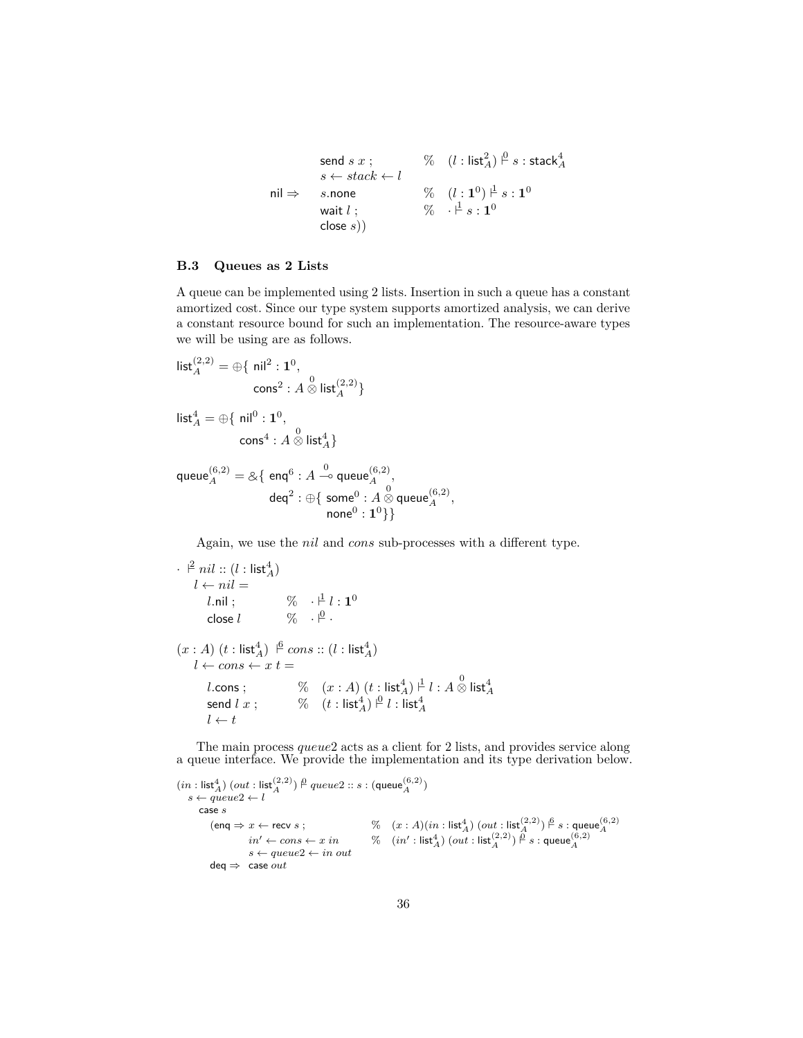```
                send s x ;            %  (l : list²_A) ⊩⁰ s : stack⁴_A
                s ← stack ← l
        nil ⇒   s.none                %  (l : 1⁰) ⊩¹ s : 1⁰
                wait l ;              %  · ⊩¹ s : 1⁰
                close s))
```

### B.3 Queues as 2 Lists

A queue can be implemented using 2 lists. Insertion in such a queue has a constant amortized cost. Since our type system supports amortized analysis, we can derive a constant resource bound for such an implementation. The resource-aware types we will be using are as follows.

$$\mathsf{list}_A^{(2,2)} = \oplus\{\ \mathsf{nil}^2 : \mathbf{1}^0,\ \mathsf{cons}^2 : A \overset{0}{\otimes} \mathsf{list}_A^{(2,2)}\}$$

$$\mathsf{list}_A^{4} = \oplus\{\ \mathsf{nil}^0 : \mathbf{1}^0,\ \mathsf{cons}^4 : A \overset{0}{\otimes} \mathsf{list}_A^{4}\}$$

$$\mathsf{queue}_A^{(6,2)} = \&\{\ \mathsf{enq}^6 : A \overset{0}{\multimap} \mathsf{queue}_A^{(6,2)},\ \mathsf{deq}^2 : \oplus\{\ \mathsf{some}^0 : A \overset{0}{\otimes} \mathsf{queue}_A^{(6,2)},\ \mathsf{none}^0 : \mathbf{1}^0\}\}$$

Again, we use the *nil* and *cons* sub-processes with a different type.

```
· ⊩² nil :: (l : list⁴_A)
  l ← nil =
    l.nil ;        %  · ⊩¹ l : 1⁰
    close l        %  · ⊩⁰ ·

(x : A) (t : list⁴_A) ⊩⁶ cons :: (l : list⁴_A)
  l ← cons ← x t =
    l.cons ;       %  (x : A) (t : list⁴_A) ⊩¹ l : A ⊗⁰ list⁴_A
    send l x ;     %  (t : list⁴_A) ⊩⁰ l : list⁴_A
    l ← t
```

The main process *queue*2 acts as a client for 2 lists, and provides service along a queue interface. We provide the implementation and its type derivation below.

```
(in : list⁴_A) (out : list^(2,2)_A) ⊩⁰ queue2 :: s : (queue^(6,2)_A)
  s ← queue2 ← l
    case s
      (enq ⇒ x ← recv s ;          %  (x : A)(in : list⁴_A) (out : list^(2,2)_A) ⊩⁶ s : queue^(6,2)_A
             in′ ← cons ← x in     %  (in′ : list⁴_A) (out : list^(2,2)_A) ⊩⁰ s : queue^(6,2)_A
             s ← queue2 ← in out
       deq ⇒ case out
```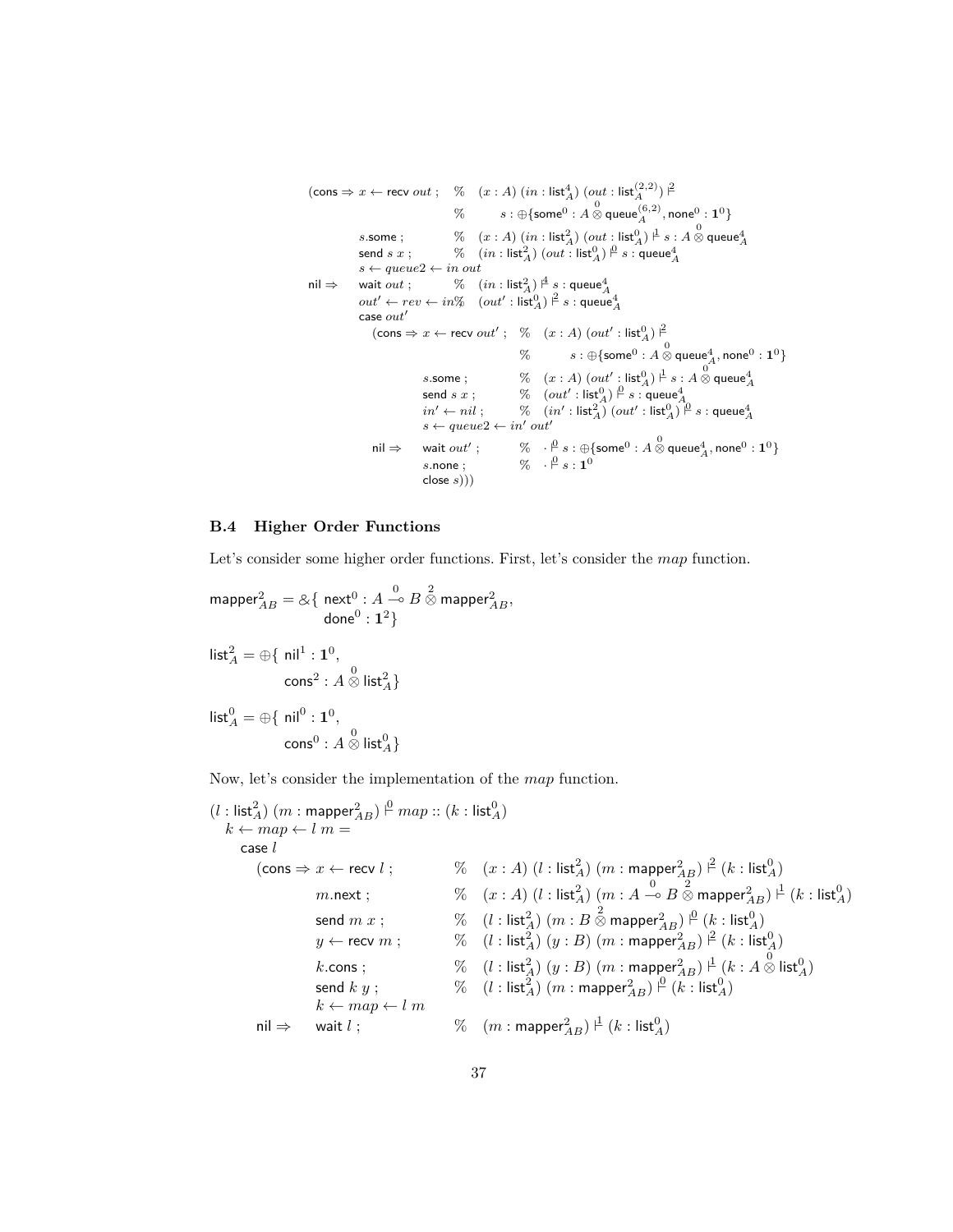```
(cons ⇒ x ← recv out ;   %  (x : A) (in : list_A^4) (out : list_A^(2,2)) ⊢^2
                         %       s : ⊕{some^0 : A ⊗^0 queue_A^(6,2), none^0 : 1^0}
        s.some ;         %  (x : A) (in : list_A^2) (out : list_A^0) ⊢^1 s : A ⊗^0 queue_A^4
        send s x ;       %  (in : list_A^2) (out : list_A^0) ⊢^0 s : queue_A^4
        s ← queue2 ← in out
 nil ⇒  wait out ;       %  (in : list_A^2) ⊢^4 s : queue_A^4
        out' ← rev ← in%    (out' : list_A^0) ⊢^2 s : queue_A^4
        case out'
          (cons ⇒ x ← recv out' ;  %  (x : A) (out' : list_A^0) ⊢^2
                                   %       s : ⊕{some^0 : A ⊗^0 queue_A^4, none^0 : 1^0}
                  s.some ;         %  (x : A) (out' : list_A^0) ⊢^1 s : A ⊗^0 queue_A^4
                  send s x ;       %  (out' : list_A^0) ⊢^0 s : queue_A^4
                  in' ← nil ;      %  (in' : list_A^2) (out' : list_A^0) ⊢^0 s : queue_A^4
                  s ← queue2 ← in' out'
           nil ⇒  wait out' ;      %  · ⊢^0 s : ⊕{some^0 : A ⊗^0 queue_A^4, none^0 : 1^0}
                  s.none ;         %  · ⊢^0 s : 1^0
                  close s)))
```

### B.4 Higher Order Functions

Let's consider some higher order functions. First, let's consider the *map* function.

$$\mathsf{mapper}^2_{AB} = \&\{\ \mathsf{next}^0 : A \overset{0}{\multimap} B \overset{2}{\otimes} \mathsf{mapper}^2_{AB},\ \mathsf{done}^0 : \mathbf{1}^2\}$$

$$\mathsf{list}^2_A = \oplus\{\ \mathsf{nil}^1 : \mathbf{1}^0,\ \mathsf{cons}^2 : A \overset{0}{\otimes} \mathsf{list}^2_A\}$$

$$\mathsf{list}^0_A = \oplus\{\ \mathsf{nil}^0 : \mathbf{1}^0,\ \mathsf{cons}^0 : A \overset{0}{\otimes} \mathsf{list}^0_A\}$$

Now, let's consider the implementation of the *map* function.

```
(l : list_A^2) (m : mapper_AB^2) ⊢^0 map :: (k : list_A^0)
  k ← map ← l m =
    case l
      (cons ⇒ x ← recv l ;    %  (x : A) (l : list_A^2) (m : mapper_AB^2) ⊢^2 (k : list_A^0)
              m.next ;        %  (x : A) (l : list_A^2) (m : A ⊸^0 B ⊗^2 mapper_AB^2) ⊢^1 (k : list_A^0)
              send m x ;      %  (l : list_A^2) (m : B ⊗^2 mapper_AB^2) ⊢^0 (k : list_A^0)
              y ← recv m ;    %  (l : list_A^2) (y : B) (m : mapper_AB^2) ⊢^2 (k : list_A^0)
              k.cons ;        %  (l : list_A^2) (y : B) (m : mapper_AB^2) ⊢^1 (k : A ⊗^0 list_A^0)
              send k y ;      %  (l : list_A^2) (m : mapper_AB^2) ⊢^0 (k : list_A^0)
              k ← map ← l m
       nil ⇒  wait l ;        %  (m : mapper_AB^2) ⊢^1 (k : list_A^0)
```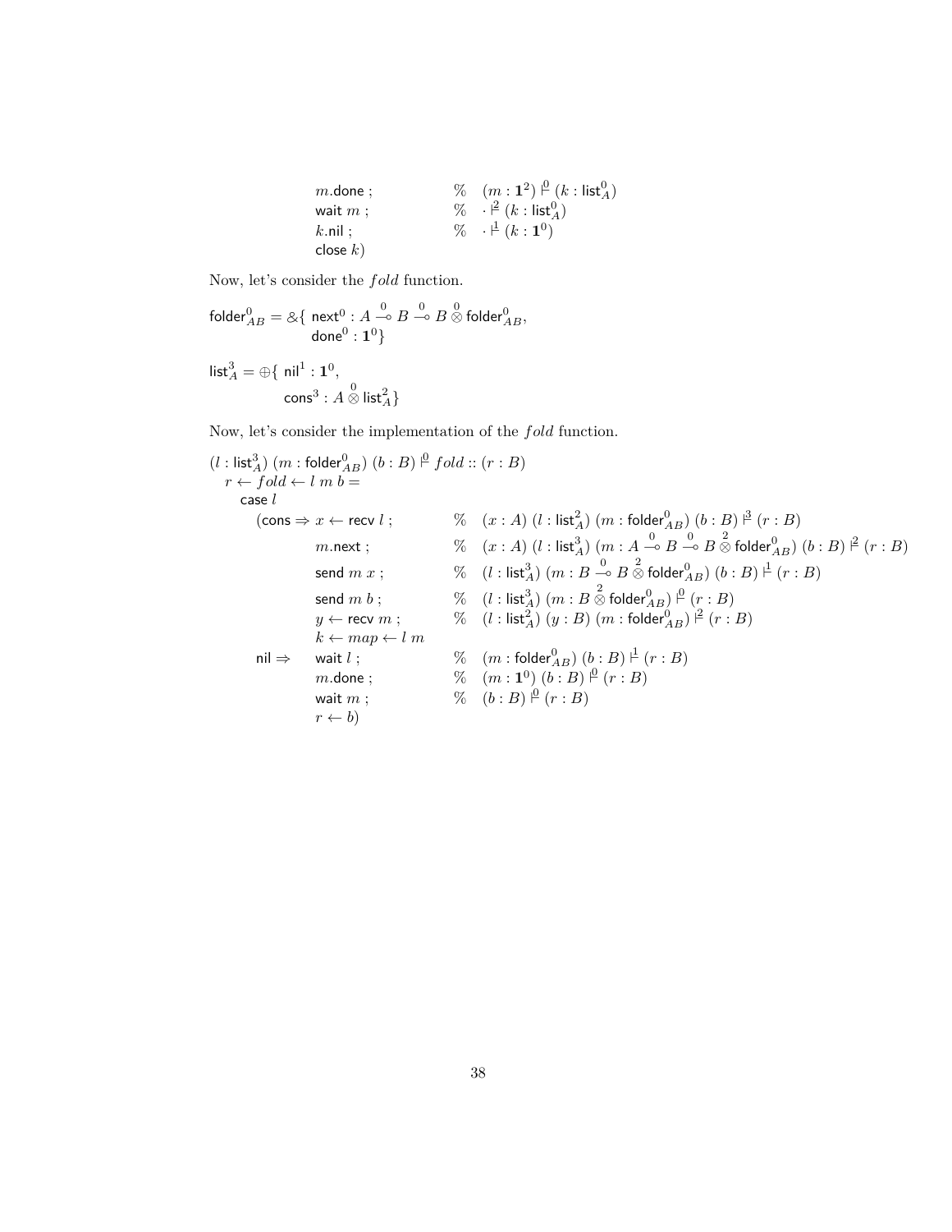```
        m.done ;          %  (m : 1^2) ⊩^0 (k : list_A^0)
        wait m ;          %  · ⊩^2 (k : list_A^0)
        k.nil ;           %  · ⊩^1 (k : 1^0)
        close k)
```

Now, let's consider the *fold* function.

$$\mathsf{folder}_{AB}^0 = \&\{\ \mathsf{next}^0 : A \overset{0}{\multimap} B \overset{0}{\multimap} B \overset{0}{\otimes} \mathsf{folder}_{AB}^0,$$
$$\mathsf{done}^0 : \mathbf{1}^0\}$$

$$\mathsf{list}_A^3 = \oplus\{\ \mathsf{nil}^1 : \mathbf{1}^0,$$
$$\mathsf{cons}^3 : A \overset{0}{\otimes} \mathsf{list}_A^2\}$$

Now, let's consider the implementation of the *fold* function.

```
(l : list_A^3) (m : folder_AB^0) (b : B) ⊩^0 fold :: (r : B)
  r ← fold ← l m b =
    case l
      (cons ⇒ x ← recv l ;    %  (x : A) (l : list_A^2) (m : folder_AB^0) (b : B) ⊩^3 (r : B)
              m.next ;         %  (x : A) (l : list_A^3) (m : A ⊸^0 B ⊸^0 B ⊗^2 folder_AB^0) (b : B) ⊩^2 (r : B)
              send m x ;       %  (l : list_A^3) (m : B ⊸^0 B ⊗^2 folder_AB^0) (b : B) ⊩^1 (r : B)
              send m b ;       %  (l : list_A^3) (m : B ⊗^2 folder_AB^0) ⊩^0 (r : B)
              y ← recv m ;     %  (l : list_A^2) (y : B) (m : folder_AB^0) ⊩^2 (r : B)
              k ← map ← l m
      nil ⇒   wait l ;         %  (m : folder_AB^0) (b : B) ⊩^1 (r : B)
              m.done ;         %  (m : 1^0) (b : B) ⊩^0 (r : B)
              wait m ;         %  (b : B) ⊩^0 (r : B)
              r ← b)
```